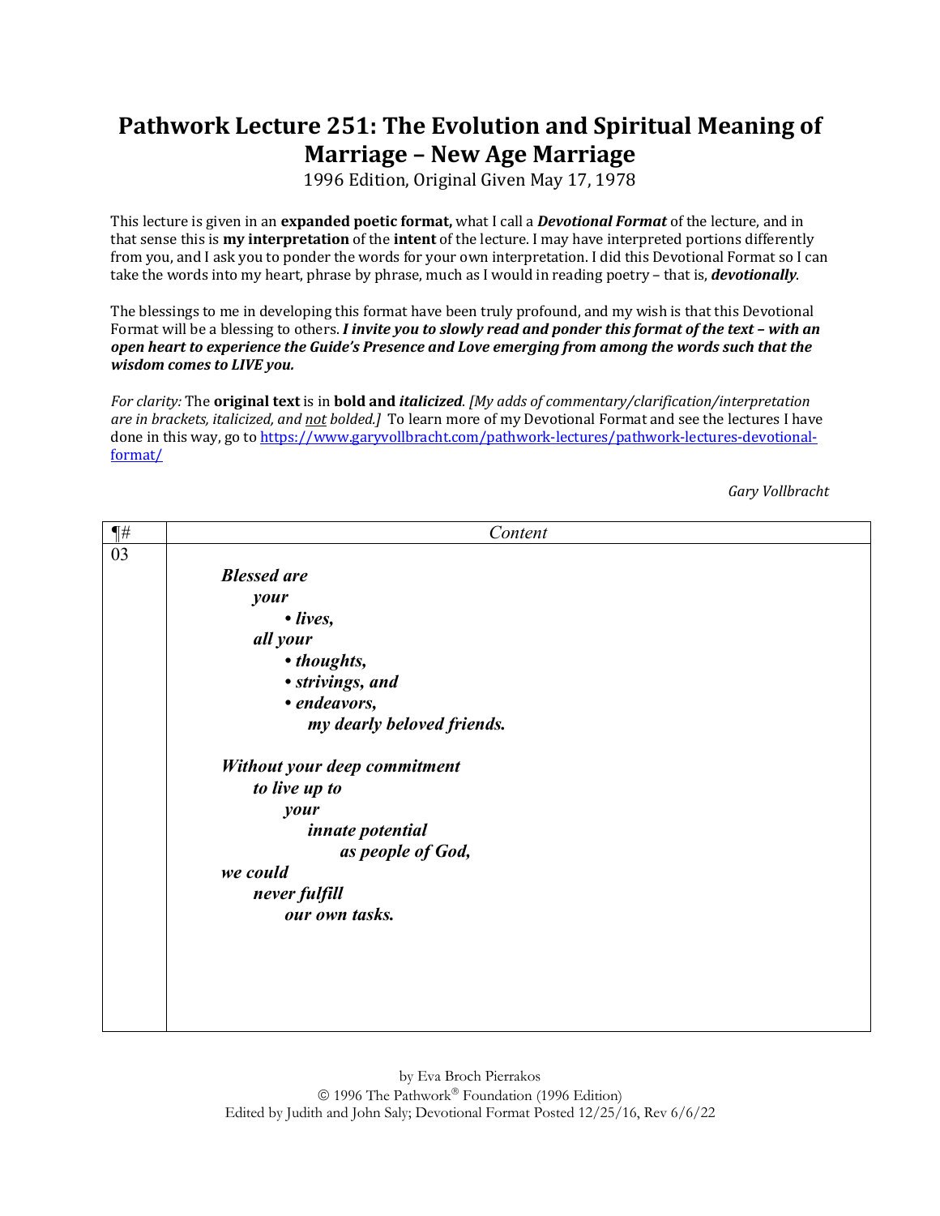# Pathwork Lecture 251: The Evolution and Spiritual Meaning of Marriage – New Age Marriage

1996 Edition, Original Given May 17, 1978

This lecture is given in an **expanded poetic format,** what I call a ***Devotional Format*** of the lecture, and in that sense this is **my interpretation** of the **intent** of the lecture. I may have interpreted portions differently from you, and I ask you to ponder the words for your own interpretation. I did this Devotional Format so I can take the words into my heart, phrase by phrase, much as I would in reading poetry – that is, ***devotionally***.

The blessings to me in developing this format have been truly profound, and my wish is that this Devotional Format will be a blessing to others. ***I invite you to slowly read and ponder this format of the text – with an open heart to experience the Guide's Presence and Love emerging from among the words such that the wisdom comes to LIVE you.***

*For clarity:* The **original text** is in **bold and *italicized***. *[My adds of commentary/clarification/interpretation are in brackets, italicized, and* <u>*not*</u> *bolded.]* To learn more of my Devotional Format and see the lectures I have done in this way, go to https://www.garyvollbracht.com/pathwork-lectures/pathwork-lectures-devotional-format/

*Gary Vollbracht*

| ¶# | Content |
|---|---|
| 03 | ***Blessed are***<br>&nbsp;&nbsp;&nbsp;&nbsp;***your***<br>&nbsp;&nbsp;&nbsp;&nbsp;&nbsp;&nbsp;&nbsp;&nbsp;***• lives,***<br>&nbsp;&nbsp;&nbsp;&nbsp;***all your***<br>&nbsp;&nbsp;&nbsp;&nbsp;&nbsp;&nbsp;&nbsp;&nbsp;***• thoughts,***<br>&nbsp;&nbsp;&nbsp;&nbsp;&nbsp;&nbsp;&nbsp;&nbsp;***• strivings, and***<br>&nbsp;&nbsp;&nbsp;&nbsp;&nbsp;&nbsp;&nbsp;&nbsp;***• endeavors,***<br>&nbsp;&nbsp;&nbsp;&nbsp;&nbsp;&nbsp;&nbsp;&nbsp;&nbsp;&nbsp;&nbsp;&nbsp;***my dearly beloved friends.***<br><br>***Without your deep commitment***<br>&nbsp;&nbsp;&nbsp;&nbsp;***to live up to***<br>&nbsp;&nbsp;&nbsp;&nbsp;&nbsp;&nbsp;&nbsp;&nbsp;***your***<br>&nbsp;&nbsp;&nbsp;&nbsp;&nbsp;&nbsp;&nbsp;&nbsp;&nbsp;&nbsp;&nbsp;&nbsp;***innate potential***<br>&nbsp;&nbsp;&nbsp;&nbsp;&nbsp;&nbsp;&nbsp;&nbsp;&nbsp;&nbsp;&nbsp;&nbsp;&nbsp;&nbsp;&nbsp;&nbsp;***as people of God,***<br>***we could***<br>&nbsp;&nbsp;&nbsp;&nbsp;***never fulfill***<br>&nbsp;&nbsp;&nbsp;&nbsp;&nbsp;&nbsp;&nbsp;&nbsp;***our own tasks.*** |

by Eva Broch Pierrakos
© 1996 The Pathwork® Foundation (1996 Edition)
Edited by Judith and John Saly; Devotional Format Posted 12/25/16, Rev 6/6/22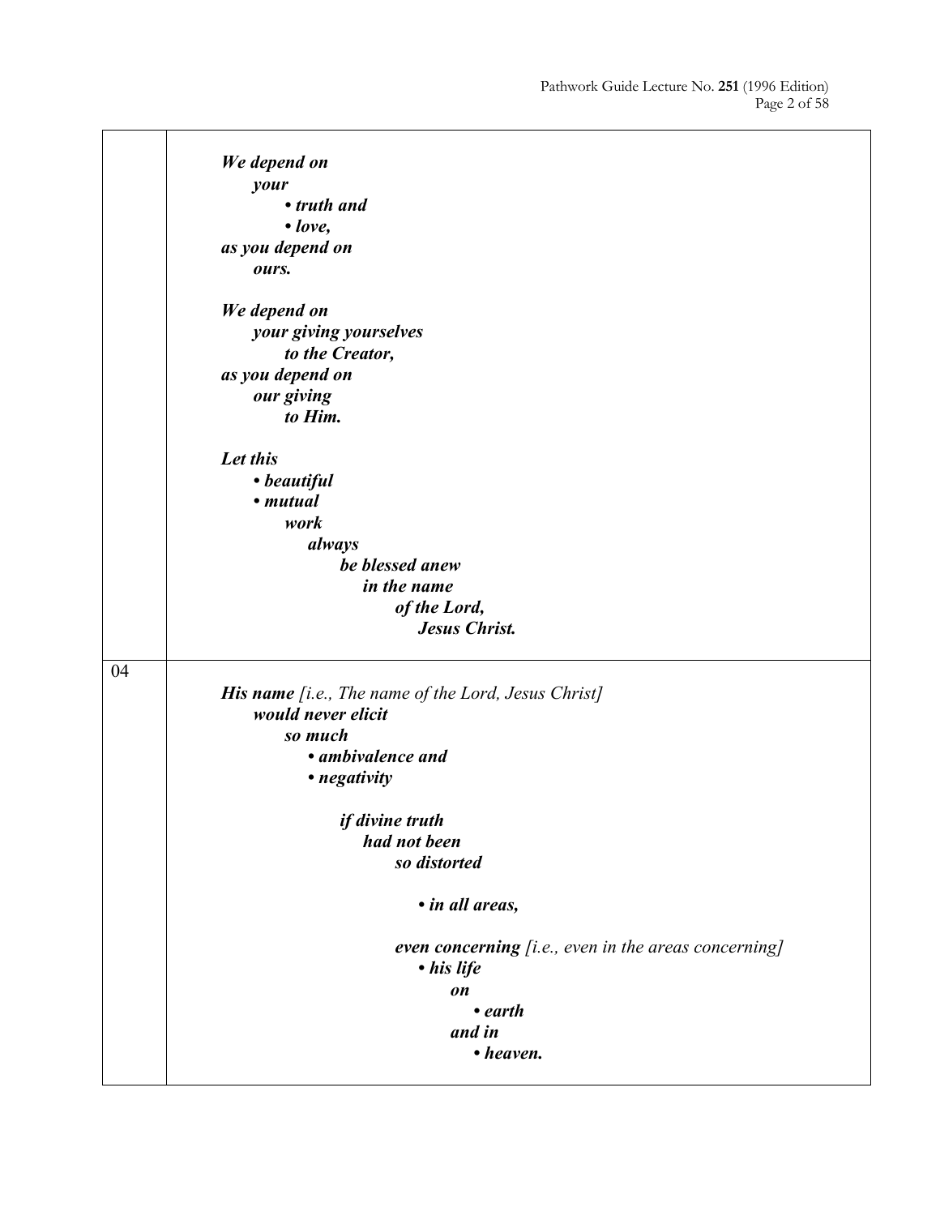| | |
|---|---|
| | ***We depend on***<br>&nbsp;&nbsp;&nbsp;&nbsp;***your***<br>&nbsp;&nbsp;&nbsp;&nbsp;&nbsp;&nbsp;&nbsp;&nbsp;***• truth and***<br>&nbsp;&nbsp;&nbsp;&nbsp;&nbsp;&nbsp;&nbsp;&nbsp;***• love,***<br>***as you depend on***<br>&nbsp;&nbsp;&nbsp;&nbsp;***ours.***<br><br>***We depend on***<br>&nbsp;&nbsp;&nbsp;&nbsp;***your giving yourselves***<br>&nbsp;&nbsp;&nbsp;&nbsp;&nbsp;&nbsp;&nbsp;&nbsp;***to the Creator,***<br>***as you depend on***<br>&nbsp;&nbsp;&nbsp;&nbsp;***our giving***<br>&nbsp;&nbsp;&nbsp;&nbsp;&nbsp;&nbsp;&nbsp;&nbsp;***to Him.***<br><br>***Let this***<br>&nbsp;&nbsp;&nbsp;&nbsp;***• beautiful***<br>&nbsp;&nbsp;&nbsp;&nbsp;***• mutual***<br>&nbsp;&nbsp;&nbsp;&nbsp;&nbsp;&nbsp;&nbsp;&nbsp;***work***<br>&nbsp;&nbsp;&nbsp;&nbsp;&nbsp;&nbsp;&nbsp;&nbsp;&nbsp;&nbsp;&nbsp;&nbsp;***always***<br>&nbsp;&nbsp;&nbsp;&nbsp;&nbsp;&nbsp;&nbsp;&nbsp;&nbsp;&nbsp;&nbsp;&nbsp;&nbsp;&nbsp;&nbsp;&nbsp;***be blessed anew***<br>&nbsp;&nbsp;&nbsp;&nbsp;&nbsp;&nbsp;&nbsp;&nbsp;&nbsp;&nbsp;&nbsp;&nbsp;&nbsp;&nbsp;&nbsp;&nbsp;&nbsp;&nbsp;&nbsp;&nbsp;***in the name***<br>&nbsp;&nbsp;&nbsp;&nbsp;&nbsp;&nbsp;&nbsp;&nbsp;&nbsp;&nbsp;&nbsp;&nbsp;&nbsp;&nbsp;&nbsp;&nbsp;&nbsp;&nbsp;&nbsp;&nbsp;&nbsp;&nbsp;&nbsp;&nbsp;***of the Lord,***<br>&nbsp;&nbsp;&nbsp;&nbsp;&nbsp;&nbsp;&nbsp;&nbsp;&nbsp;&nbsp;&nbsp;&nbsp;&nbsp;&nbsp;&nbsp;&nbsp;&nbsp;&nbsp;&nbsp;&nbsp;&nbsp;&nbsp;&nbsp;&nbsp;&nbsp;&nbsp;&nbsp;&nbsp;***Jesus Christ.*** |
| 04 | ***His name*** *[i.e., The name of the Lord, Jesus Christ]*<br>&nbsp;&nbsp;&nbsp;&nbsp;***would never elicit***<br>&nbsp;&nbsp;&nbsp;&nbsp;&nbsp;&nbsp;&nbsp;&nbsp;***so much***<br>&nbsp;&nbsp;&nbsp;&nbsp;&nbsp;&nbsp;&nbsp;&nbsp;&nbsp;&nbsp;&nbsp;&nbsp;***• ambivalence and***<br>&nbsp;&nbsp;&nbsp;&nbsp;&nbsp;&nbsp;&nbsp;&nbsp;&nbsp;&nbsp;&nbsp;&nbsp;***• negativity***<br><br>&nbsp;&nbsp;&nbsp;&nbsp;&nbsp;&nbsp;&nbsp;&nbsp;&nbsp;&nbsp;&nbsp;&nbsp;&nbsp;&nbsp;&nbsp;&nbsp;***if divine truth***<br>&nbsp;&nbsp;&nbsp;&nbsp;&nbsp;&nbsp;&nbsp;&nbsp;&nbsp;&nbsp;&nbsp;&nbsp;&nbsp;&nbsp;&nbsp;&nbsp;&nbsp;&nbsp;&nbsp;&nbsp;***had not been***<br>&nbsp;&nbsp;&nbsp;&nbsp;&nbsp;&nbsp;&nbsp;&nbsp;&nbsp;&nbsp;&nbsp;&nbsp;&nbsp;&nbsp;&nbsp;&nbsp;&nbsp;&nbsp;&nbsp;&nbsp;&nbsp;&nbsp;&nbsp;&nbsp;***so distorted***<br><br>&nbsp;&nbsp;&nbsp;&nbsp;&nbsp;&nbsp;&nbsp;&nbsp;&nbsp;&nbsp;&nbsp;&nbsp;&nbsp;&nbsp;&nbsp;&nbsp;&nbsp;&nbsp;&nbsp;&nbsp;&nbsp;&nbsp;&nbsp;&nbsp;&nbsp;&nbsp;&nbsp;&nbsp;***• in all areas,***<br><br>&nbsp;&nbsp;&nbsp;&nbsp;&nbsp;&nbsp;&nbsp;&nbsp;&nbsp;&nbsp;&nbsp;&nbsp;&nbsp;&nbsp;&nbsp;&nbsp;&nbsp;&nbsp;&nbsp;&nbsp;&nbsp;&nbsp;&nbsp;&nbsp;***even concerning*** *[i.e., even in the areas concerning]*<br>&nbsp;&nbsp;&nbsp;&nbsp;&nbsp;&nbsp;&nbsp;&nbsp;&nbsp;&nbsp;&nbsp;&nbsp;&nbsp;&nbsp;&nbsp;&nbsp;&nbsp;&nbsp;&nbsp;&nbsp;&nbsp;&nbsp;&nbsp;&nbsp;&nbsp;&nbsp;&nbsp;&nbsp;***• his life***<br>&nbsp;&nbsp;&nbsp;&nbsp;&nbsp;&nbsp;&nbsp;&nbsp;&nbsp;&nbsp;&nbsp;&nbsp;&nbsp;&nbsp;&nbsp;&nbsp;&nbsp;&nbsp;&nbsp;&nbsp;&nbsp;&nbsp;&nbsp;&nbsp;&nbsp;&nbsp;&nbsp;&nbsp;&nbsp;&nbsp;&nbsp;&nbsp;***on***<br>&nbsp;&nbsp;&nbsp;&nbsp;&nbsp;&nbsp;&nbsp;&nbsp;&nbsp;&nbsp;&nbsp;&nbsp;&nbsp;&nbsp;&nbsp;&nbsp;&nbsp;&nbsp;&nbsp;&nbsp;&nbsp;&nbsp;&nbsp;&nbsp;&nbsp;&nbsp;&nbsp;&nbsp;&nbsp;&nbsp;&nbsp;&nbsp;&nbsp;&nbsp;&nbsp;&nbsp;***• earth***<br>&nbsp;&nbsp;&nbsp;&nbsp;&nbsp;&nbsp;&nbsp;&nbsp;&nbsp;&nbsp;&nbsp;&nbsp;&nbsp;&nbsp;&nbsp;&nbsp;&nbsp;&nbsp;&nbsp;&nbsp;&nbsp;&nbsp;&nbsp;&nbsp;&nbsp;&nbsp;&nbsp;&nbsp;&nbsp;&nbsp;&nbsp;&nbsp;***and in***<br>&nbsp;&nbsp;&nbsp;&nbsp;&nbsp;&nbsp;&nbsp;&nbsp;&nbsp;&nbsp;&nbsp;&nbsp;&nbsp;&nbsp;&nbsp;&nbsp;&nbsp;&nbsp;&nbsp;&nbsp;&nbsp;&nbsp;&nbsp;&nbsp;&nbsp;&nbsp;&nbsp;&nbsp;&nbsp;&nbsp;&nbsp;&nbsp;&nbsp;&nbsp;&nbsp;&nbsp;***• heaven.*** |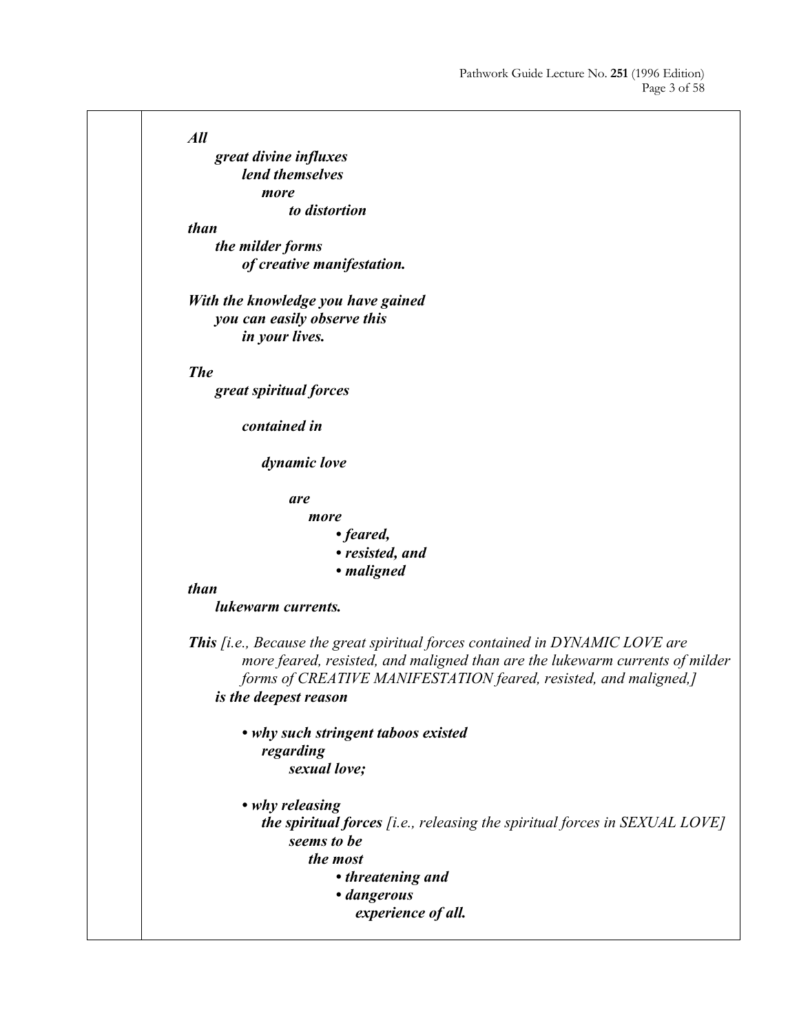***All***
***great divine influxes***
***lend themselves***
***more***
***to distortion***
***than***
***the milder forms***
***of creative manifestation.***

***With the knowledge you have gained***
***you can easily observe this***
***in your lives.***

***The***
***great spiritual forces***

***contained in***

***dynamic love***

***are***
***more***
- ***feared,***
- ***resisted, and***
- ***maligned***

***than***
***lukewarm currents.***

***This*** *[i.e., Because the great spiritual forces contained in DYNAMIC LOVE are more feared, resisted, and maligned than are the lukewarm currents of milder forms of CREATIVE MANIFESTATION feared, resisted, and maligned,]*
***is the deepest reason***

- ***why such stringent taboos existed***
  ***regarding***
  ***sexual love;***

- ***why releasing***
  ***the spiritual forces*** *[i.e., releasing the spiritual forces in SEXUAL LOVE]*
  ***seems to be***
  ***the most***
  - ***threatening and***
  - ***dangerous***
  
  ***experience of all.***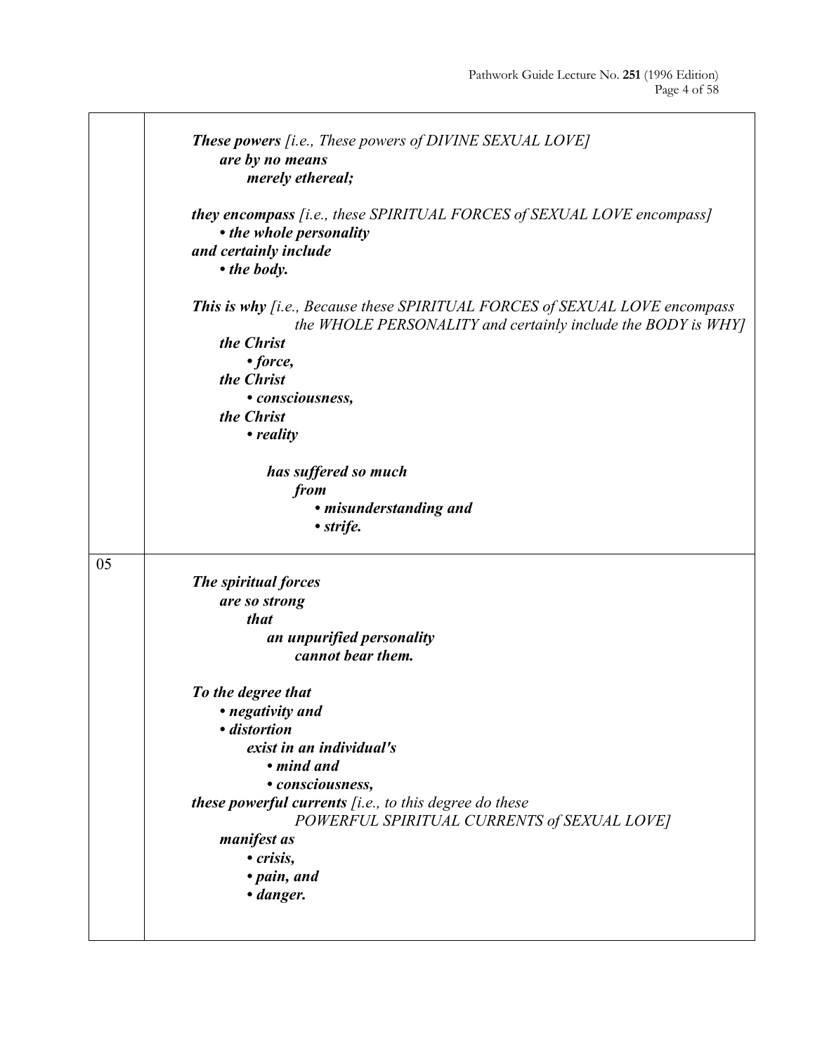| | |
|---|---|
| | ***These powers*** *[i.e., These powers of DIVINE SEXUAL LOVE]*<br>***are by no means***<br>***merely ethereal;***<br><br>***they encompass*** *[i.e., these SPIRITUAL FORCES of SEXUAL LOVE encompass]*<br>***• the whole personality***<br>***and certainly include***<br>***• the body.***<br><br>***This is why*** *[i.e., Because these SPIRITUAL FORCES of SEXUAL LOVE encompass the WHOLE PERSONALITY and certainly include the BODY is WHY]*<br>***the Christ***<br>***• force,***<br>***the Christ***<br>***• consciousness,***<br>***the Christ***<br>***• reality***<br><br>***has suffered so much***<br>***from***<br>***• misunderstanding and***<br>***• strife.*** |
| 05 | ***The spiritual forces***<br>***are so strong***<br>***that***<br>***an unpurified personality***<br>***cannot bear them.***<br><br>***To the degree that***<br>***• negativity and***<br>***• distortion***<br>***exist in an individual's***<br>***• mind and***<br>***• consciousness,***<br>***these powerful currents*** *[i.e., to this degree do these POWERFUL SPIRITUAL CURRENTS of SEXUAL LOVE]*<br>***manifest as***<br>***• crisis,***<br>***• pain, and***<br>***• danger.*** |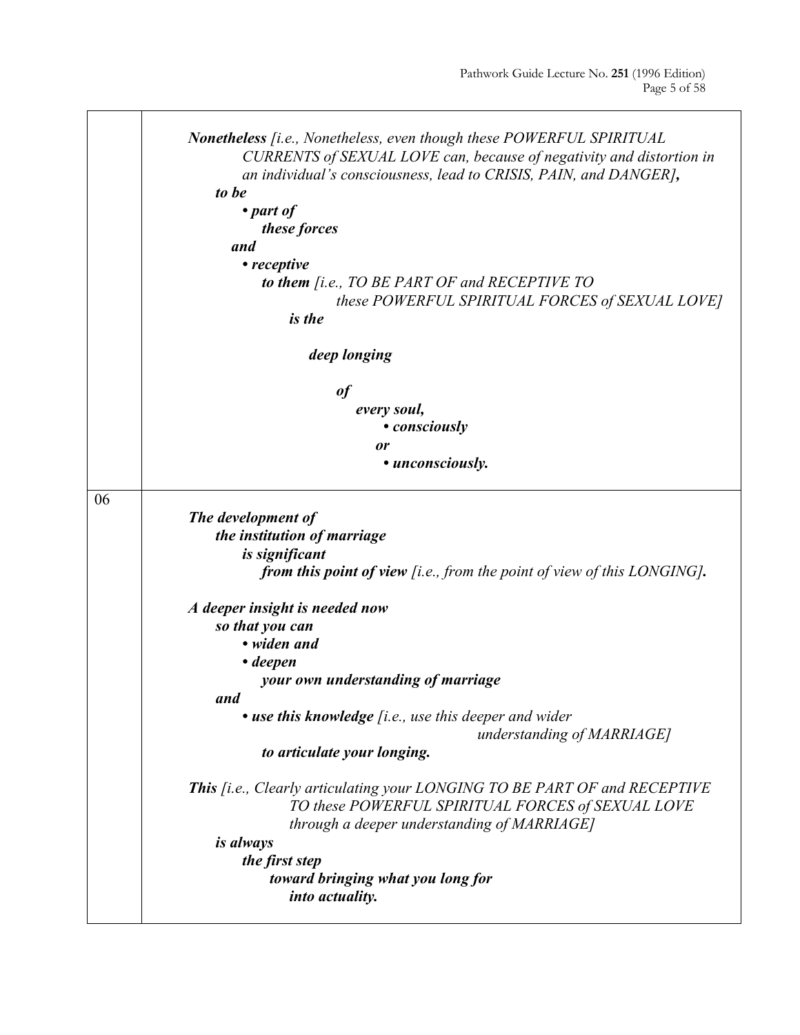| | |
|---|---|
| | ***Nonetheless** [i.e., Nonetheless, even though these POWERFUL SPIRITUAL CURRENTS of SEXUAL LOVE can, because of negativity and distortion in an individual's consciousness, lead to CRISIS, PAIN, and DANGER]**,*** ***to be*** ***• part of*** ***these forces*** ***and*** ***• receptive*** ***to them** [i.e., TO BE PART OF and RECEPTIVE TO these POWERFUL SPIRITUAL FORCES of SEXUAL LOVE]* ***is the*** ***deep longing*** ***of*** ***every soul,*** ***• consciously*** ***or*** ***• unconsciously.*** |
| 06 | ***The development of*** ***the institution of marriage*** ***is significant*** ***from this point of view** [i.e., from the point of view of this LONGING]**.*** ***A deeper insight is needed now*** ***so that you can*** ***• widen and*** ***• deepen*** ***your own understanding of marriage*** ***and*** ***• use this knowledge** [i.e., use this deeper and wider understanding of MARRIAGE]* ***to articulate your longing.*** ***This** [i.e., Clearly articulating your LONGING TO BE PART OF and RECEPTIVE TO these POWERFUL SPIRITUAL FORCES of SEXUAL LOVE through a deeper understanding of MARRIAGE]* ***is always*** ***the first step*** ***toward bringing what you long for*** ***into actuality.*** |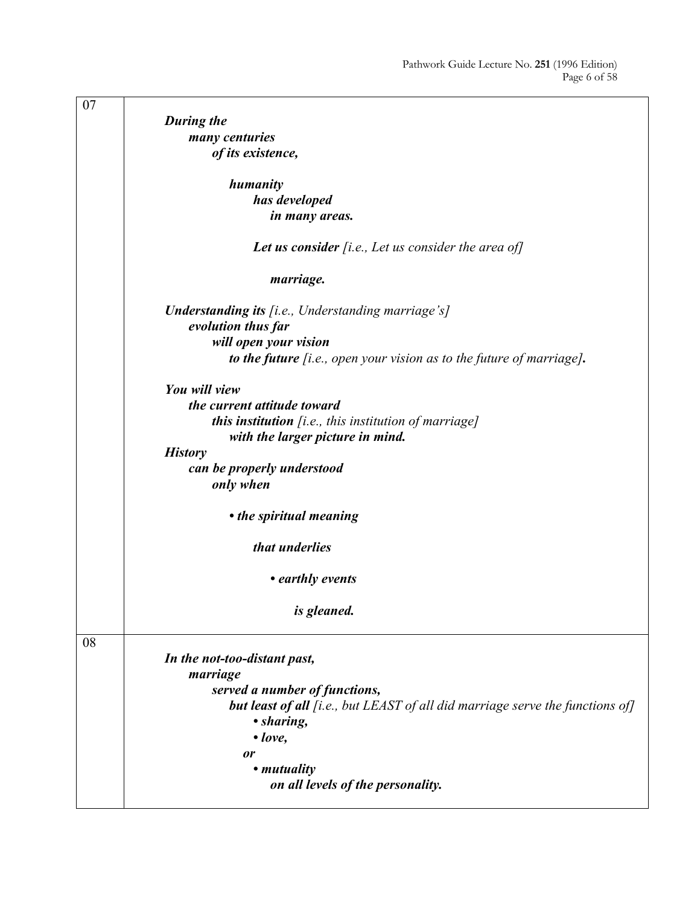| | |
|---|---|
| 07 | ***During the***<br>***many centuries***<br>***of its existence,***<br><br>***humanity***<br>***has developed***<br>***in many areas.***<br><br>***Let us consider*** *[i.e., Let us consider the area of]*<br><br>***marriage.***<br><br>***Understanding its*** *[i.e., Understanding marriage's]*<br>***evolution thus far***<br>***will open your vision***<br>***to the future*** *[i.e., open your vision as to the future of marriage]**.***<br><br>***You will view***<br>***the current attitude toward***<br>***this institution*** *[i.e., this institution of marriage]*<br>***with the larger picture in mind.***<br>***History***<br>***can be properly understood***<br>***only when***<br><br>***• the spiritual meaning***<br><br>***that underlies***<br><br>***• earthly events***<br><br>***is gleaned.*** |
| 08 | ***In the not-too-distant past,***<br>***marriage***<br>***served a number of functions,***<br>***but least of all*** *[i.e., but LEAST of all did marriage serve the functions of]*<br>***• sharing,***<br>***• love,***<br>***or***<br>***• mutuality***<br>***on all levels of the personality.*** |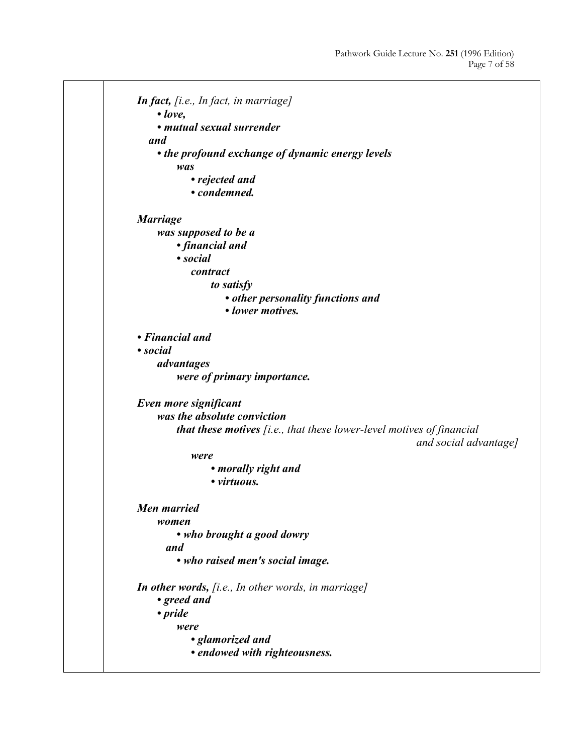***In fact,*** *[i.e., In fact, in marriage]*

- ***love,***
- ***mutual sexual surrender***

***and***

- ***the profound exchange of dynamic energy levels***

***was***

- ***rejected and***
- ***condemned.***

***Marriage***

***was supposed to be a***

- ***financial and***
- ***social***

***contract***

***to satisfy***

- ***other personality functions and***
- ***lower motives.***

- ***Financial and***
- ***social***

***advantages***

***were of primary importance.***

***Even more significant***

***was the absolute conviction***

***that these motives*** *[i.e., that these lower-level motives of financial and social advantage]*

***were***

- ***morally right and***
- ***virtuous.***

***Men married***

***women***

- ***who brought a good dowry***

***and***

- ***who raised men's social image.***

***In other words,*** *[i.e., In other words, in marriage]*

- ***greed and***
- ***pride***

***were***

- ***glamorized and***
- ***endowed with righteousness.***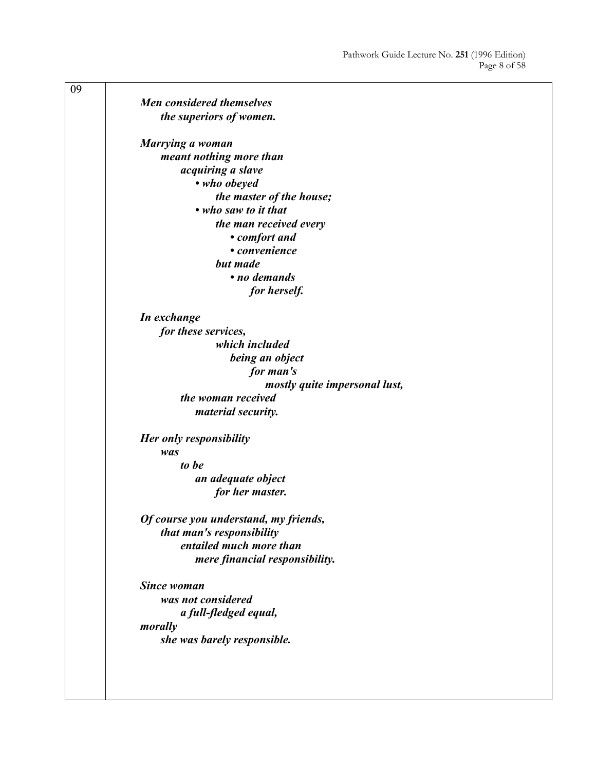09

***Men considered themselves the superiors of women.***

***Marrying a woman meant nothing more than acquiring a slave***

- ***who obeyed the master of the house;***
- ***who saw to it that the man received every***
  - ***comfort and***
  - ***convenience***

  ***but made***
  - ***no demands for herself.***

***In exchange for these services, which included being an object for man's mostly quite impersonal lust, the woman received material security.***

***Her only responsibility was to be an adequate object for her master.***

***Of course you understand, my friends, that man's responsibility entailed much more than mere financial responsibility.***

***Since woman was not considered a full-fledged equal, morally she was barely responsible.***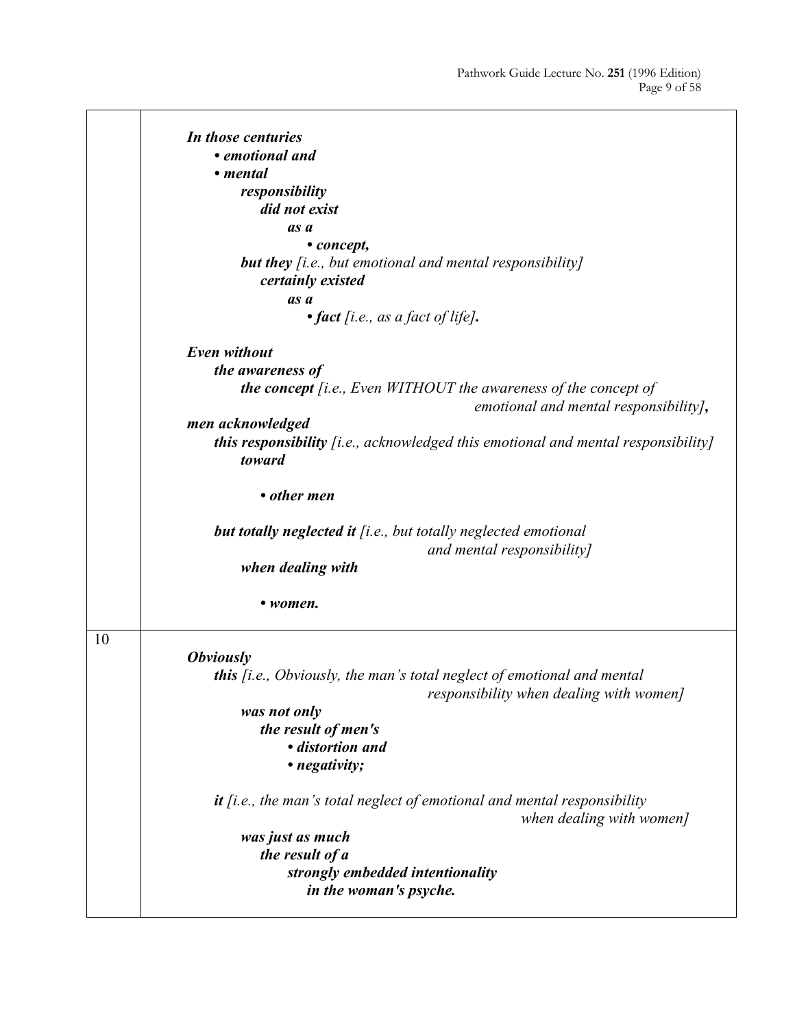|  |  |
|---|---|
|  | ***In those centuries***<br>***• emotional and***<br>***• mental***<br>***responsibility***<br>***did not exist***<br>***as a***<br>***• concept,***<br>***but they*** *[i.e., but emotional and mental responsibility]*<br>***certainly existed***<br>***as a***<br>***• fact*** *[i.e., as a fact of life]*___.___<br><br>***Even without***<br>***the awareness of***<br>***the concept*** *[i.e., Even WITHOUT the awareness of the concept of emotional and mental responsibility]*___,___<br>***men acknowledged***<br>***this responsibility*** *[i.e., acknowledged this emotional and mental responsibility]*<br>***toward***<br><br>***• other men***<br><br>***but totally neglected it*** *[i.e., but totally neglected emotional and mental responsibility]*<br>***when dealing with***<br><br>***• women.*** |
| 10 | ***Obviously***<br>***this*** *[i.e., Obviously, the man's total neglect of emotional and mental responsibility when dealing with women]*<br>***was not only***<br>***the result of men's***<br>***• distortion and***<br>***• negativity;***<br><br>***it*** *[i.e., the man's total neglect of emotional and mental responsibility when dealing with women]*<br>***was just as much***<br>***the result of a***<br>***strongly embedded intentionality***<br>***in the woman's psyche.*** |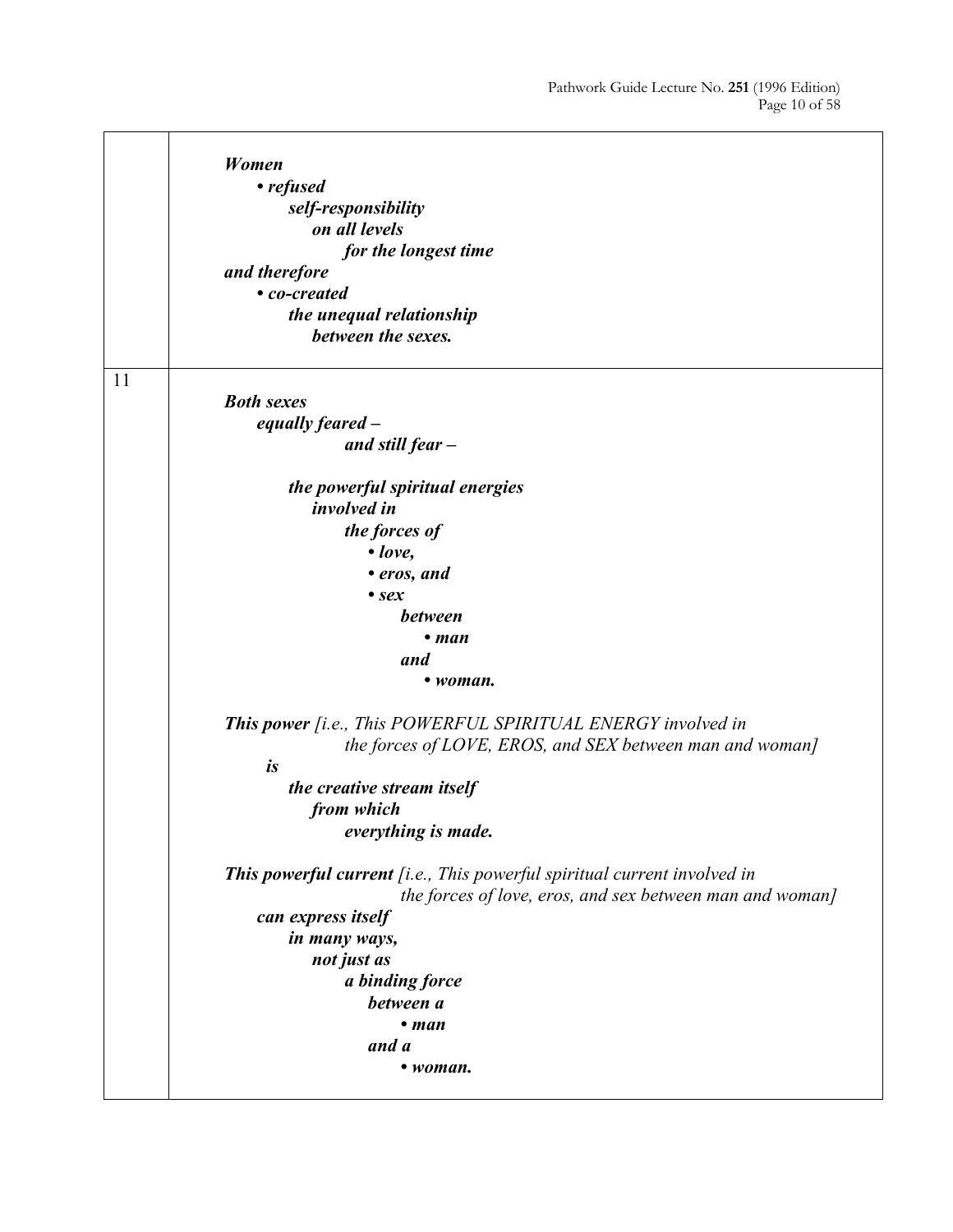| | |
|---|---|
| | ***Women***<br>***• refused***<br>***self-responsibility***<br>***on all levels***<br>***for the longest time***<br>***and therefore***<br>***• co-created***<br>***the unequal relationship***<br>***between the sexes.*** |
| 11 | ***Both sexes***<br>***equally feared –***<br>***and still fear –***<br><br>***the powerful spiritual energies***<br>***involved in***<br>***the forces of***<br>***• love,***<br>***• eros, and***<br>***• sex***<br>***between***<br>***• man***<br>***and***<br>***• woman.***<br><br>***This power*** *[i.e., This POWERFUL SPIRITUAL ENERGY involved in the forces of LOVE, EROS, and SEX between man and woman]*<br>***is***<br>***the creative stream itself***<br>***from which***<br>***everything is made.***<br><br>***This powerful current*** *[i.e., This powerful spiritual current involved in the forces of love, eros, and sex between man and woman]*<br>***can express itself***<br>***in many ways,***<br>***not just as***<br>***a binding force***<br>***between a***<br>***• man***<br>***and a***<br>***• woman.*** |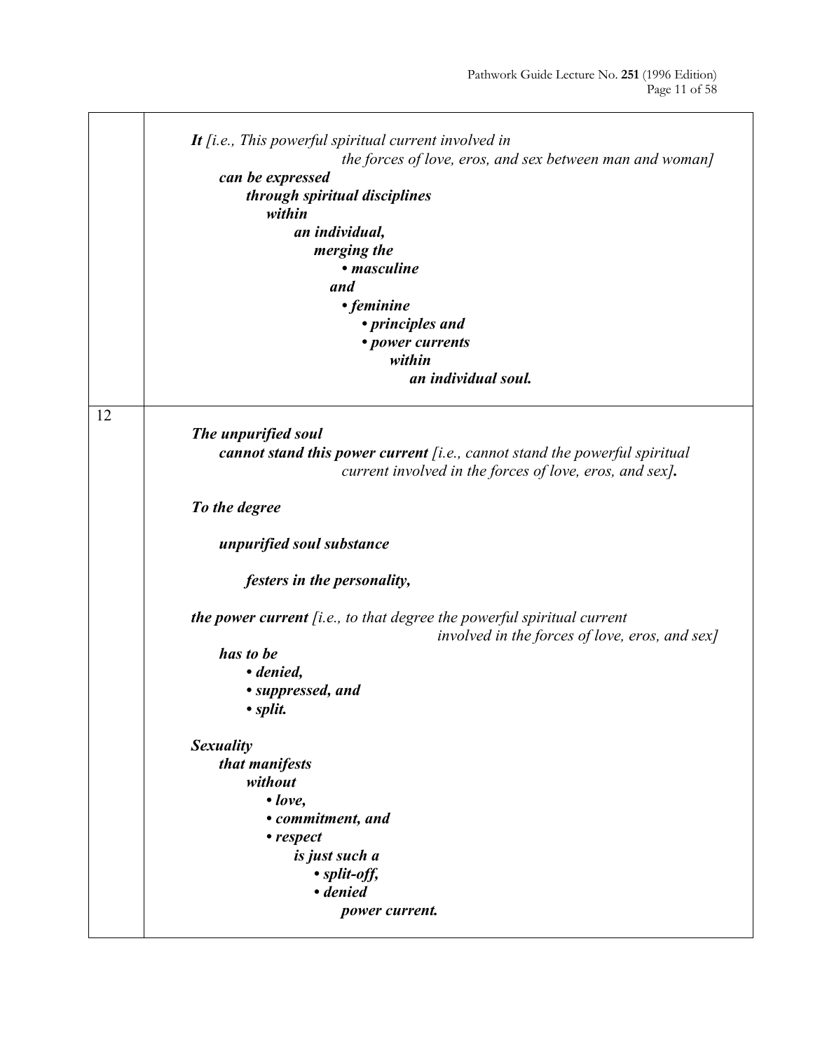| | |
|---|---|
| | ***It** [i.e., This powerful spiritual current involved in the forces of love, eros, and sex between man and woman]* <br> ***can be expressed*** <br> ***through spiritual disciplines*** <br> ***within*** <br> ***an individual,*** <br> ***merging the*** <br> ***• masculine*** <br> ***and*** <br> ***• feminine*** <br> ***• principles and*** <br> ***• power currents*** <br> ***within*** <br> ***an individual soul.*** |
| 12 | ***The unpurified soul*** <br> ***cannot stand this power current** [i.e., cannot stand the powerful spiritual current involved in the forces of love, eros, and sex]**.*** <br><br> ***To the degree*** <br><br> ***unpurified soul substance*** <br><br> ***festers in the personality,*** <br><br> ***the power current** [i.e., to that degree the powerful spiritual current involved in the forces of love, eros, and sex]* <br> ***has to be*** <br> ***• denied,*** <br> ***• suppressed, and*** <br> ***• split.*** <br><br> ***Sexuality*** <br> ***that manifests*** <br> ***without*** <br> ***• love,*** <br> ***• commitment, and*** <br> ***• respect*** <br> ***is just such a*** <br> ***• split-off,*** <br> ***• denied*** <br> ***power current.*** |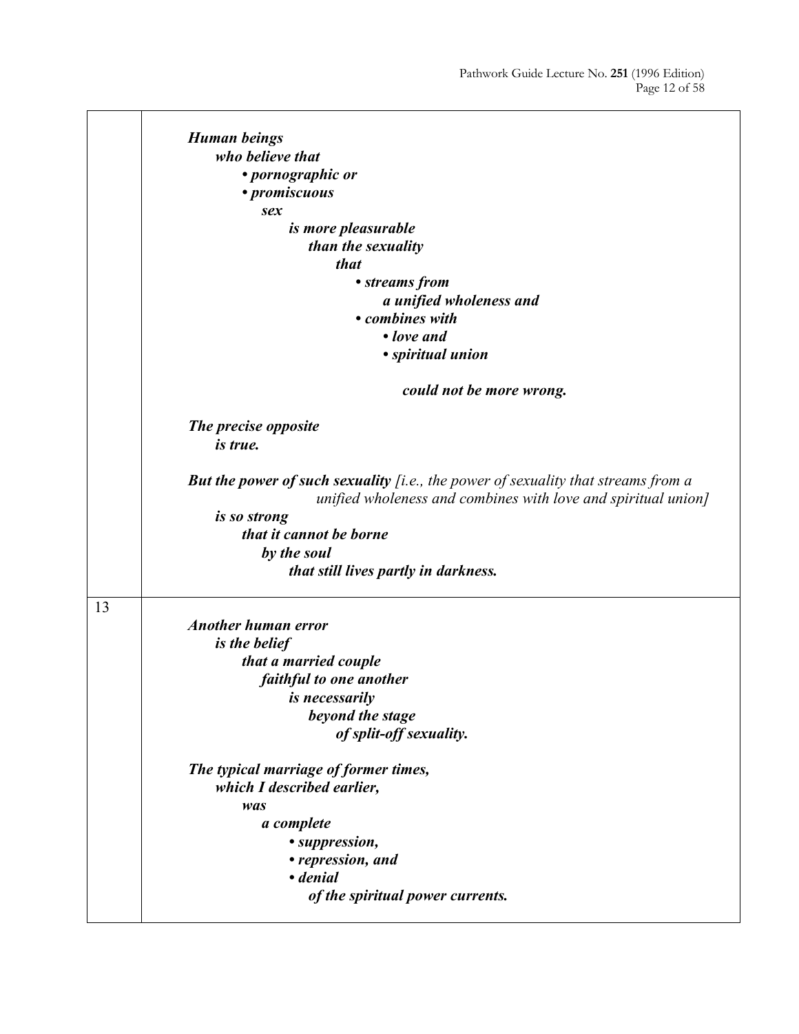***Human beings***
***who believe that***
- ***pornographic or***
- ***promiscuous***

***sex***
***is more pleasurable***
***than the sexuality***
***that***
- ***streams from***
  ***a unified wholeness and***
- ***combines with***
  - ***love and***
  - ***spiritual union***

***could not be more wrong.***

***The precise opposite***
***is true.***

***But the power of such sexuality*** *[i.e., the power of sexuality that streams from a unified wholeness and combines with love and spiritual union]*
***is so strong***
***that it cannot be borne***
***by the soul***
***that still lives partly in darkness.***

13

***Another human error***
***is the belief***
***that a married couple***
***faithful to one another***
***is necessarily***
***beyond the stage***
***of split-off sexuality.***

***The typical marriage of former times,***
***which I described earlier,***
***was***
***a complete***
- ***suppression,***
- ***repression, and***
- ***denial***

***of the spiritual power currents.***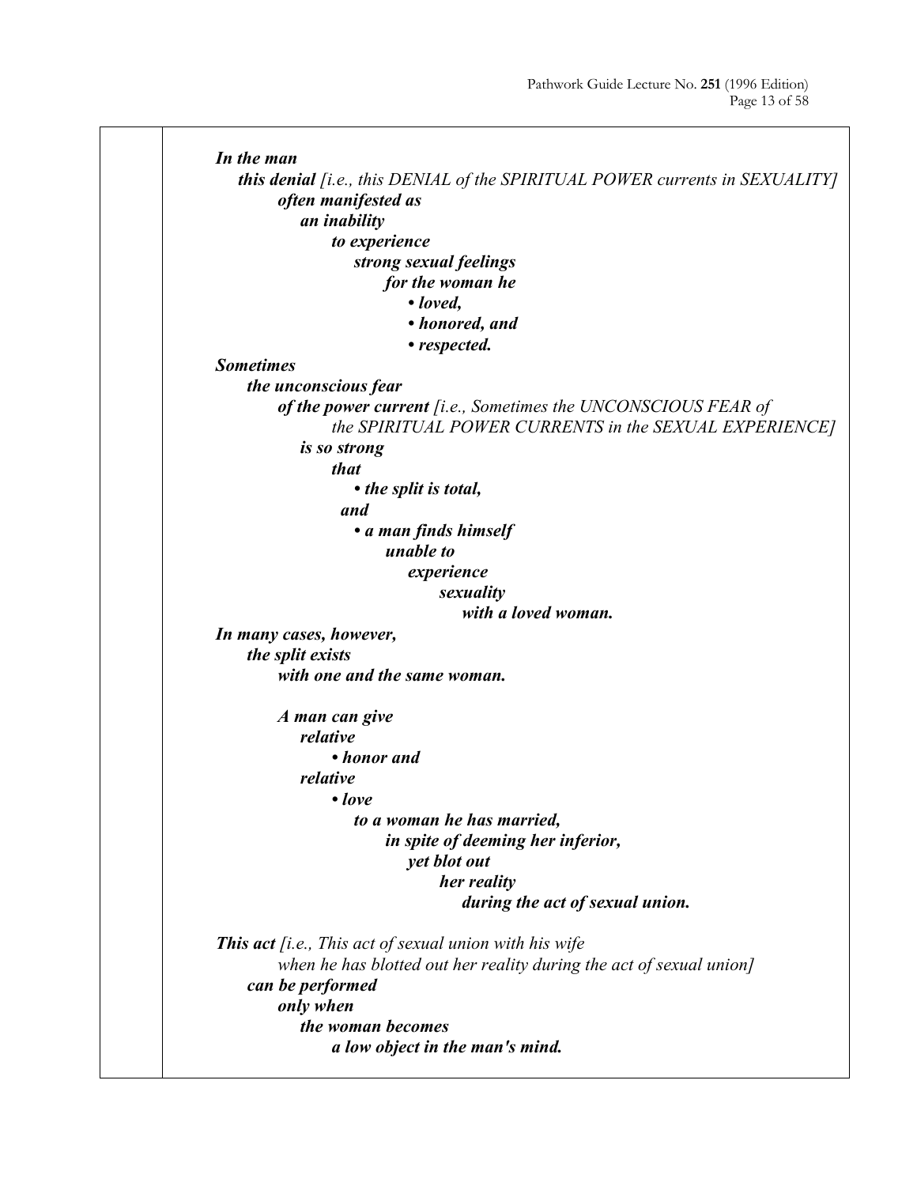***In the man***
***this denial*** *[i.e., this DENIAL of the SPIRITUAL POWER currents in SEXUALITY]*
***often manifested as***
***an inability***
***to experience***
***strong sexual feelings***
***for the woman he***

- ***loved,***
- ***honored, and***
- ***respected.***

***Sometimes***
***the unconscious fear***
***of the power current*** *[i.e., Sometimes the UNCONSCIOUS FEAR of the SPIRITUAL POWER CURRENTS in the SEXUAL EXPERIENCE]*
***is so strong***
***that***

- ***the split is total,***

***and***

- ***a man finds himself***
***unable to***
***experience***
***sexuality***
***with a loved woman.***

***In many cases, however,***
***the split exists***
***with one and the same woman.***

***A man can give***
***relative***

- ***honor and***

***relative***

- ***love***

***to a woman he has married,***
***in spite of deeming her inferior,***
***yet blot out***
***her reality***
***during the act of sexual union.***

***This act*** *[i.e., This act of sexual union with his wife when he has blotted out her reality during the act of sexual union]*
***can be performed***
***only when***
***the woman becomes***
***a low object in the man's mind.***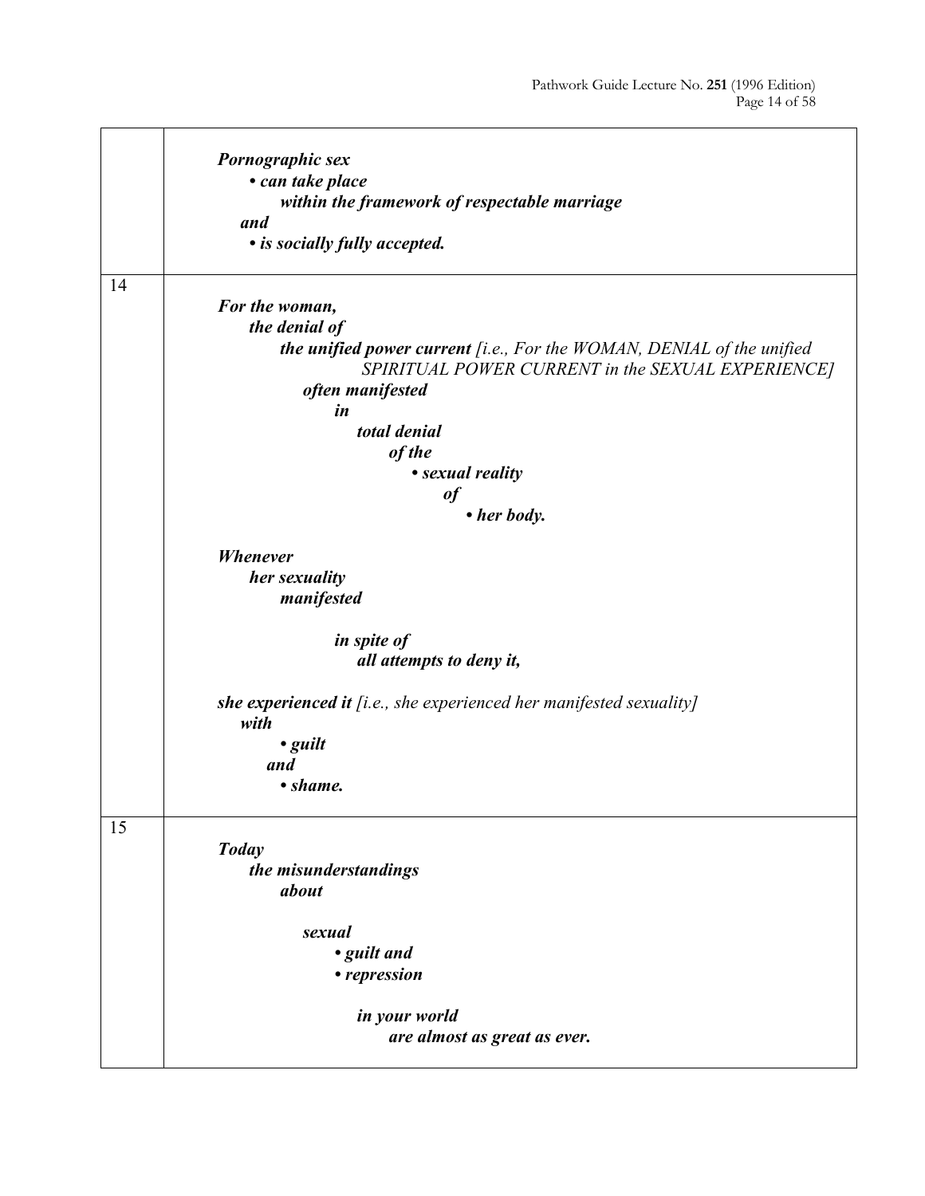| | |
|---|---|
| | ***Pornographic sex***<br>***• can take place***<br>***within the framework of respectable marriage***<br>***and***<br>***• is socially fully accepted.*** |
| 14 | ***For the woman,***<br>***the denial of***<br>***the unified power current*** *[i.e., For the WOMAN, DENIAL of the unified SPIRITUAL POWER CURRENT in the SEXUAL EXPERIENCE]*<br>***often manifested***<br>***in***<br>***total denial***<br>***of the***<br>***• sexual reality***<br>***of***<br>***• her body.***<br><br>***Whenever***<br>***her sexuality***<br>***manifested***<br><br>***in spite of***<br>***all attempts to deny it,***<br><br>***she experienced it*** *[i.e., she experienced her manifested sexuality]*<br>***with***<br>***• guilt***<br>***and***<br>***• shame.*** |
| 15 | ***Today***<br>***the misunderstandings***<br>***about***<br><br>***sexual***<br>***• guilt and***<br>***• repression***<br><br>***in your world***<br>***are almost as great as ever.*** |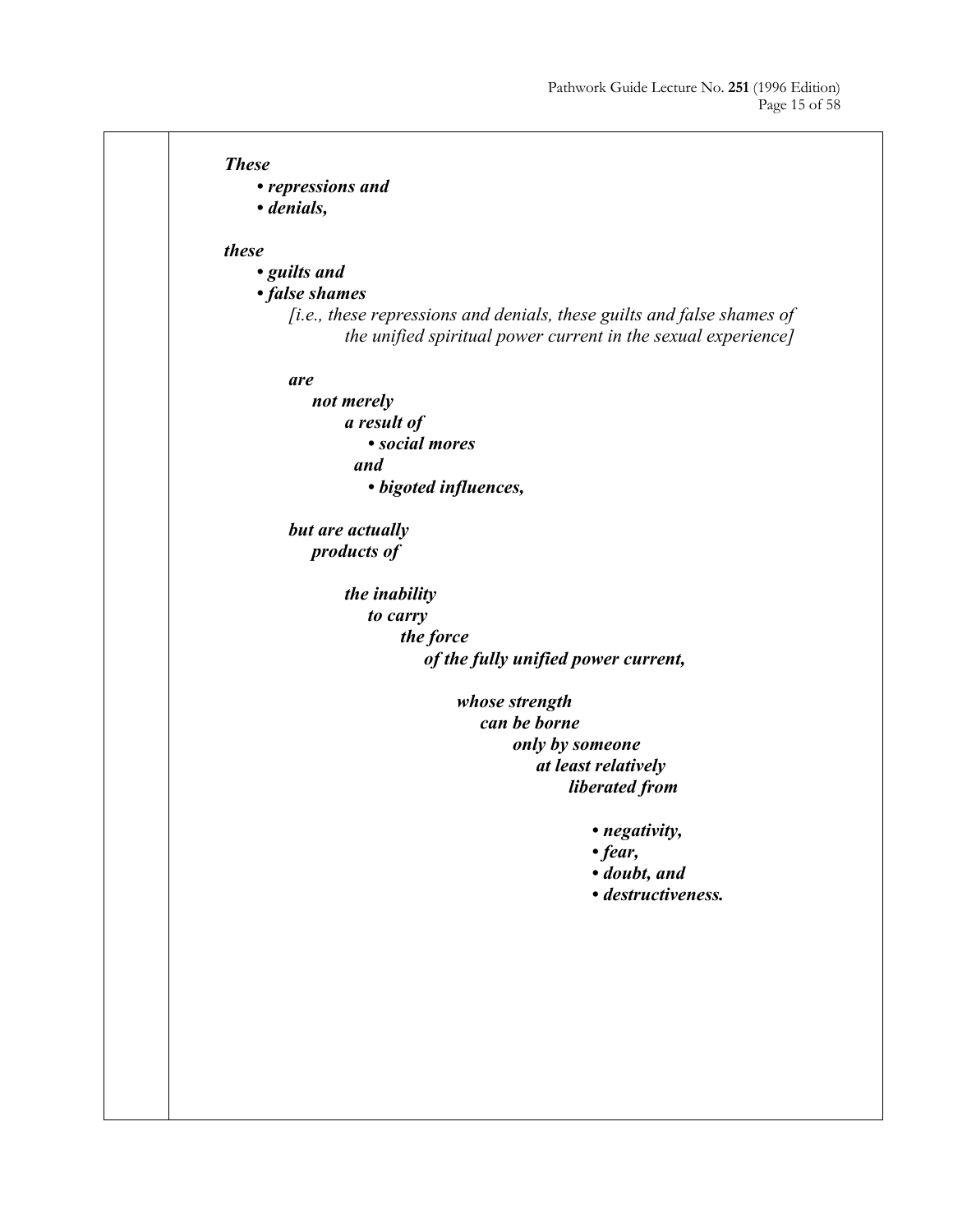***These***
- ***repressions and***
- ***denials,***

***these***
- ***guilts and***
- ***false shames***

*[i.e., these repressions and denials, these guilts and false shames of the unified spiritual power current in the sexual experience]*

***are***
***not merely***
***a result of***
- ***social mores***

***and***
- ***bigoted influences,***

***but are actually***
***products of***

***the inability***
***to carry***
***the force***
***of the fully unified power current,***

***whose strength***
***can be borne***
***only by someone***
***at least relatively***
***liberated from***

- ***negativity,***
- ***fear,***
- ***doubt, and***
- ***destructiveness.***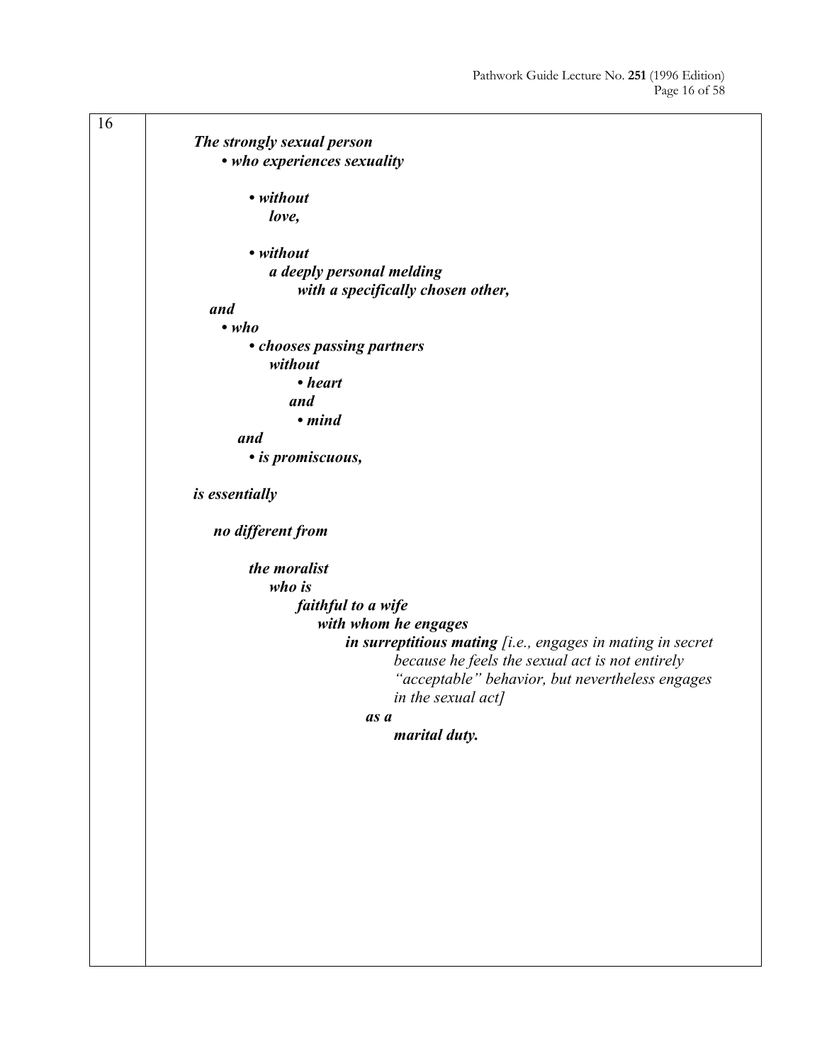16

***The strongly sexual person***
- ***who experiences sexuality***
  - ***without***
    ***love,***
  - ***without***
    ***a deeply personal melding***
    ***with a specifically chosen other,***

***and***
- ***who***
  - ***chooses passing partners***
    ***without***
    - ***heart***
    ***and***
    - ***mind***
  ***and***
  - ***is promiscuous,***

***is essentially***

***no different from***

***the moralist***
***who is***
***faithful to a wife***
***with whom he engages***
***in surreptitious mating*** *[i.e., engages in mating in secret because he feels the sexual act is not entirely "acceptable" behavior, but nevertheless engages in the sexual act]*
***as a***
***marital duty.***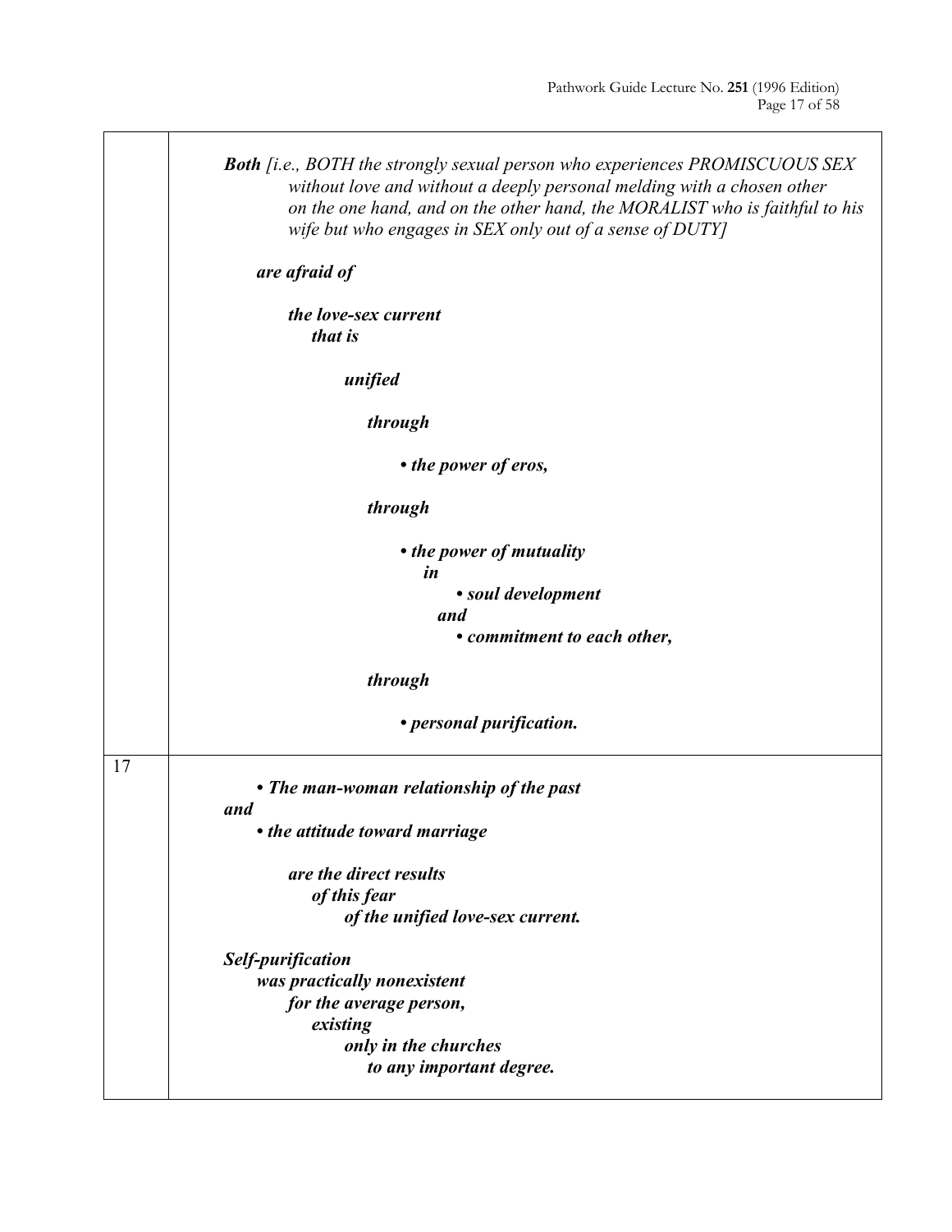***Both** [i.e., BOTH the strongly sexual person who experiences PROMISCUOUS SEX without love and without a deeply personal melding with a chosen other on the one hand, and on the other hand, the MORALIST who is faithful to his wife but who engages in SEX only out of a sense of DUTY]*

***are afraid of***

***the love-sex current***
***that is***

***unified***

***through***

- ***the power of eros,***

***through***

- ***the power of mutuality***
  ***in***
  - ***soul development***
  ***and***
  - ***commitment to each other,***

***through***

- ***personal purification.***

17

- ***The man-woman relationship of the past***

***and***

- ***the attitude toward marriage***

***are the direct results***
***of this fear***
***of the unified love-sex current.***

***Self-purification***
***was practically nonexistent***
***for the average person,***
***existing***
***only in the churches***
***to any important degree.***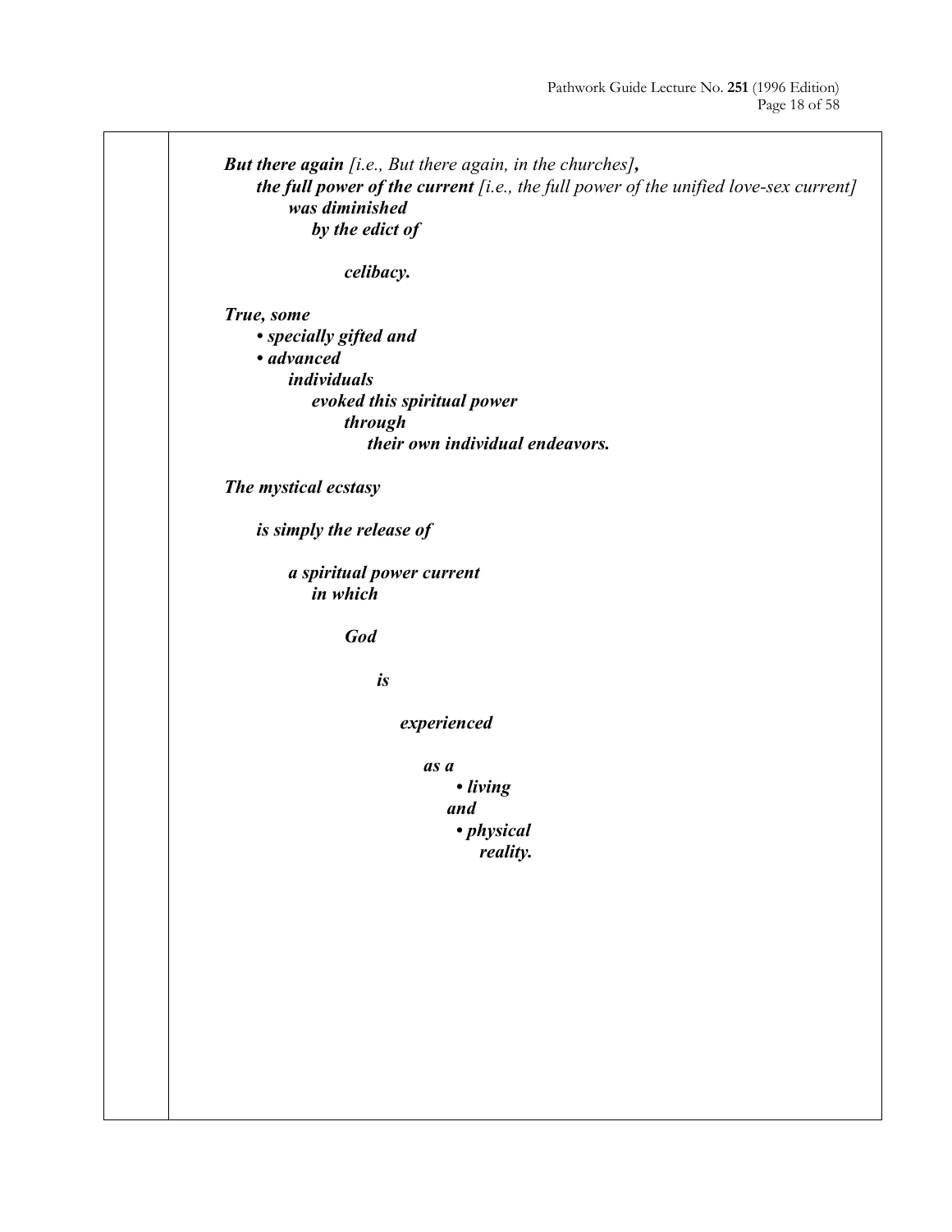***But there again** [i.e., But there again, in the churches]**,***
***the full power of the current** [i.e., the full power of the unified love-sex current]*
***was diminished***
***by the edict of***

***celibacy.***

***True, some***
***• specially gifted and***
***• advanced***
***individuals***
***evoked this spiritual power***
***through***
***their own individual endeavors.***

***The mystical ecstasy***

***is simply the release of***

***a spiritual power current***
***in which***

***God***

***is***

***experienced***

***as a***
***• living***
***and***
***• physical***
***reality.***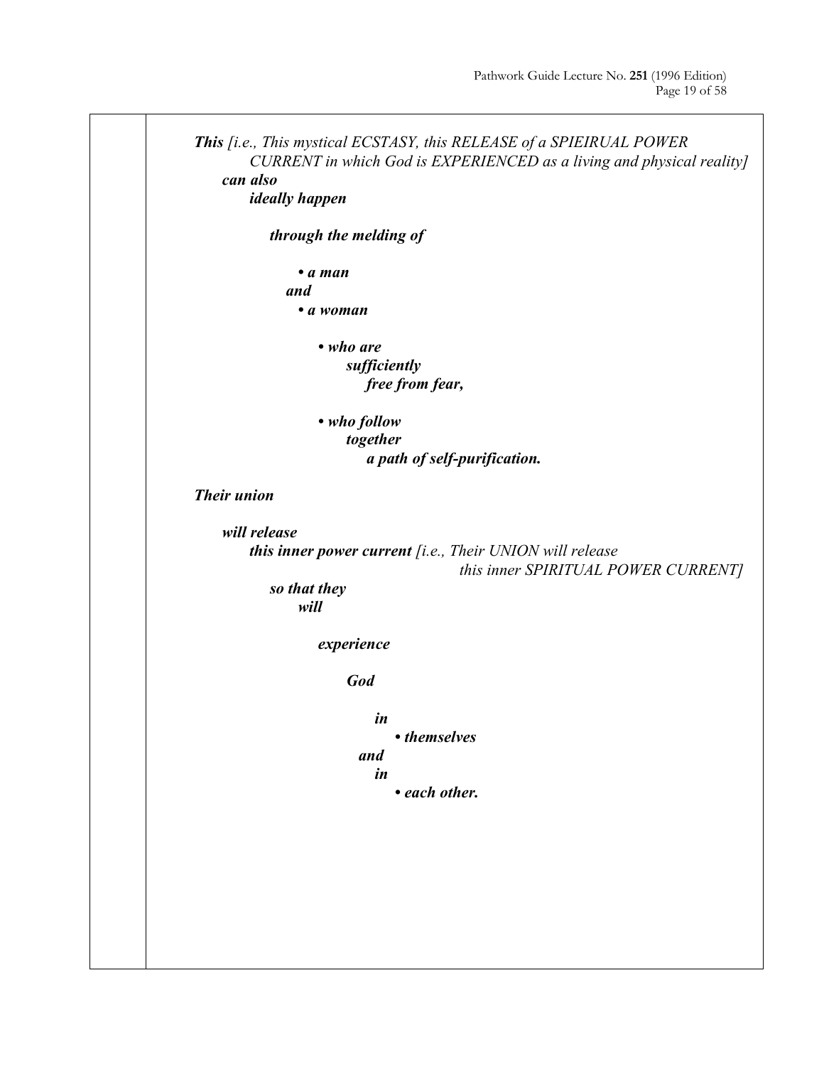***This*** *[i.e., This mystical ECSTASY, this RELEASE of a SPIEIRUAL POWER CURRENT in which God is EXPERIENCED as a living and physical reality]* ***can also ideally happen***

***through the melding of***

- ***a man***

***and***

- ***a woman***

  - ***who are sufficiently free from fear,***

  - ***who follow together a path of self-purification.***

***Their union***

***will release this inner power current*** *[i.e., Their UNION will release this inner SPIRITUAL POWER CURRENT]* ***so that they will***

***experience***

***God***

***in***

- ***themselves***

***and in***

- ***each other.***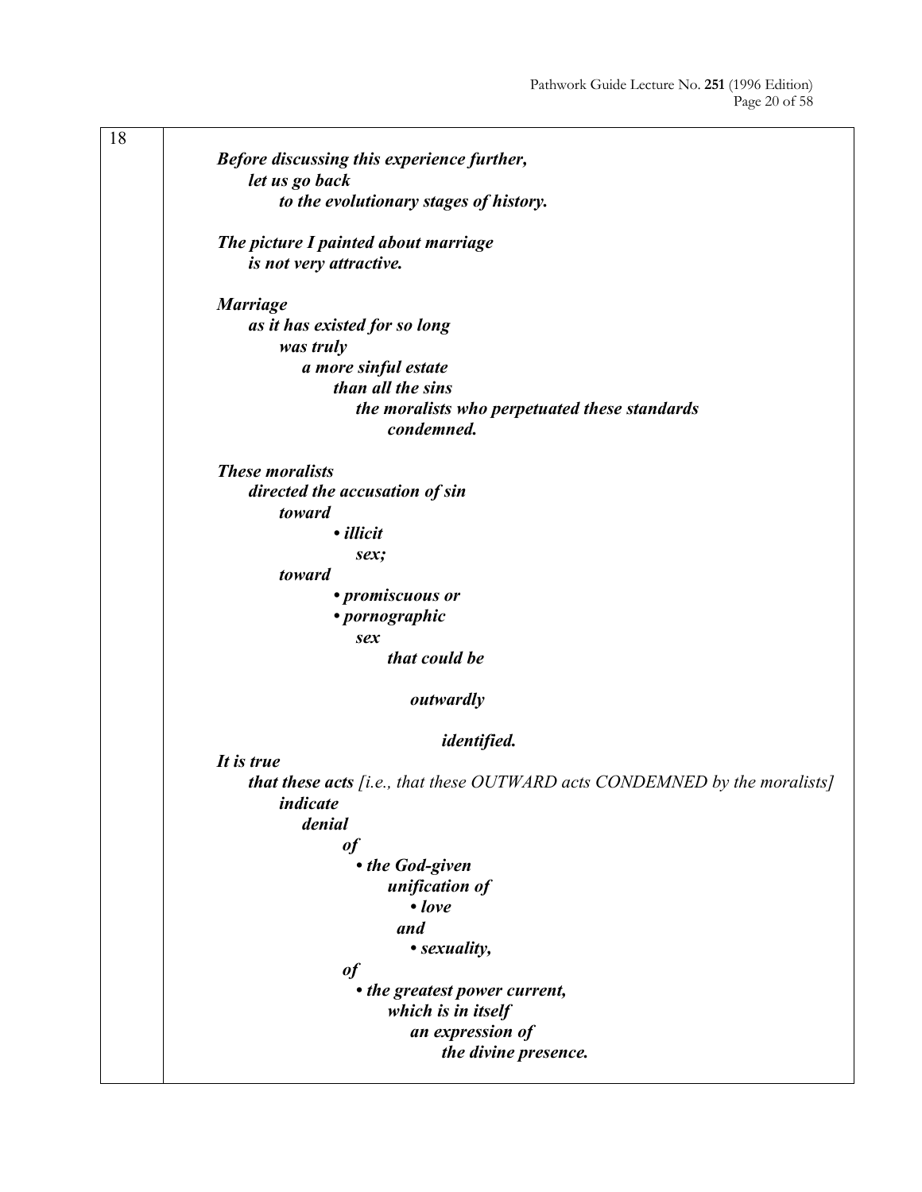18

***Before discussing this experience further, let us go back to the evolutionary stages of history.***

***The picture I painted about marriage is not very attractive.***

***Marriage as it has existed for so long was truly a more sinful estate than all the sins the moralists who perpetuated these standards condemned.***

***These moralists directed the accusation of sin toward***

- ***illicit sex;***

***toward***

- ***promiscuous or***
- ***pornographic***

***sex that could be outwardly identified.***

***It is true that these acts*** *[i.e., that these OUTWARD acts CONDEMNED by the moralists]* ***indicate denial of***

- ***the God-given unification of***
  - ***love and***
  - ***sexuality,***

***of***

- ***the greatest power current, which is in itself an expression of the divine presence.***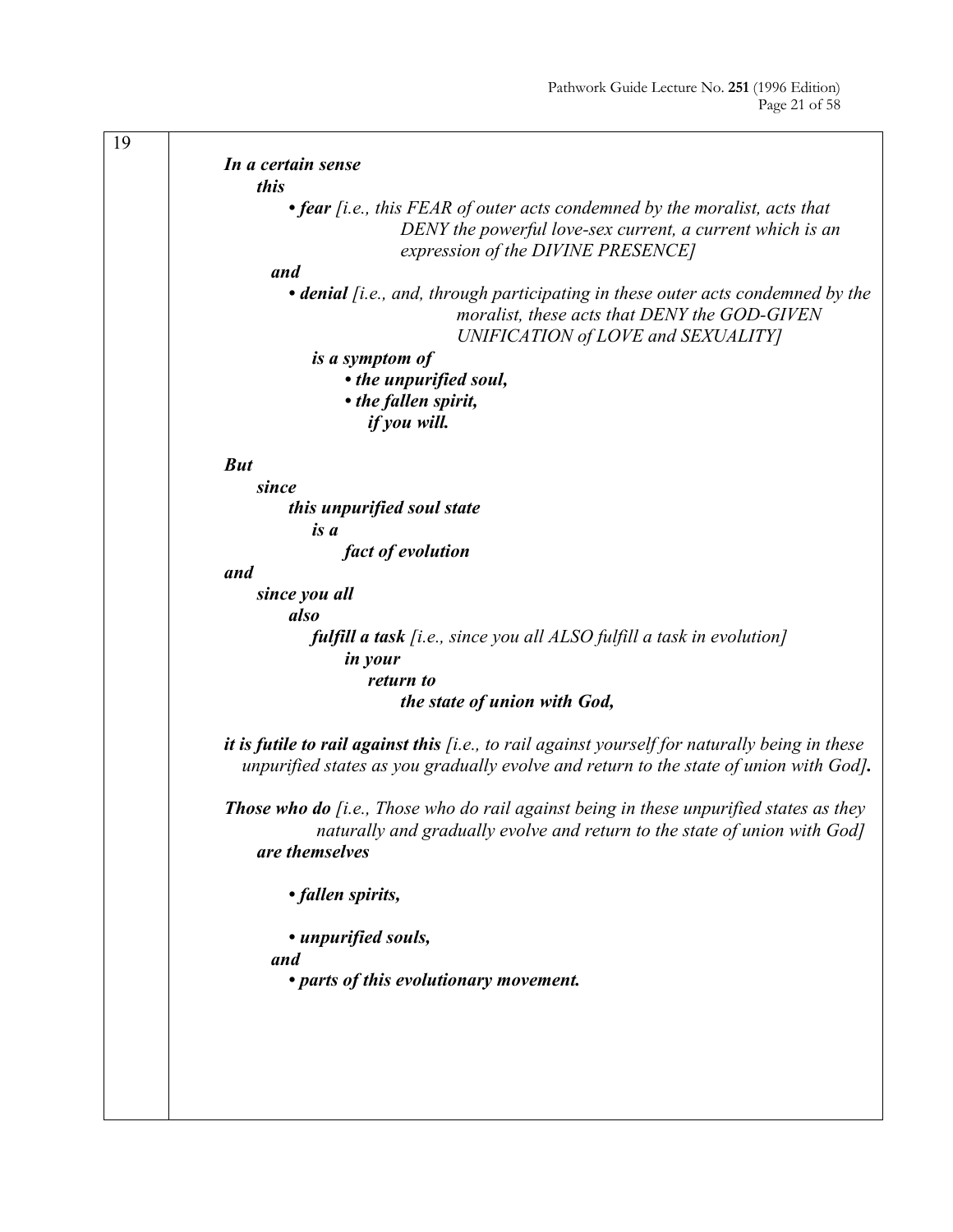19

***In a certain sense***
***this***
- ***fear*** *[i.e., this FEAR of outer acts condemned by the moralist, acts that DENY the powerful love-sex current, a current which is an expression of the DIVINE PRESENCE]*

***and***
- ***denial*** *[i.e., and, through participating in these outer acts condemned by the moralist, these acts that DENY the GOD-GIVEN UNIFICATION of LOVE and SEXUALITY]*

***is a symptom of***
- ***the unpurified soul,***
- ***the fallen spirit,***

***if you will.***

***But***
***since***
***this unpurified soul state***
***is a***
***fact of evolution***
***and***
***since you all***
***also***
***fulfill a task*** *[i.e., since you all ALSO fulfill a task in evolution]*
***in your***
***return to***
***the state of union with God,***

***it is futile to rail against this*** *[i.e., to rail against yourself for naturally being in these unpurified states as you gradually evolve and return to the state of union with God]**.***

***Those who do*** *[i.e., Those who do rail against being in these unpurified states as they naturally and gradually evolve and return to the state of union with God]*
***are themselves***

- ***fallen spirits,***
- ***unpurified souls,***

***and***
- ***parts of this evolutionary movement.***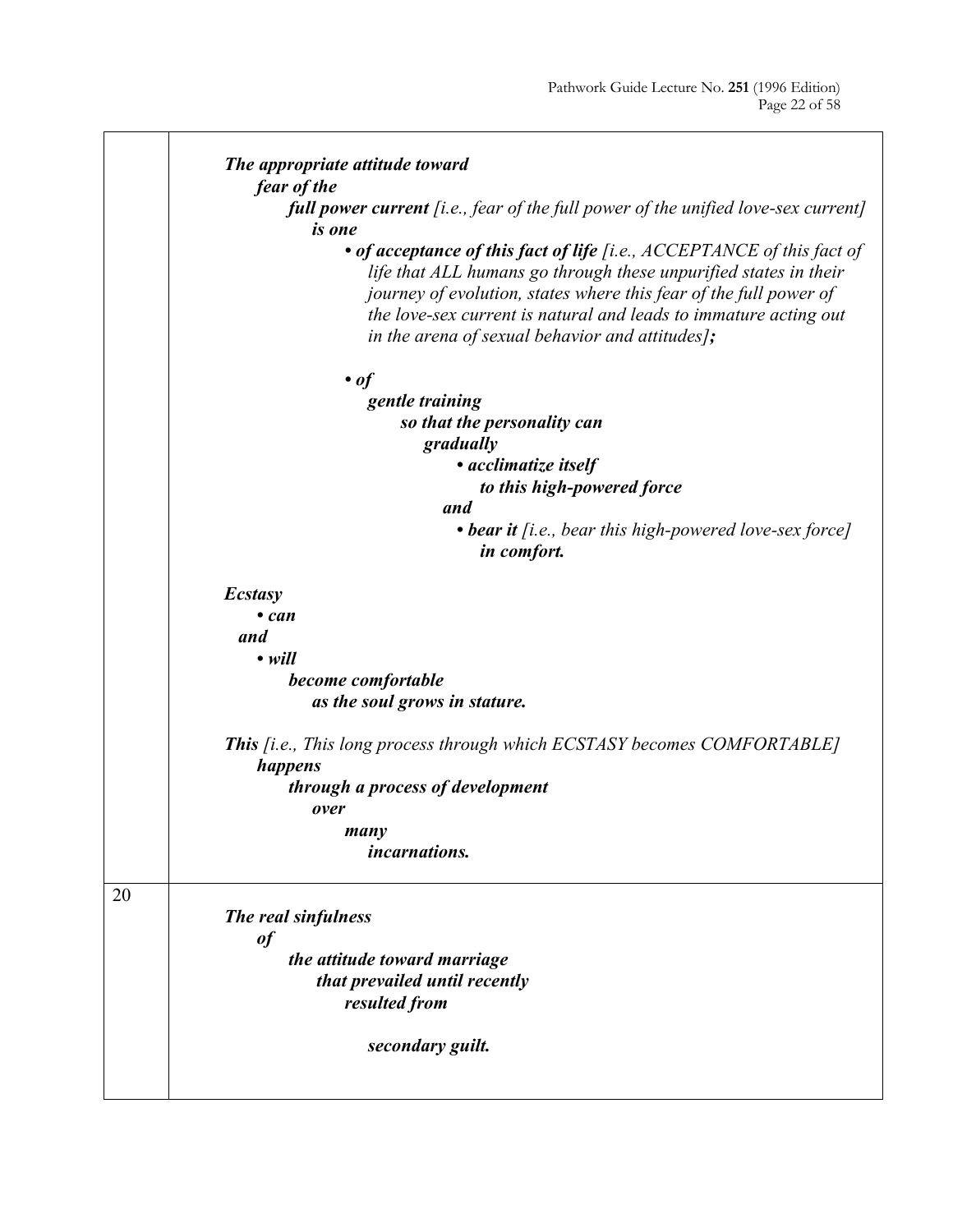| | |
|---|---|
| | ***The appropriate attitude toward fear of the full power current*** *[i.e., fear of the full power of the unified love-sex current]* ***is one***<br>• ***of acceptance of this fact of life*** *[i.e., ACCEPTANCE of this fact of life that ALL humans go through these unpurified states in their journey of evolution, states where this fear of the full power of the love-sex current is natural and leads to immature acting out in the arena of sexual behavior and attitudes]****;***<br>• ***of gentle training so that the personality can gradually***<br>• ***acclimatize itself to this high-powered force***<br>***and***<br>• ***bear it*** *[i.e., bear this high-powered love-sex force]* ***in comfort.***<br><br>***Ecstasy***<br>• ***can***<br>***and***<br>• ***will***<br>***become comfortable as the soul grows in stature.***<br><br>***This*** *[i.e., This long process through which ECSTASY becomes COMFORTABLE]* ***happens through a process of development over many incarnations.*** |
| 20 | ***The real sinfulness of the attitude toward marriage that prevailed until recently resulted from***<br><br>***secondary guilt.*** |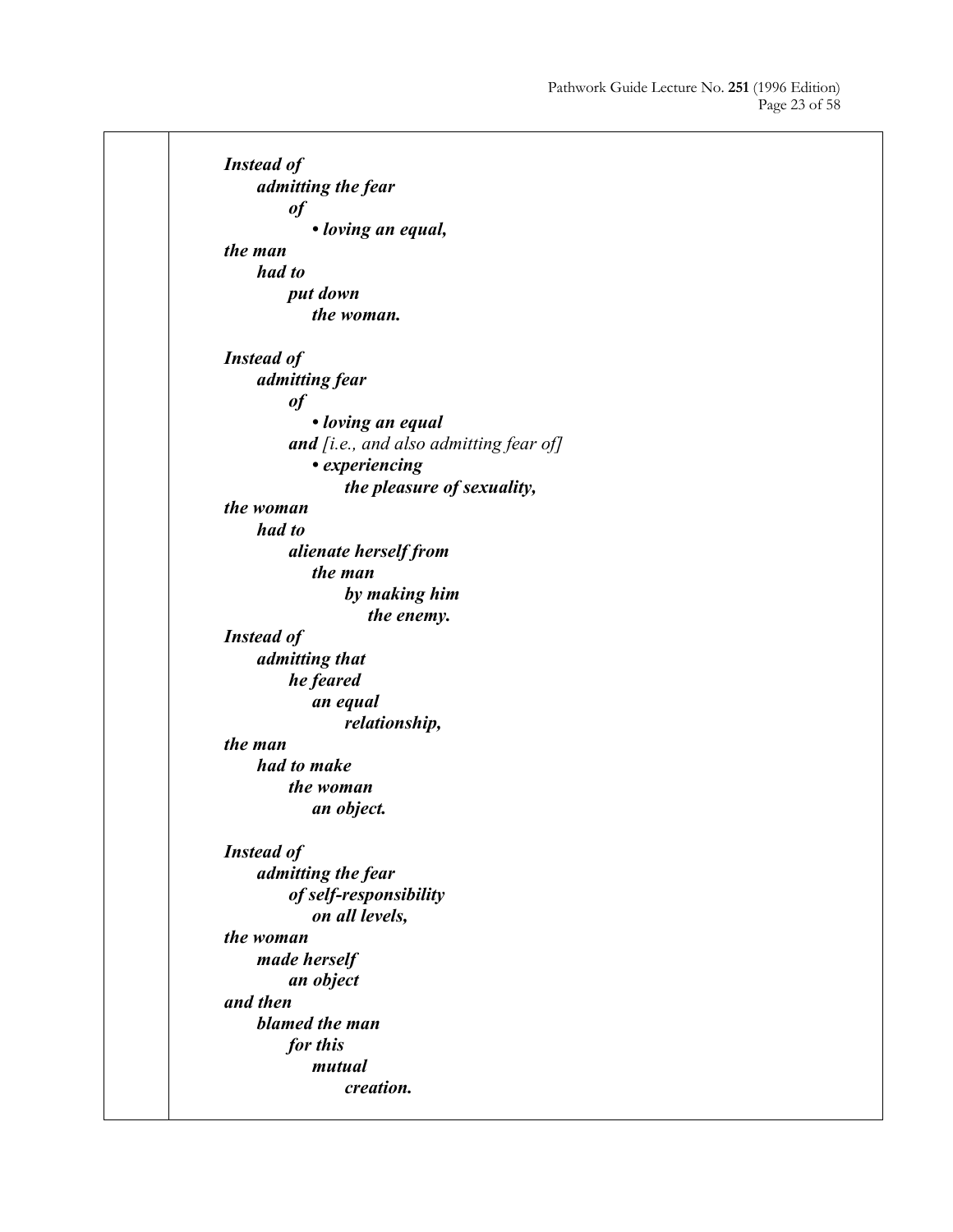***Instead of***
***admitting the fear***
***of***
***• loving an equal,***
***the man***
***had to***
***put down***
***the woman.***

***Instead of***
***admitting fear***
***of***
***• loving an equal***
***and*** *[i.e., and also admitting fear of]*
***• experiencing***
***the pleasure of sexuality,***
***the woman***
***had to***
***alienate herself from***
***the man***
***by making him***
***the enemy.***
***Instead of***
***admitting that***
***he feared***
***an equal***
***relationship,***
***the man***
***had to make***
***the woman***
***an object.***

***Instead of***
***admitting the fear***
***of self-responsibility***
***on all levels,***
***the woman***
***made herself***
***an object***
***and then***
***blamed the man***
***for this***
***mutual***
***creation.***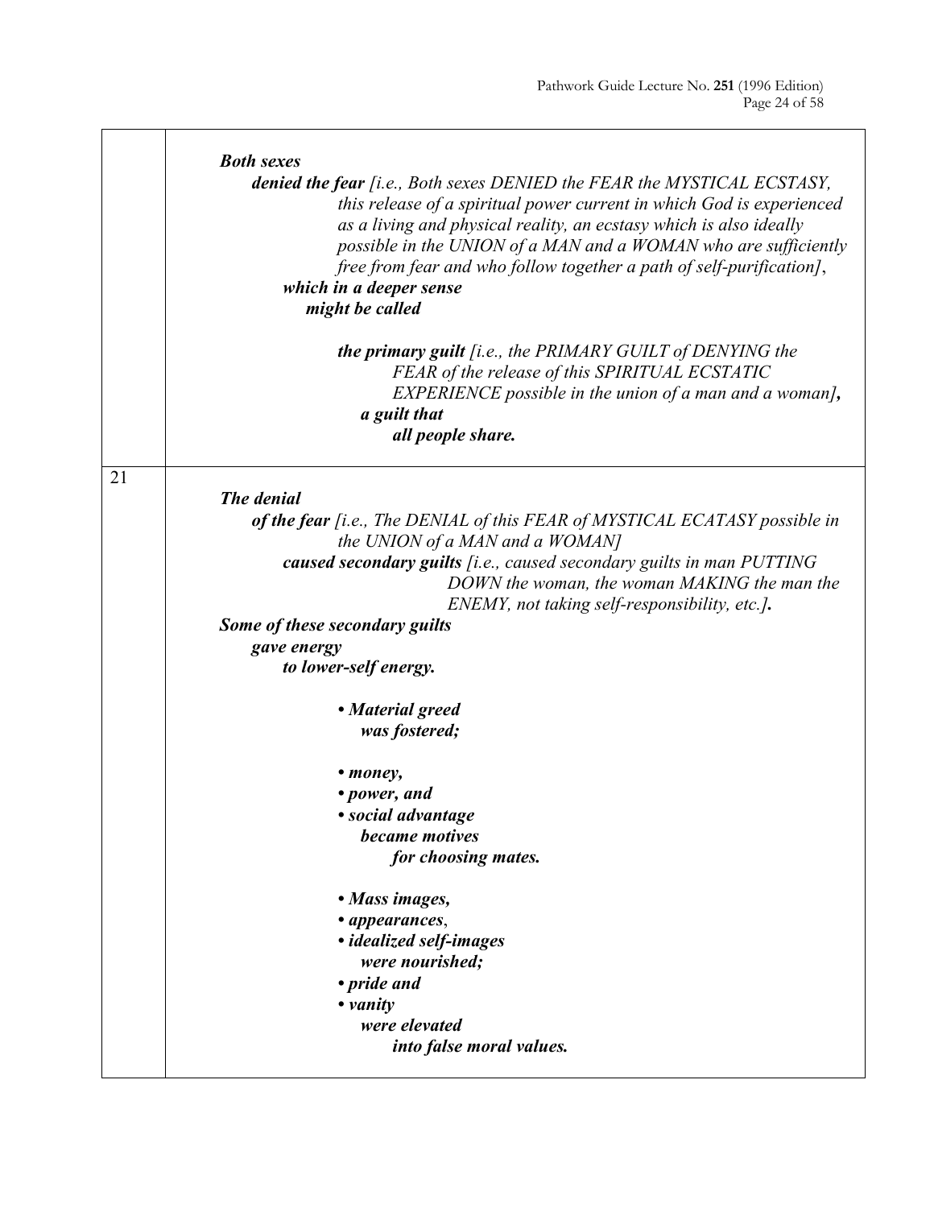| | |
|---|---|
| | ***Both sexes*** <br> ***denied the fear*** *[i.e., Both sexes DENIED the FEAR the MYSTICAL ECSTASY, this release of a spiritual power current in which God is experienced as a living and physical reality, an ecstasy which is also ideally possible in the UNION of a MAN and a WOMAN who are sufficiently free from fear and who follow together a path of self-purification]*, <br> ***which in a deeper sense*** <br> ***might be called*** <br><br> ***the primary guilt*** *[i.e., the PRIMARY GUILT of DENYING the FEAR of the release of this SPIRITUAL ECSTATIC EXPERIENCE possible in the union of a man and a woman]*, <br> ***a guilt that*** <br> ***all people share.*** |
| 21 | ***The denial*** <br> ***of the fear*** *[i.e., The DENIAL of this FEAR of MYSTICAL ECATASY possible in the UNION of a MAN and a WOMAN]* <br> ***caused secondary guilts*** *[i.e., caused secondary guilts in man PUTTING DOWN the woman, the woman MAKING the man the ENEMY, not taking self-responsibility, etc.]*. <br> ***Some of these secondary guilts*** <br> ***gave energy*** <br> ***to lower-self energy.*** <br><br> • ***Material greed*** <br> ***was fostered;*** <br><br> • ***money,*** <br> • ***power, and*** <br> • ***social advantage*** <br> ***became motives*** <br> ***for choosing mates.*** <br><br> • ***Mass images,*** <br> • ***appearances***, <br> • ***idealized self-images*** <br> ***were nourished;*** <br> • ***pride and*** <br> • ***vanity*** <br> ***were elevated*** <br> ***into false moral values.*** |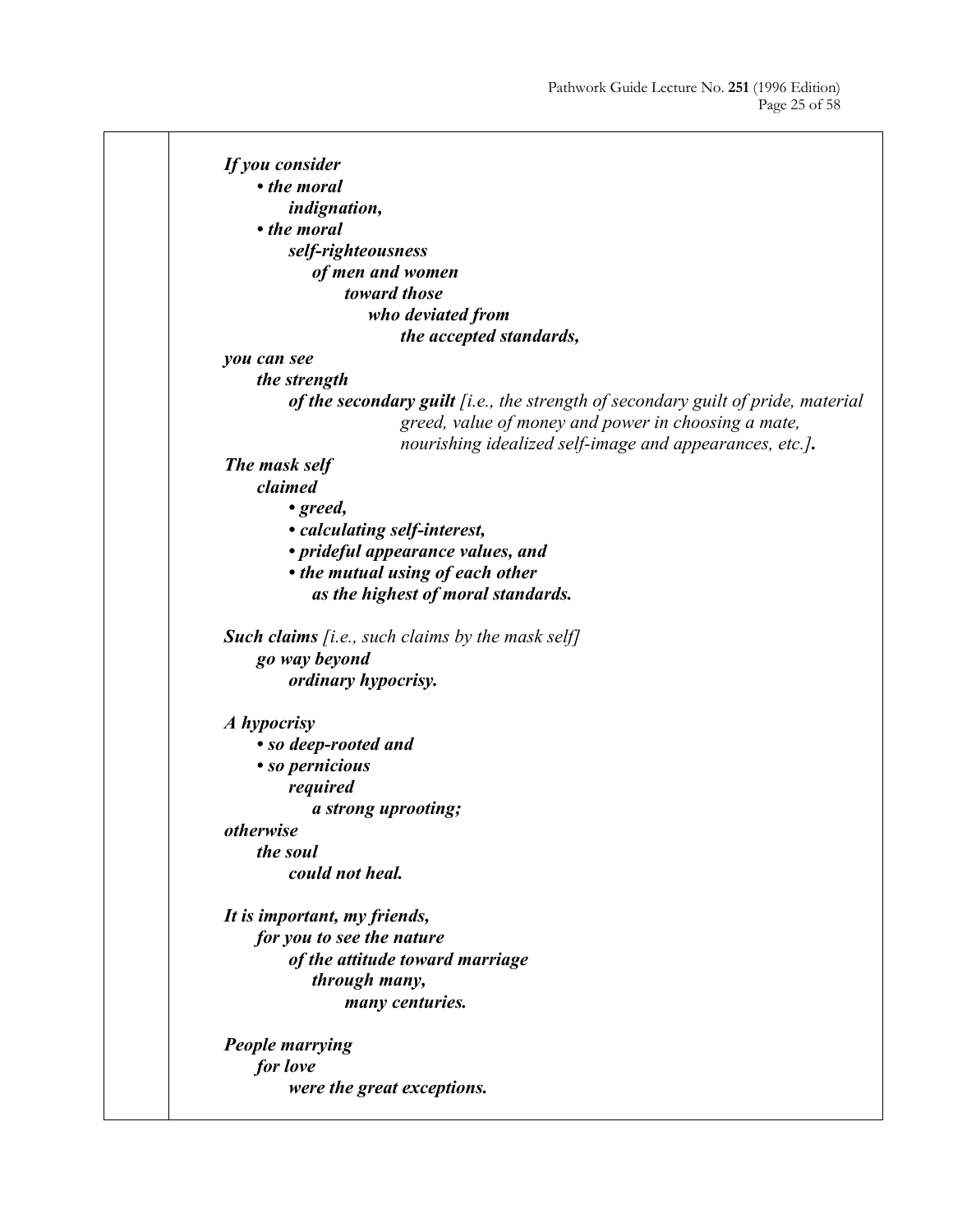***If you consider***
***• the moral indignation,***
***• the moral self-righteousness of men and women toward those who deviated from the accepted standards,***
***you can see the strength of the secondary guilt*** *[i.e., the strength of secondary guilt of pride, material greed, value of money and power in choosing a mate, nourishing idealized self-image and appearances, etc.]****.***

***The mask self claimed***
***• greed,***
***• calculating self-interest,***
***• prideful appearance values, and***
***• the mutual using of each other as the highest of moral standards.***

***Such claims*** *[i.e., such claims by the mask self]* ***go way beyond ordinary hypocrisy.***

***A hypocrisy***
***• so deep-rooted and***
***• so pernicious***
***required a strong uprooting;***
***otherwise the soul could not heal.***

***It is important, my friends, for you to see the nature of the attitude toward marriage through many, many centuries.***

***People marrying for love were the great exceptions.***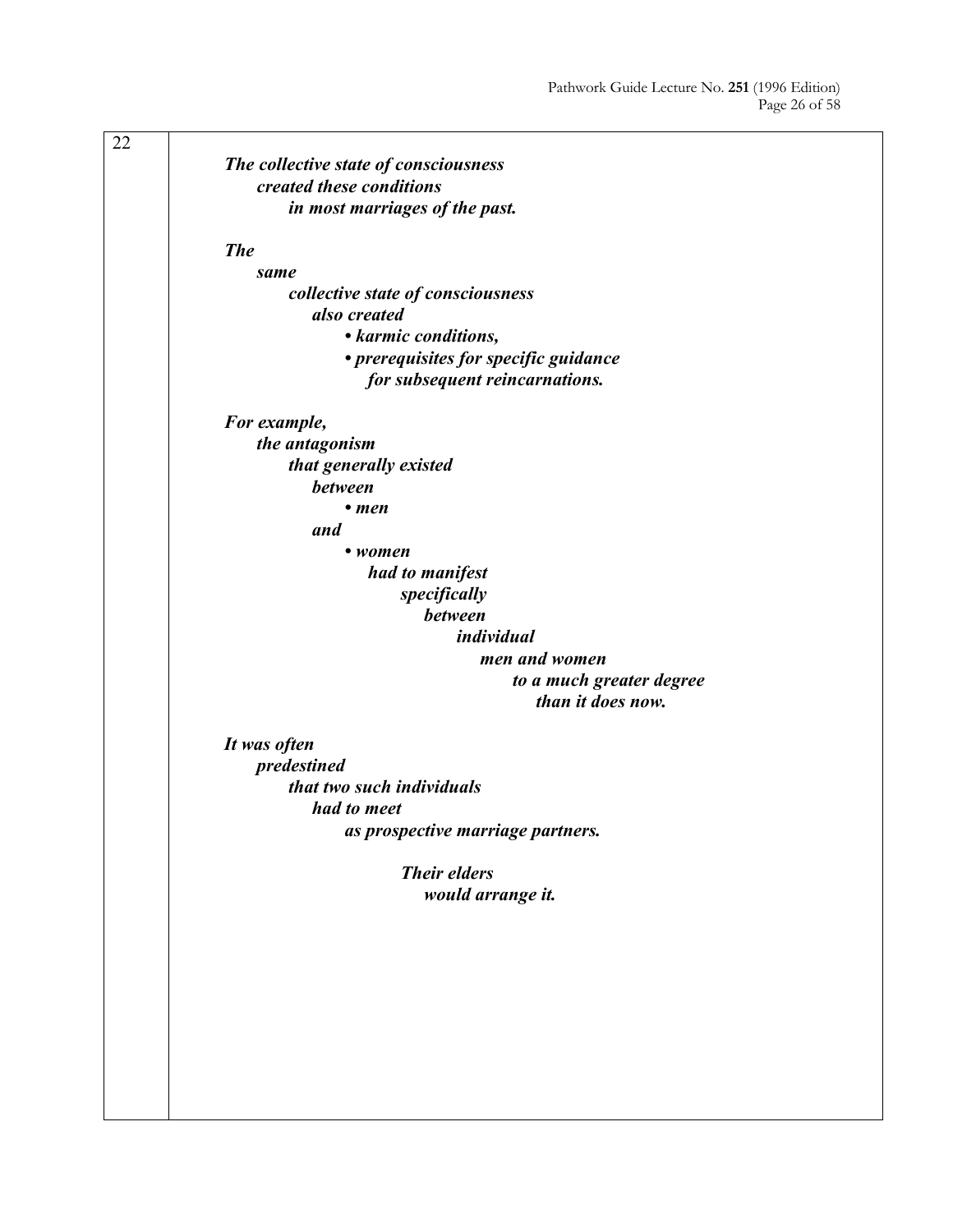22

***The collective state of consciousness***
***created these conditions***
***in most marriages of the past.***

***The***
***same***
***collective state of consciousness***
***also created***
***• karmic conditions,***
***• prerequisites for specific guidance***
***for subsequent reincarnations.***

***For example,***
***the antagonism***
***that generally existed***
***between***
***• men***
***and***
***• women***
***had to manifest***
***specifically***
***between***
***individual***
***men and women***
***to a much greater degree***
***than it does now.***

***It was often***
***predestined***
***that two such individuals***
***had to meet***
***as prospective marriage partners.***

***Their elders***
***would arrange it.***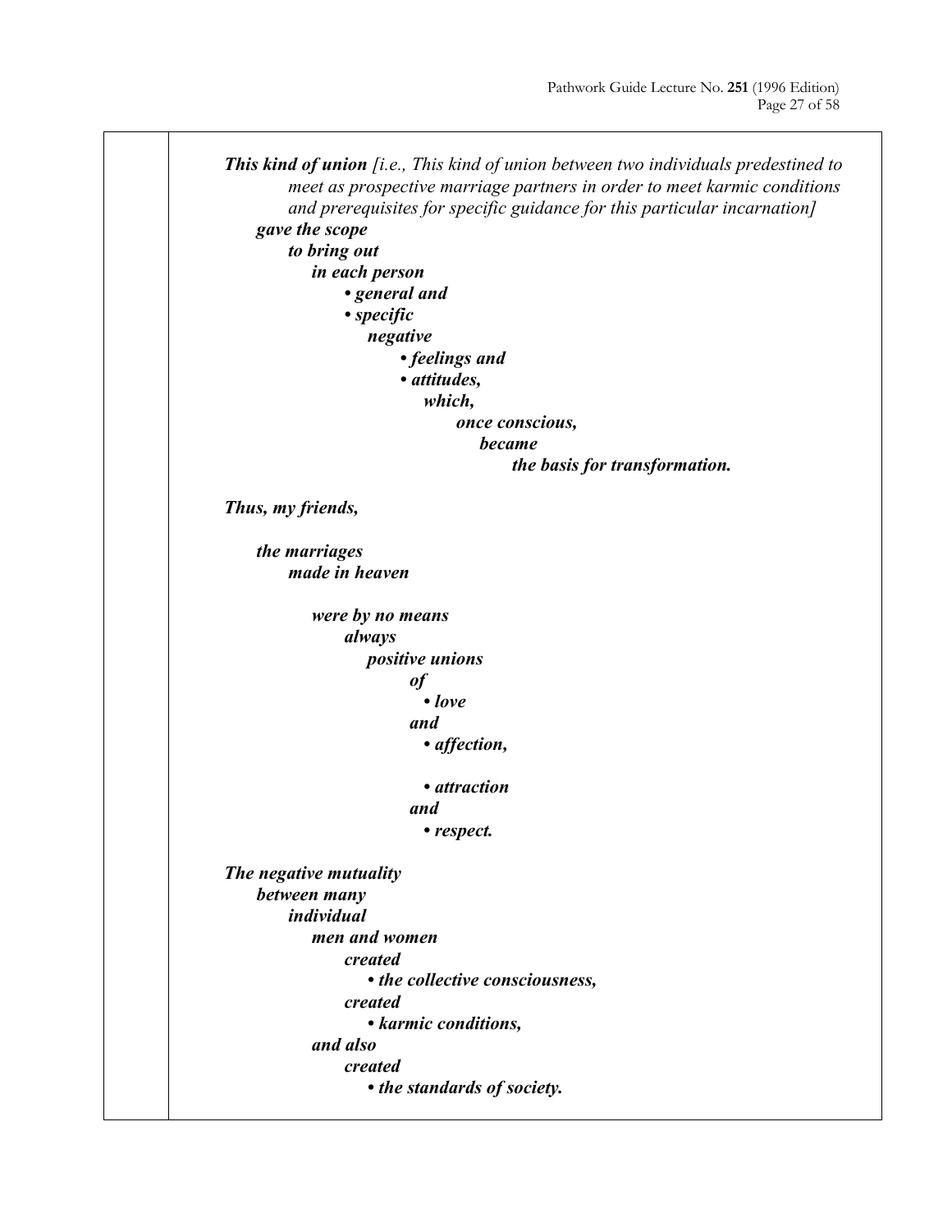***This kind of union** [i.e., This kind of union between two individuals predestined to meet as prospective marriage partners in order to meet karmic conditions and prerequisites for specific guidance for this particular incarnation]*
**gave the scope**
**to bring out**
**in each person**

- ***general and***
- ***specific***

***negative***

- ***feelings and***
- ***attitudes,***

***which,***
***once conscious,***
***became***
***the basis for transformation.***

***Thus, my friends,***

***the marriages***
***made in heaven***

***were by no means***
***always***
***positive unions***
***of***

- ***love***

***and***

- ***affection,***

- ***attraction***

***and***

- ***respect.***

***The negative mutuality***
***between many***
***individual***
***men and women***
***created***

- ***the collective consciousness,***

***created***

- ***karmic conditions,***

***and also***
***created***

- ***the standards of society.***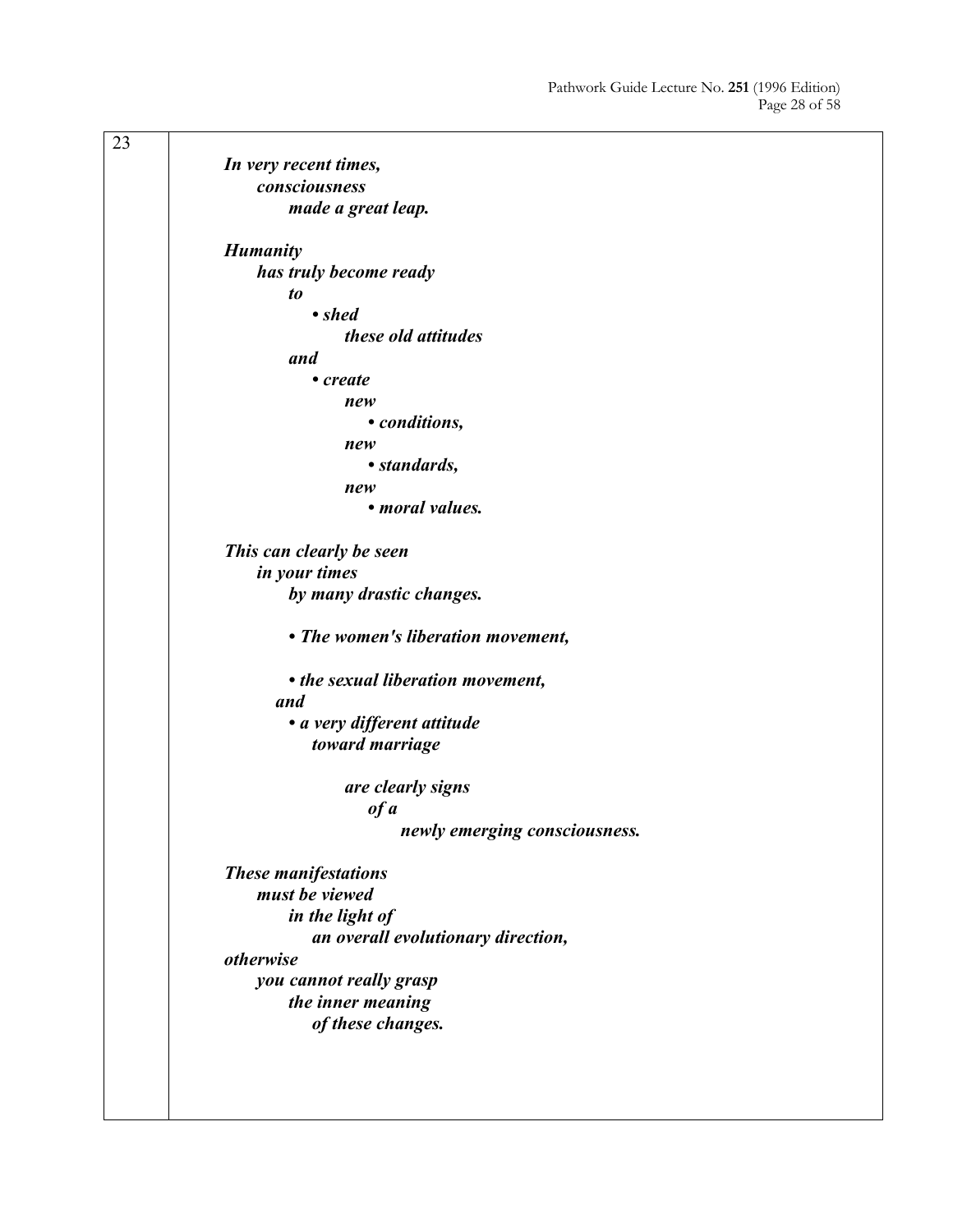23

***In very recent times,***
***consciousness***
***made a great leap.***

***Humanity***
***has truly become ready***
***to***
***• shed***
***these old attitudes***
***and***
***• create***
***new***
***• conditions,***
***new***
***• standards,***
***new***
***• moral values.***

***This can clearly be seen***
***in your times***
***by many drastic changes.***

***• The women's liberation movement,***

***• the sexual liberation movement,***
***and***
***• a very different attitude***
***toward marriage***

***are clearly signs***
***of a***
***newly emerging consciousness.***

***These manifestations***
***must be viewed***
***in the light of***
***an overall evolutionary direction,***
***otherwise***
***you cannot really grasp***
***the inner meaning***
***of these changes.***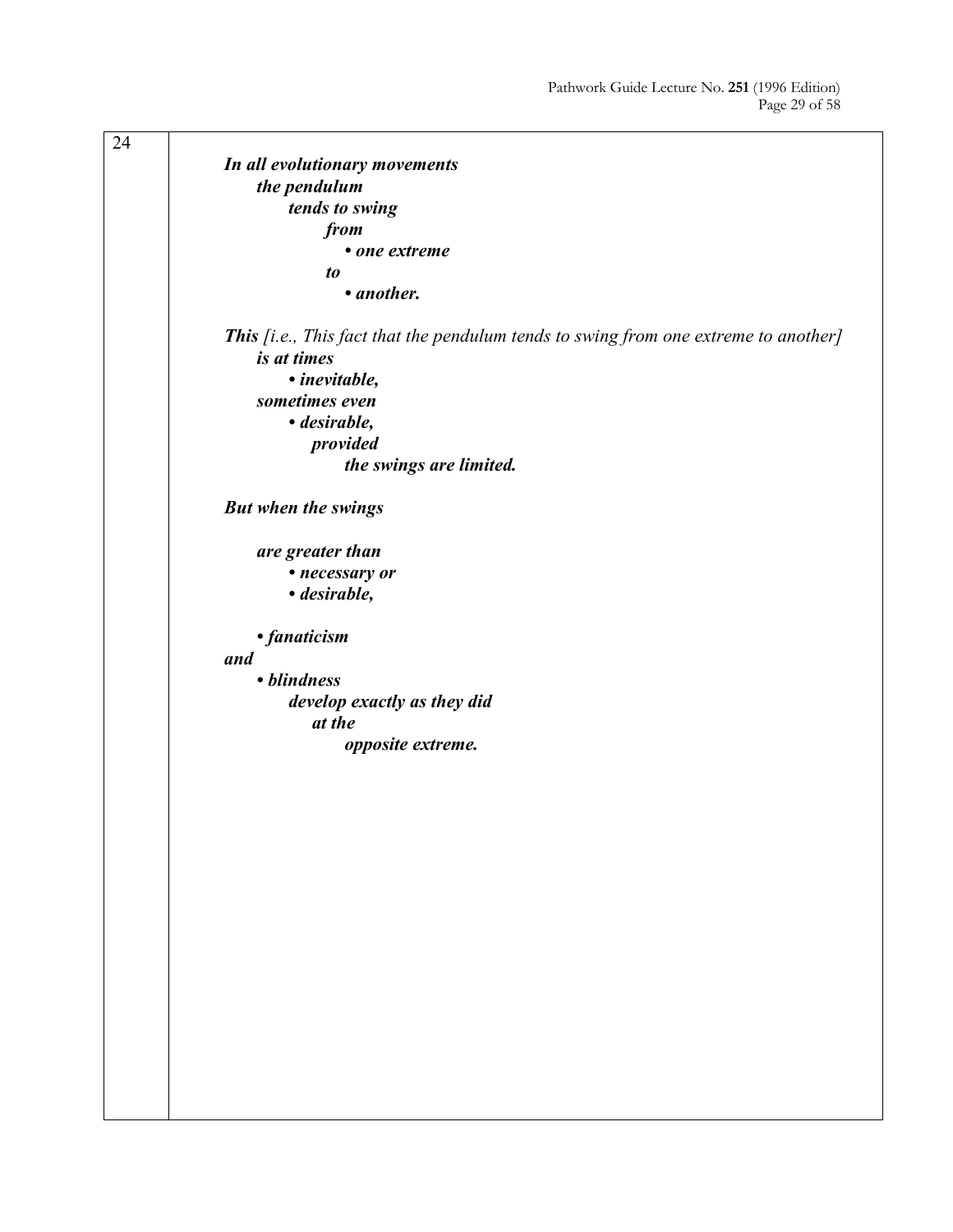24

***In all evolutionary movements***
***the pendulum***
***tends to swing***
***from***
- ***one extreme***

***to***
- ***another.***

***This*** *[i.e., This fact that the pendulum tends to swing from one extreme to another]*
***is at times***
- ***inevitable,***

***sometimes even***
- ***desirable,***

***provided***
***the swings are limited.***

***But when the swings***

***are greater than***
- ***necessary or***
- ***desirable,***

- ***fanaticism***

***and***
- ***blindness***

***develop exactly as they did***
***at the***
***opposite extreme.***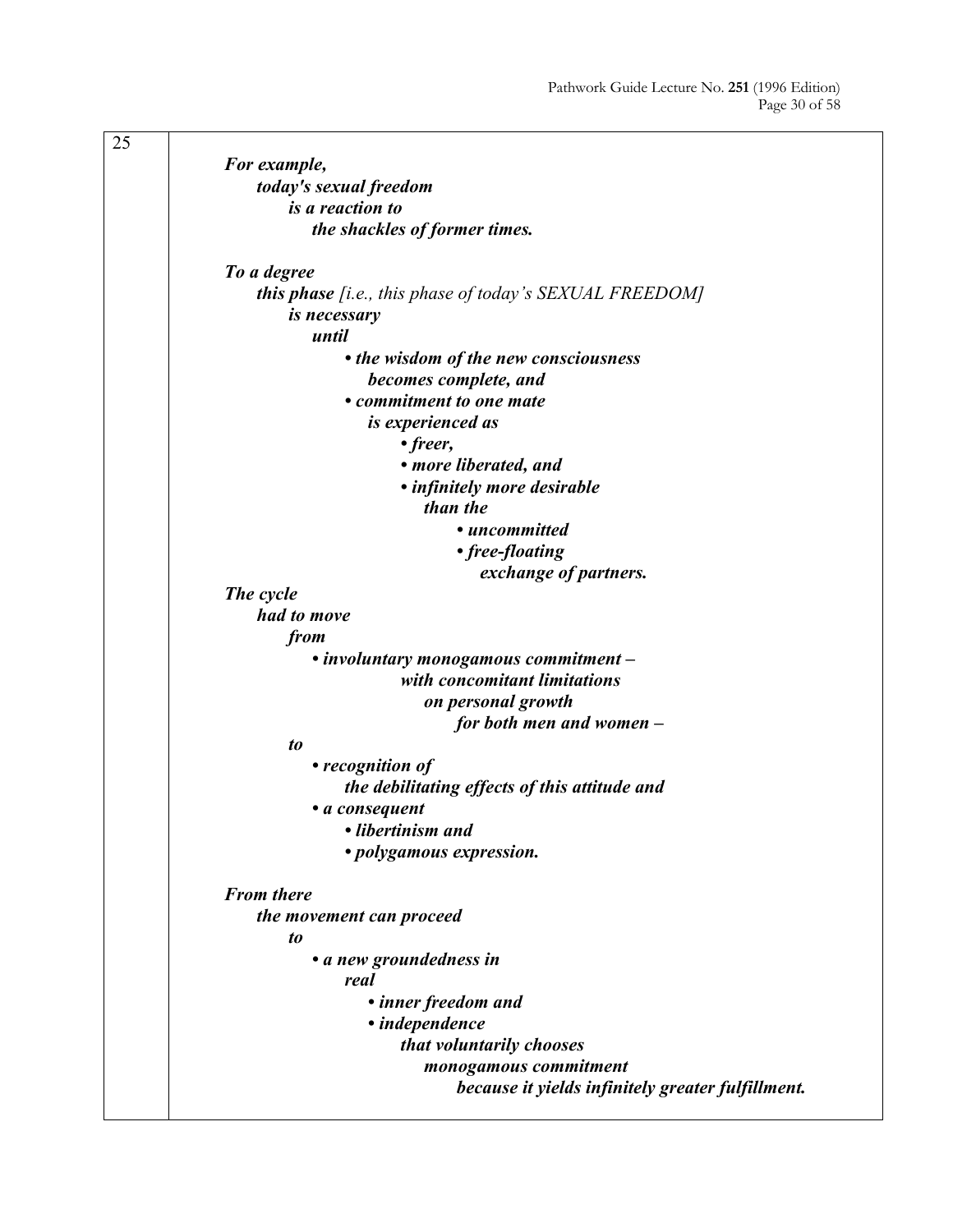25

***For example,***
***today's sexual freedom***
***is a reaction to***
***the shackles of former times.***

***To a degree***
***this phase*** *[i.e., this phase of today's SEXUAL FREEDOM]*
***is necessary***
***until***

- ***the wisdom of the new consciousness becomes complete, and***
- ***commitment to one mate is experienced as***
  - ***freer,***
  - ***more liberated, and***
  - ***infinitely more desirable than the***
    - ***uncommitted***
    - ***free-floating exchange of partners.***

***The cycle***
***had to move***
***from***

- ***involuntary monogamous commitment – with concomitant limitations on personal growth for both men and women –***

***to***

- ***recognition of the debilitating effects of this attitude and***
- ***a consequent***
  - ***libertinism and***
  - ***polygamous expression.***

***From there***
***the movement can proceed***
***to***

- ***a new groundedness in real***
  - ***inner freedom and***
  - ***independence that voluntarily chooses monogamous commitment because it yields infinitely greater fulfillment.***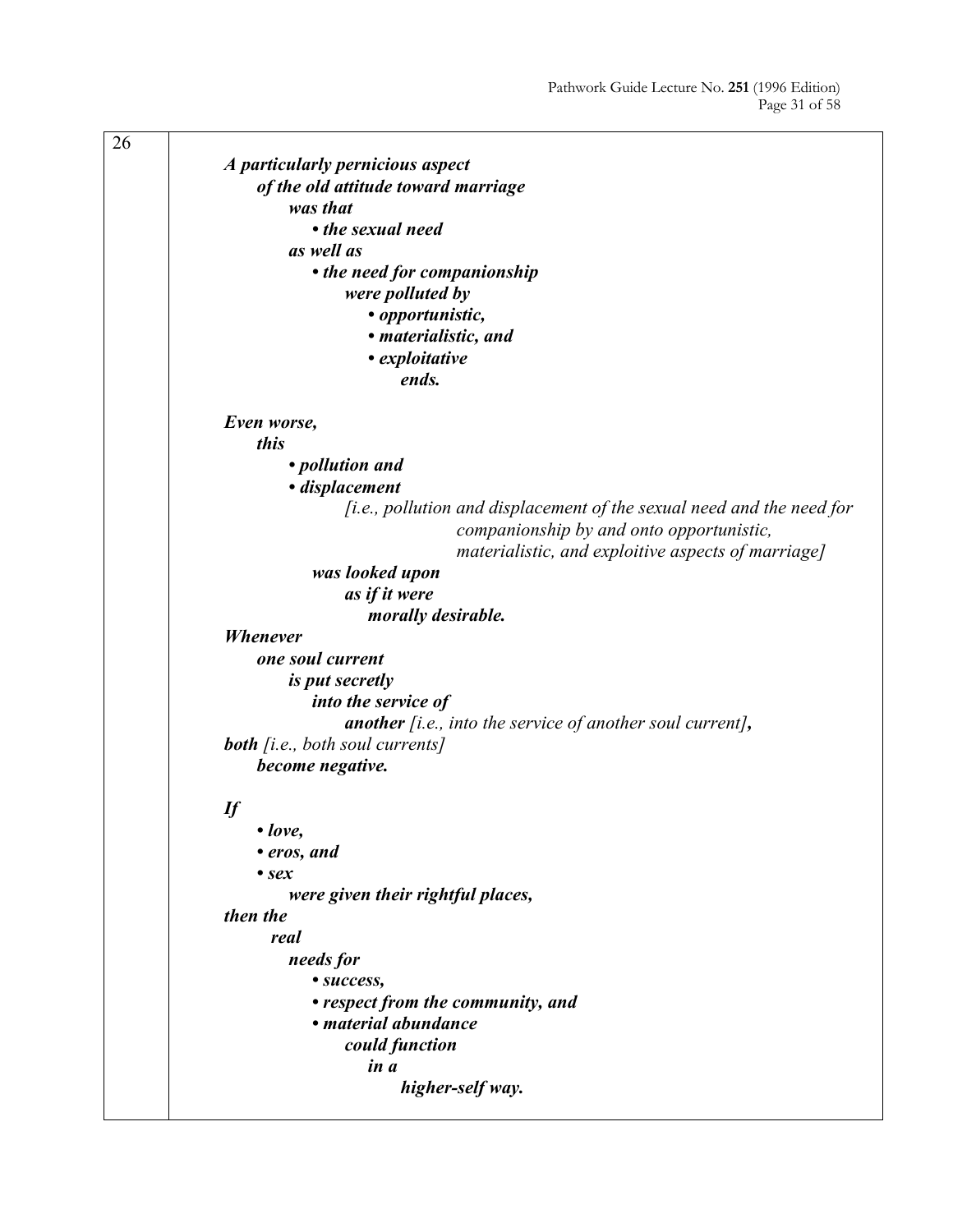26

***A particularly pernicious aspect***
***of the old attitude toward marriage***
***was that***
***• the sexual need***
***as well as***
***• the need for companionship***
***were polluted by***
***• opportunistic,***
***• materialistic, and***
***• exploitative***
***ends.***

***Even worse,***
***this***
***• pollution and***
***• displacement***
*[i.e., pollution and displacement of the sexual need and the need for companionship by and onto opportunistic, materialistic, and exploitive aspects of marriage]*
***was looked upon***
***as if it were***
***morally desirable.***

***Whenever***
***one soul current***
***is put secretly***
***into the service of***
***another*** *[i.e., into the service of another soul current]**,***
***both*** *[i.e., both soul currents]*
***become negative.***

***If***
***• love,***
***• eros, and***
***• sex***
***were given their rightful places,***
***then the***
***real***
***needs for***
***• success,***
***• respect from the community, and***
***• material abundance***
***could function***
***in a***
***higher-self way.***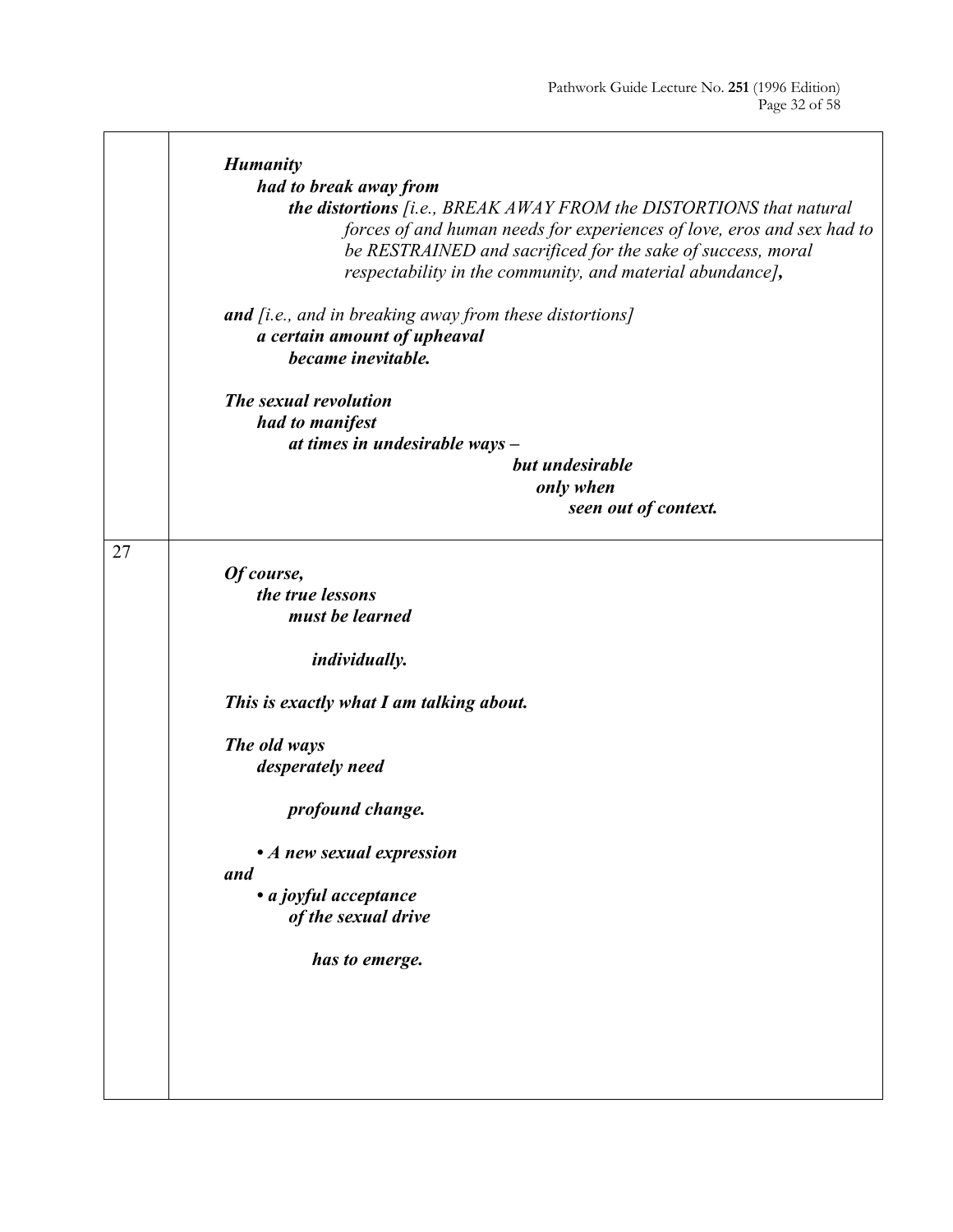| | |
|---|---|
| | ***Humanity*** <br> ***had to break away from*** <br> ***the distortions*** *[i.e., BREAK AWAY FROM the DISTORTIONS that natural forces of and human needs for experiences of love, eros and sex had to be RESTRAINED and sacrificed for the sake of success, moral respectability in the community, and material abundance]****,*** <br><br> ***and*** *[i.e., and in breaking away from these distortions]* <br> ***a certain amount of upheaval*** <br> ***became inevitable.*** <br><br> ***The sexual revolution*** <br> ***had to manifest*** <br> ***at times in undesirable ways –*** <br> ***but undesirable*** <br> ***only when*** <br> ***seen out of context.*** |
| 27 | ***Of course,*** <br> ***the true lessons*** <br> ***must be learned*** <br><br> ***individually.*** <br><br> ***This is exactly what I am talking about.*** <br><br> ***The old ways*** <br> ***desperately need*** <br><br> ***profound change.*** <br><br> ***• A new sexual expression*** <br> ***and*** <br> ***• a joyful acceptance*** <br> ***of the sexual drive*** <br><br> ***has to emerge.*** |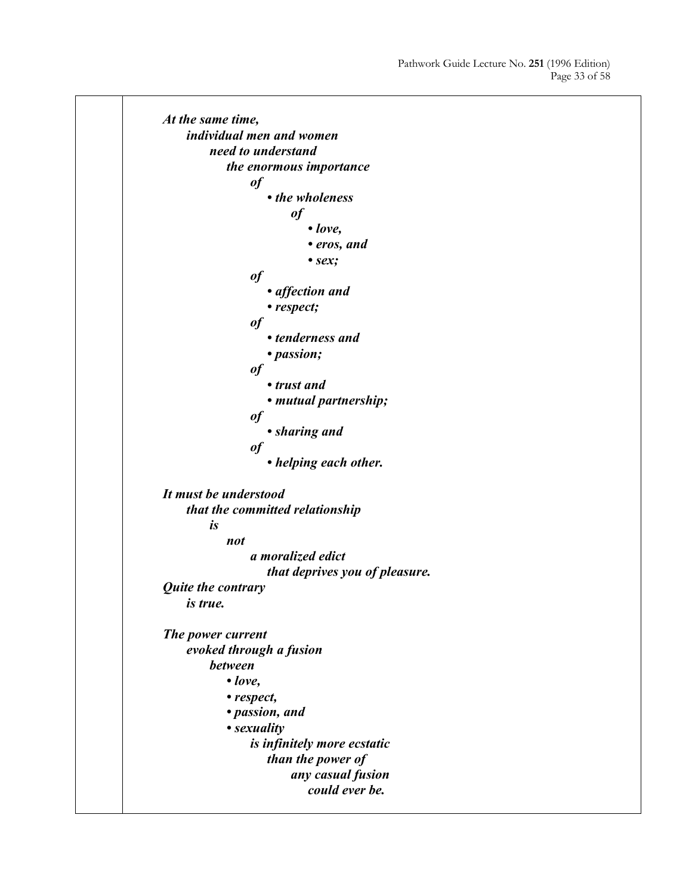***At the same time,***
***individual men and women***
***need to understand***
***the enormous importance***
***of***
- ***the wholeness***
  ***of***
  - ***love,***
  - ***eros, and***
  - ***sex;***

***of***
- ***affection and***
- ***respect;***

***of***
- ***tenderness and***
- ***passion;***

***of***
- ***trust and***
- ***mutual partnership;***

***of***
- ***sharing and***

***of***
- ***helping each other.***

***It must be understood***
***that the committed relationship***
***is***
***not***
***a moralized edict***
***that deprives you of pleasure.***
***Quite the contrary***
***is true.***

***The power current***
***evoked through a fusion***
***between***
- ***love,***
- ***respect,***
- ***passion, and***
- ***sexuality***

***is infinitely more ecstatic***
***than the power of***
***any casual fusion***
***could ever be.***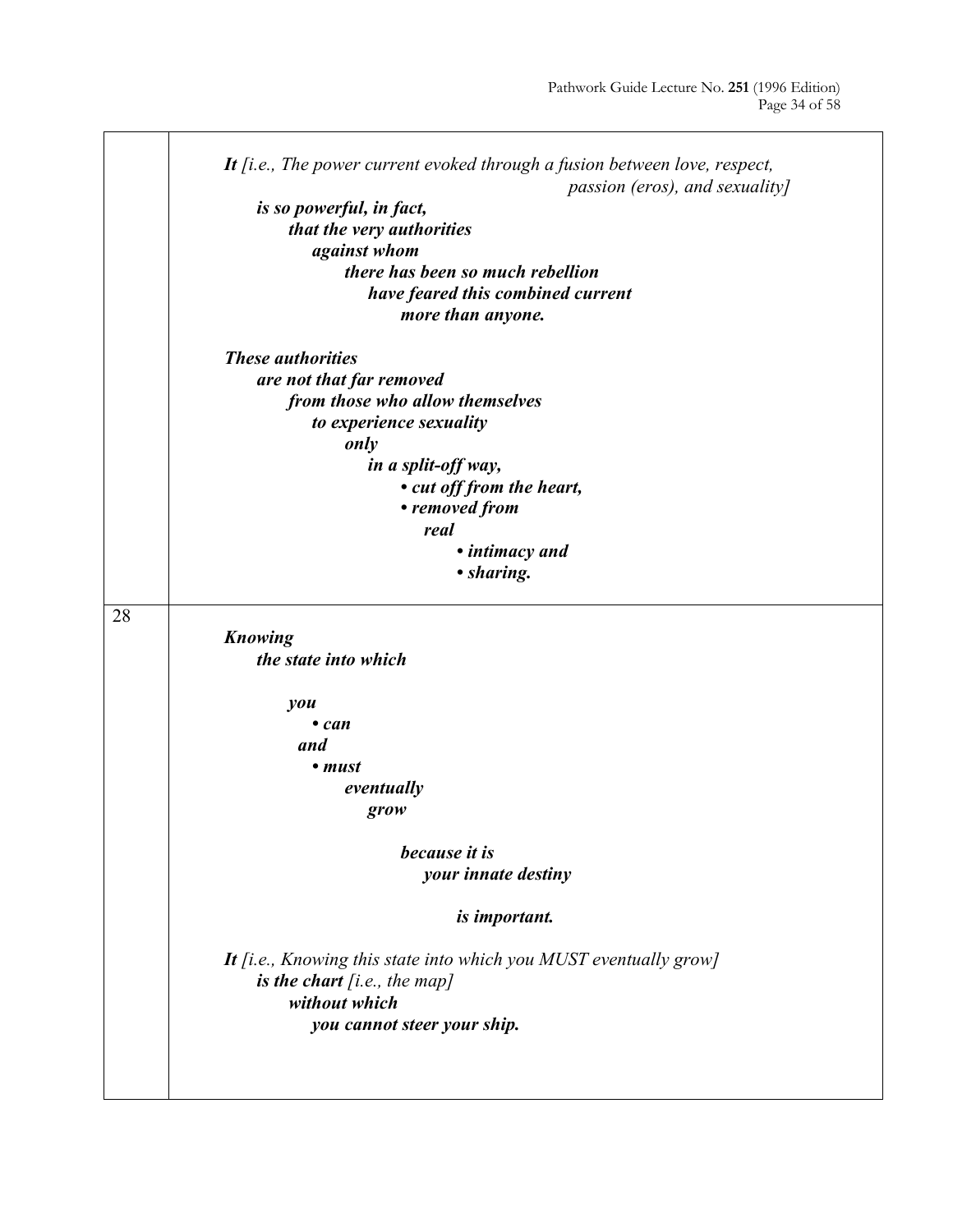| | |
|---|---|
| | ***It** [i.e., The power current evoked through a fusion between love, respect, passion (eros), and sexuality]* ***is so powerful, in fact, that the very authorities against whom there has been so much rebellion have feared this combined current more than anyone.*** <br><br> ***These authorities are not that far removed from those who allow themselves to experience sexuality only in a split-off way,*** <br> ***• cut off from the heart,*** <br> ***• removed from real*** <br> ***• intimacy and*** <br> ***• sharing.*** |
| 28 | ***Knowing the state into which*** <br><br> ***you*** <br> ***• can*** <br> ***and*** <br> ***• must*** <br> ***eventually grow*** <br><br> ***because it is your innate destiny*** <br><br> ***is important.*** <br><br> ***It** [i.e., Knowing this state into which you MUST eventually grow]* <br> ***is the chart** [i.e., the map]* <br> ***without which you cannot steer your ship.*** |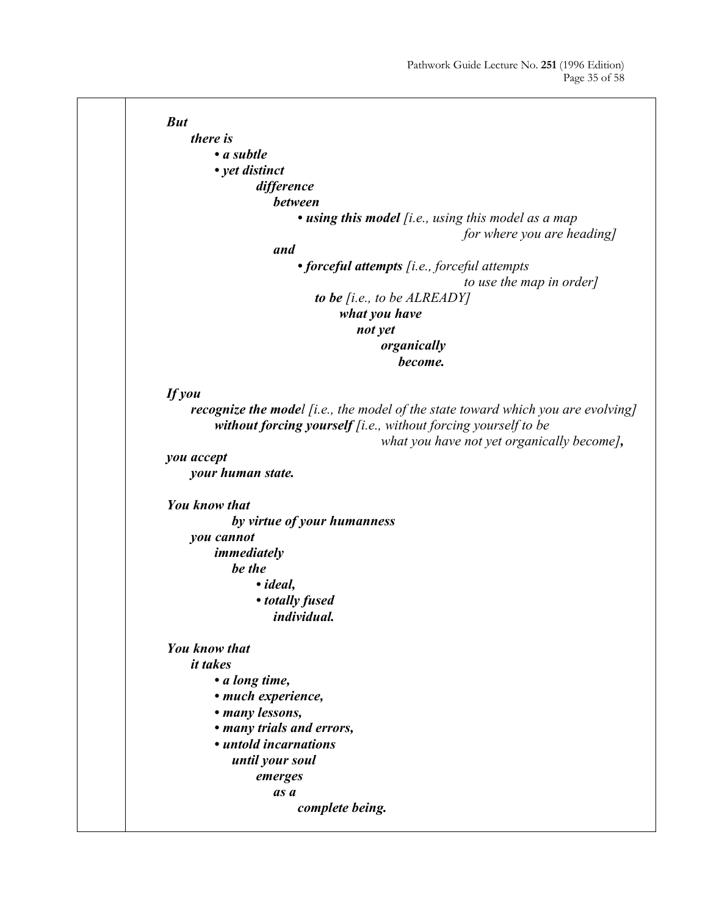***But***
***there is***
- ***a subtle***
- ***yet distinct***

***difference***
***between***
- ***using this model*** *[i.e., using this model as a map for where you are heading]*

***and***
- ***forceful attempts*** *[i.e., forceful attempts to use the map in order]*

***to be*** *[i.e., to be ALREADY]*
***what you have***
***not yet***
***organically***
***become.***

***If you***
***recognize the mode****l [i.e., the model of the state toward which you are evolving]*
***without forcing yourself*** *[i.e., without forcing yourself to be what you have not yet organically become]****,***
***you accept***
***your human state.***

***You know that***
***by virtue of your humanness***
***you cannot***
***immediately***
***be the***
- ***ideal,***
- ***totally fused***

***individual.***

***You know that***
***it takes***
- ***a long time,***
- ***much experience,***
- ***many lessons,***
- ***many trials and errors,***
- ***untold incarnations***

***until your soul***
***emerges***
***as a***
***complete being.***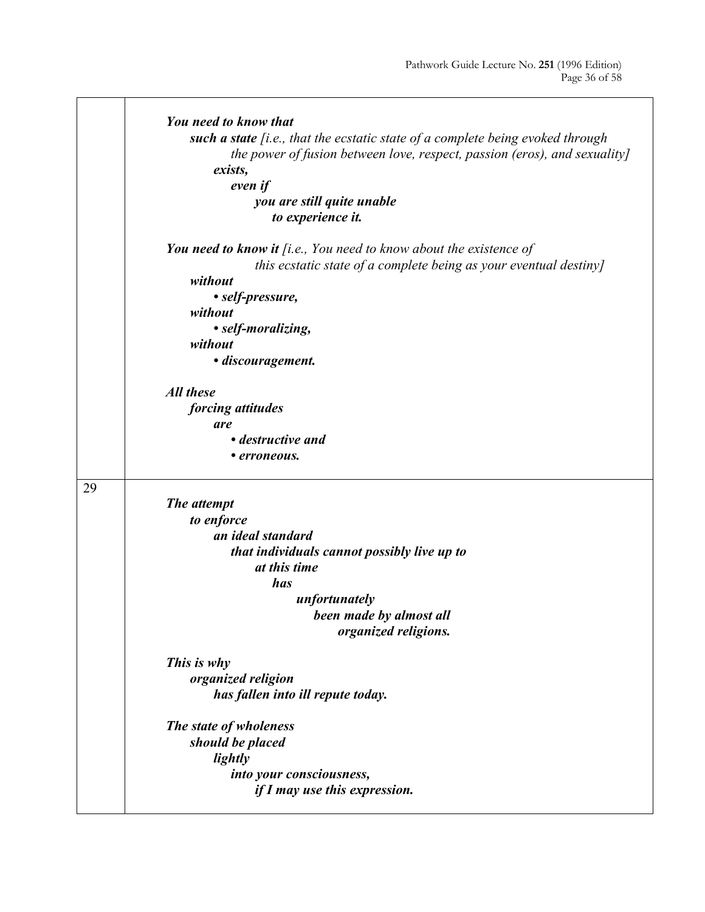| | |
|---|---|
| | ***You need to know that***<br>***such a state*** *[i.e., that the ecstatic state of a complete being evoked through the power of fusion between love, respect, passion (eros), and sexuality]*<br>***exists,***<br>***even if***<br>***you are still quite unable***<br>***to experience it.***<br><br>***You need to know it*** *[i.e., You need to know about the existence of this ecstatic state of a complete being as your eventual destiny]*<br>***without***<br>***• self-pressure,***<br>***without***<br>***• self-moralizing,***<br>***without***<br>***• discouragement.***<br><br>***All these***<br>***forcing attitudes***<br>***are***<br>***• destructive and***<br>***• erroneous.*** |
| 29 | ***The attempt***<br>***to enforce***<br>***an ideal standard***<br>***that individuals cannot possibly live up to***<br>***at this time***<br>***has***<br>***unfortunately***<br>***been made by almost all***<br>***organized religions.***<br><br>***This is why***<br>***organized religion***<br>***has fallen into ill repute today.***<br><br>***The state of wholeness***<br>***should be placed***<br>***lightly***<br>***into your consciousness,***<br>***if I may use this expression.*** |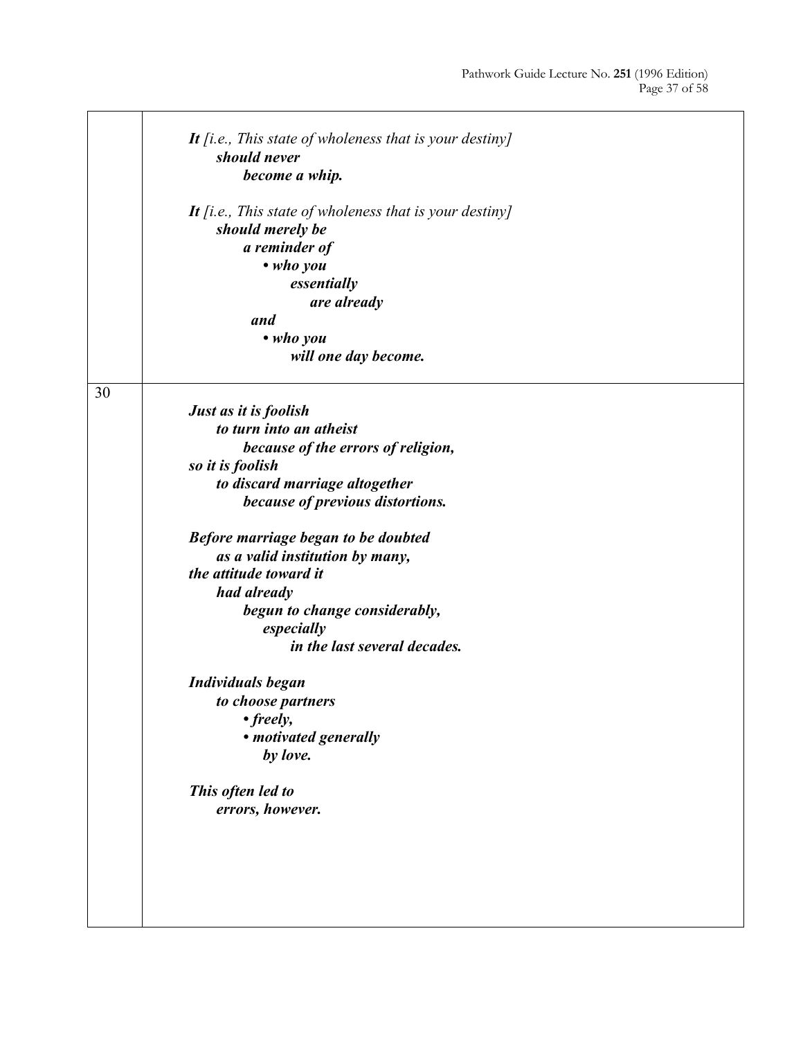| | |
|---|---|
| | ***It** [i.e., This state of wholeness that is your destiny]* ***should never become a whip.*** <br><br> ***It** [i.e., This state of wholeness that is your destiny]* ***should merely be a reminder of*** <br> ***• who you essentially are already*** <br> ***and*** <br> ***• who you will one day become.*** |
| 30 | ***Just as it is foolish to turn into an atheist because of the errors of religion, so it is foolish to discard marriage altogether because of previous distortions.*** <br><br> ***Before marriage began to be doubted as a valid institution by many, the attitude toward it had already begun to change considerably, especially in the last several decades.*** <br><br> ***Individuals began to choose partners*** <br> ***• freely,*** <br> ***• motivated generally by love.*** <br><br> ***This often led to errors, however.*** |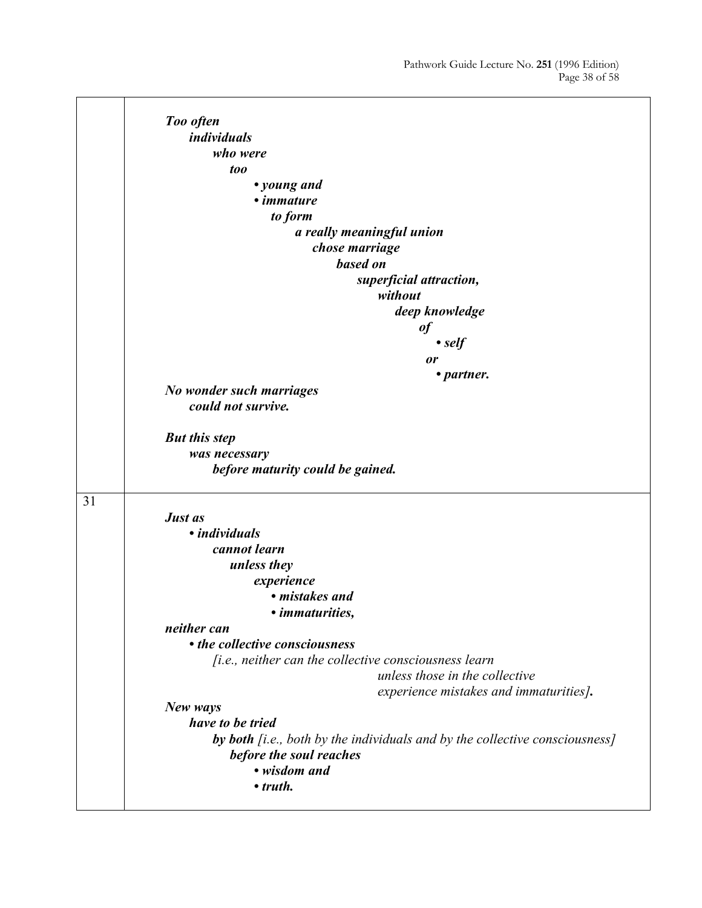| | |
|---|---|
| | ***Too often individuals who were too • young and • immature to form a really meaningful union chose marriage based on superficial attraction, without deep knowledge of • self or • partner.*** <br><br> ***No wonder such marriages could not survive.*** <br><br> ***But this step was necessary before maturity could be gained.*** |
| 31 | ***Just as • individuals cannot learn unless they experience • mistakes and • immaturities,*** <br><br> ***neither can • the collective consciousness*** *[i.e., neither can the collective consciousness learn unless those in the collective experience mistakes and immaturities]**.*** <br><br> ***New ways have to be tried by both*** *[i.e., both by the individuals and by the collective consciousness]* ***before the soul reaches • wisdom and • truth.*** |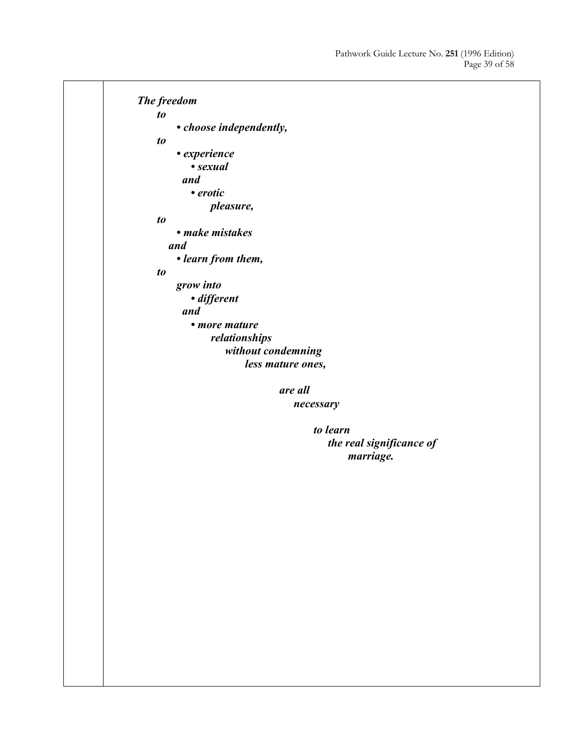***The freedom***

***to***

- ***choose independently,***

***to***

- ***experience***
    - ***sexual***

    ***and***

    - ***erotic***

        ***pleasure,***

***to***

- ***make mistakes***

***and***

- ***learn from them,***

***to***

***grow into***

- ***different***

***and***

- ***more mature***

    ***relationships***

    ***without condemning***

    ***less mature ones,***

***are all***

***necessary***

***to learn***

***the real significance of***

***marriage.***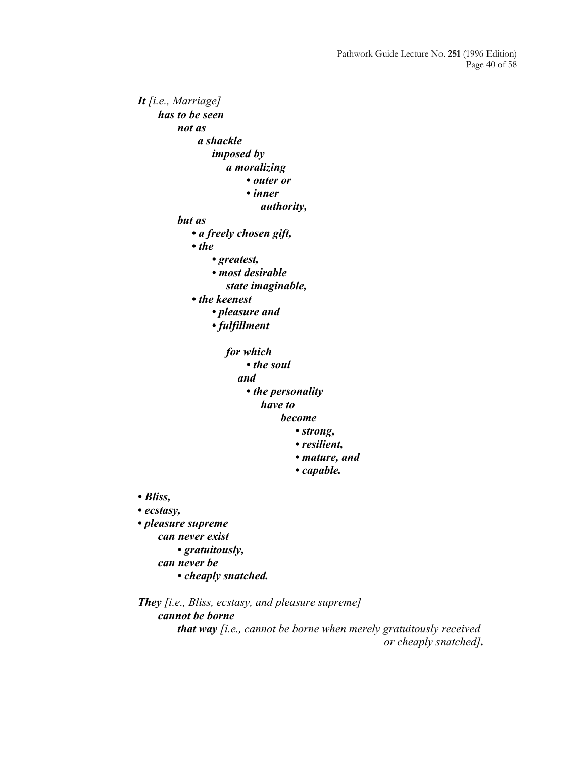***It** [i.e., Marriage]*
***has to be seen***
***not as***
***a shackle***
***imposed by***
***a moralizing***
- ***outer or***
- ***inner***

***authority,***

***but as***
- ***a freely chosen gift,***
- ***the***
  - ***greatest,***
  - ***most desirable***

  ***state imaginable,***
- ***the keenest***
  - ***pleasure and***
  - ***fulfillment***

***for which***
- ***the soul***

***and***
- ***the personality***

***have to***
***become***
- ***strong,***
- ***resilient,***
- ***mature, and***
- ***capable.***

- ***Bliss,***
- ***ecstasy,***
- ***pleasure supreme***

***can never exist***
- ***gratuitously,***

***can never be***
- ***cheaply snatched.***

***They** [i.e., Bliss, ecstasy, and pleasure supreme]*
***cannot be borne***
***that way** [i.e., cannot be borne when merely gratuitously received or cheaply snatched]**.***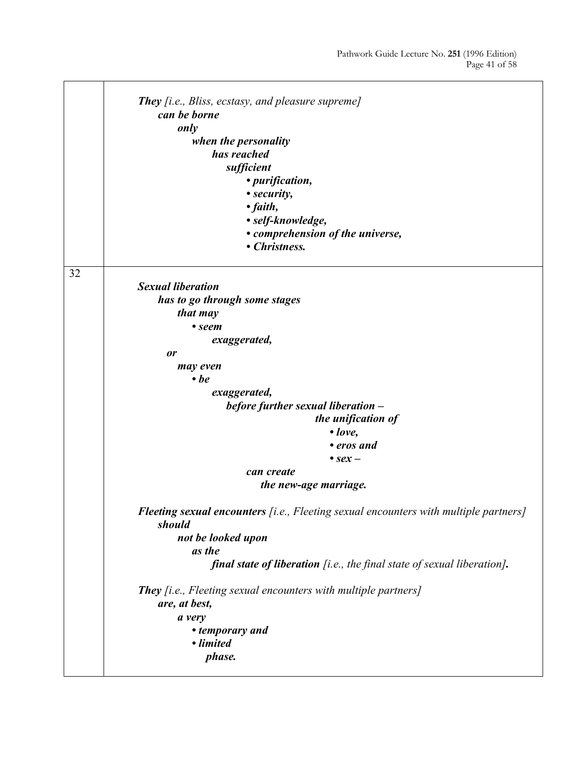| | |
|---|---|
| | ***They*** *[i.e., Bliss, ecstasy, and pleasure supreme]* ***can be borne only when the personality has reached sufficient*** <br>• ***purification,*** <br>• ***security,*** <br>• ***faith,*** <br>• ***self-knowledge,*** <br>• ***comprehension of the universe,*** <br>• ***Christness.*** |
| 32 | ***Sexual liberation has to go through some stages that may*** <br>• ***seem exaggerated,*** <br>***or may even*** <br>• ***be exaggerated,*** <br>***before further sexual liberation – the unification of*** <br>• ***love,*** <br>• ***eros and*** <br>• ***sex –*** <br>***can create the new-age marriage.*** <br><br>***Fleeting sexual encounters*** *[i.e., Fleeting sexual encounters with multiple partners]* ***should not be looked upon as the final state of liberation*** *[i.e., the final state of sexual liberation]****.*** <br><br>***They*** *[i.e., Fleeting sexual encounters with multiple partners]* ***are, at best, a very*** <br>• ***temporary and*** <br>• ***limited*** <br>***phase.*** |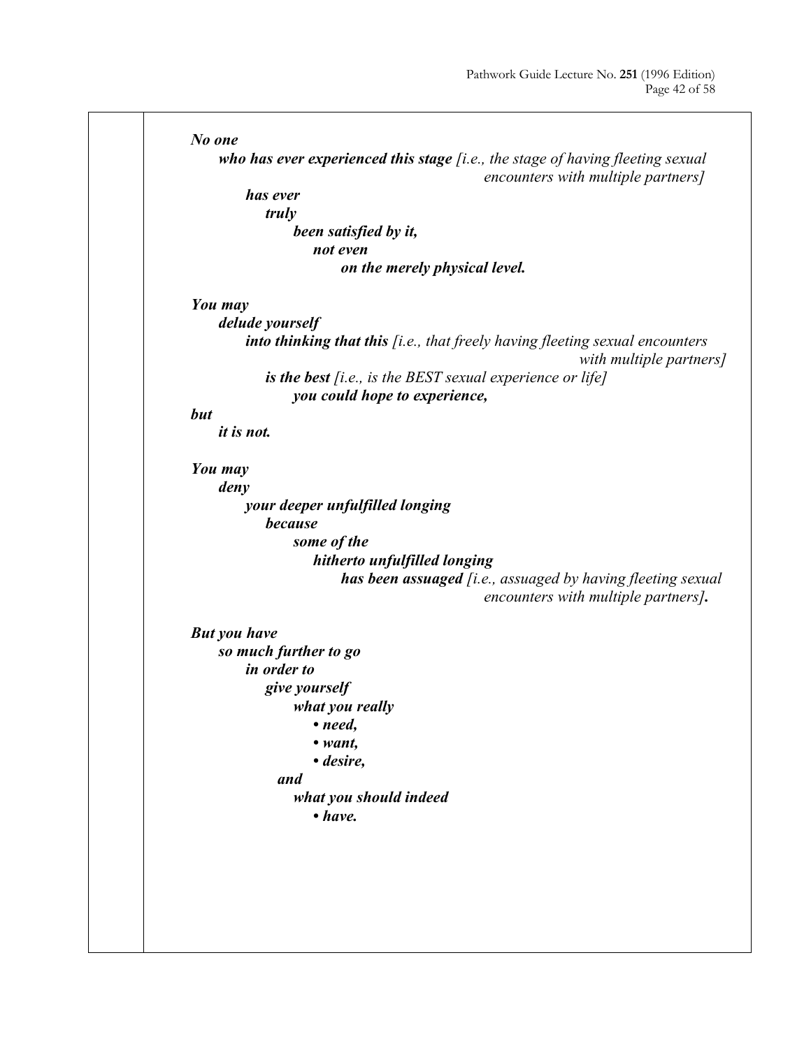***No one***
***who has ever experienced this stage*** *[i.e., the stage of having fleeting sexual encounters with multiple partners]*
***has ever***
***truly***
***been satisfied by it,***
***not even***
***on the merely physical level.***

***You may***
***delude yourself***
***into thinking that this*** *[i.e., that freely having fleeting sexual encounters with multiple partners]*
***is the best*** *[i.e., is the BEST sexual experience or life]*
***you could hope to experience,***
***but***
***it is not.***

***You may***
***deny***
***your deeper unfulfilled longing***
***because***
***some of the***
***hitherto unfulfilled longing***
***has been assuaged*** *[i.e., assuaged by having fleeting sexual encounters with multiple partners]****.***

***But you have***
***so much further to go***
***in order to***
***give yourself***
***what you really***

- ***need,***
- ***want,***
- ***desire,***

***and***
***what you should indeed***

- ***have.***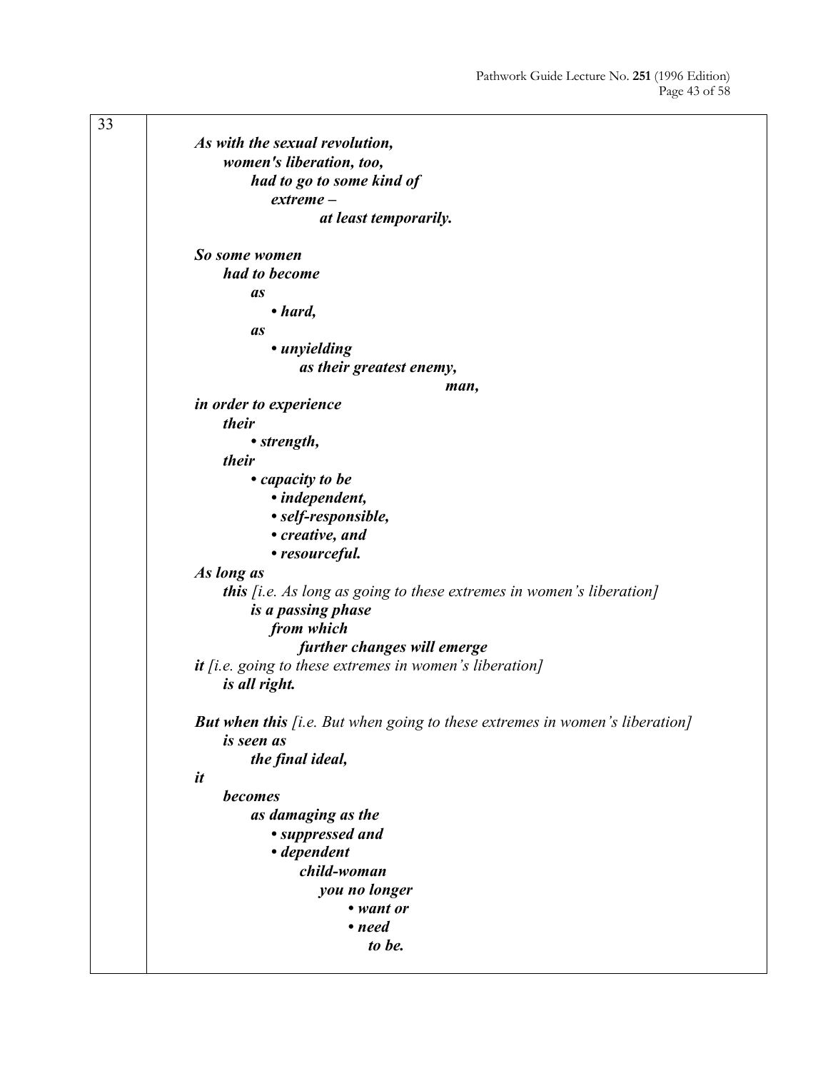33

***As with the sexual revolution,***
***women's liberation, too,***
***had to go to some kind of***
***extreme –***
***at least temporarily.***

***So some women***
***had to become***
***as***
***• hard,***
***as***
***• unyielding***
***as their greatest enemy,***
***man,***
***in order to experience***
***their***
***• strength,***
***their***
***• capacity to be***
***• independent,***
***• self-responsible,***
***• creative, and***
***• resourceful.***
***As long as***
***this*** *[i.e. As long as going to these extremes in women's liberation]*
***is a passing phase***
***from which***
***further changes will emerge***
***it*** *[i.e. going to these extremes in women's liberation]*
***is all right.***

***But when this*** *[i.e. But when going to these extremes in women's liberation]*
***is seen as***
***the final ideal,***
***it***
***becomes***
***as damaging as the***
***• suppressed and***
***• dependent***
***child-woman***
***you no longer***
***• want or***
***• need***
***to be.***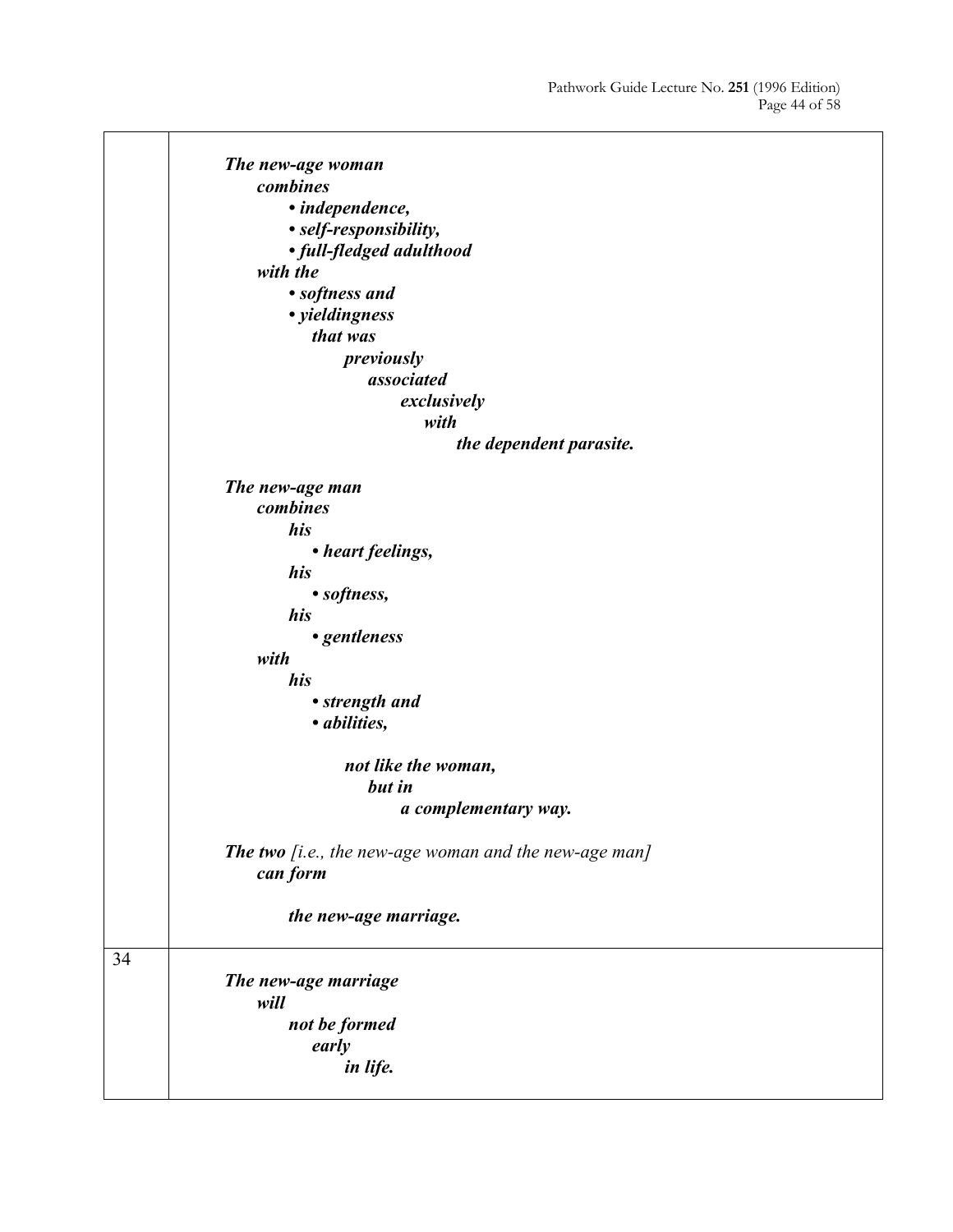***The new-age woman***
***combines***
- ***independence,***
- ***self-responsibility,***
- ***full-fledged adulthood***

***with the***
- ***softness and***
- ***yieldingness***

***that was previously associated exclusively with the dependent parasite.***

***The new-age man***
***combines***
***his***
- ***heart feelings,***

***his***
- ***softness,***

***his***
- ***gentleness***

***with***
***his***
- ***strength and***
- ***abilities,***

***not like the woman, but in a complementary way.***

***The two*** *[i.e., the new-age woman and the new-age man]* ***can form***

***the new-age marriage.***

34

***The new-age marriage will not be formed early in life.***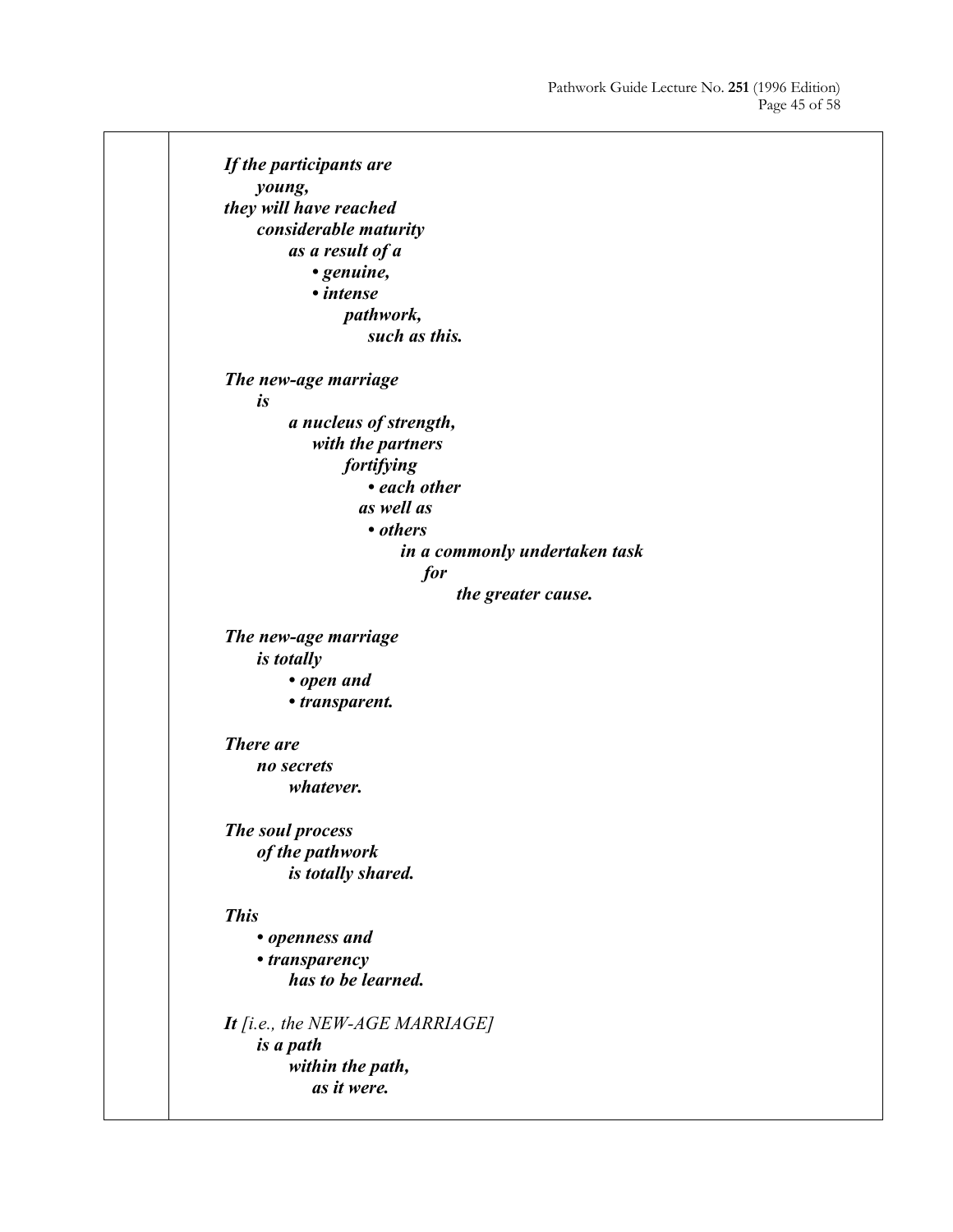***If the participants are***
***young,***
***they will have reached***
***considerable maturity***
***as a result of a***
***• genuine,***
***• intense***
***pathwork,***
***such as this.***

***The new-age marriage***
***is***
***a nucleus of strength,***
***with the partners***
***fortifying***
***• each other***
***as well as***
***• others***
***in a commonly undertaken task***
***for***
***the greater cause.***

***The new-age marriage***
***is totally***
***• open and***
***• transparent.***

***There are***
***no secrets***
***whatever.***

***The soul process***
***of the pathwork***
***is totally shared.***

***This***
***• openness and***
***• transparency***
***has to be learned.***

***It*** *[i.e., the NEW-AGE MARRIAGE]*
***is a path***
***within the path,***
***as it were.***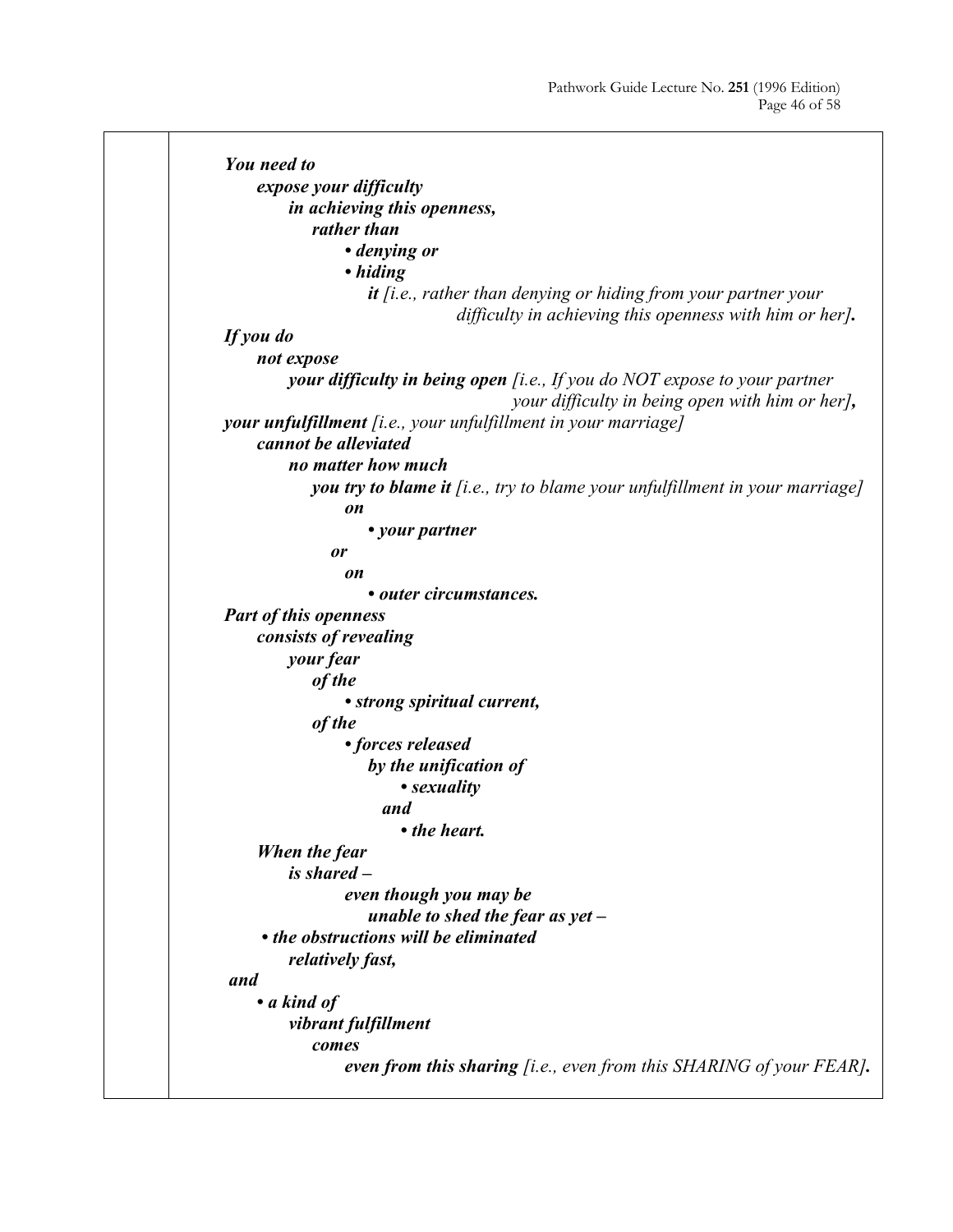***You need to***
***expose your difficulty***
***in achieving this openness,***
***rather than***
***• denying or***
***• hiding***
***it*** *[i.e., rather than denying or hiding from your partner your difficulty in achieving this openness with him or her]**.***

***If you do***
***not expose***
***your difficulty in being open*** *[i.e., If you do NOT expose to your partner your difficulty in being open with him or her]**,***
***your unfulfillment*** *[i.e., your unfulfillment in your marriage]*
***cannot be alleviated***
***no matter how much***
***you try to blame it*** *[i.e., try to blame your unfulfillment in your marriage]*
***on***
***• your partner***
***or***
***on***
***• outer circumstances.***

***Part of this openness***
***consists of revealing***
***your fear***
***of the***
***• strong spiritual current,***
***of the***
***• forces released***
***by the unification of***
***• sexuality***
***and***
***• the heart.***

***When the fear***
***is shared –***
***even though you may be***
***unable to shed the fear as yet –***
***• the obstructions will be eliminated***
***relatively fast,***
***and***
***• a kind of***
***vibrant fulfillment***
***comes***
***even from this sharing*** *[i.e., even from this SHARING of your FEAR]**.***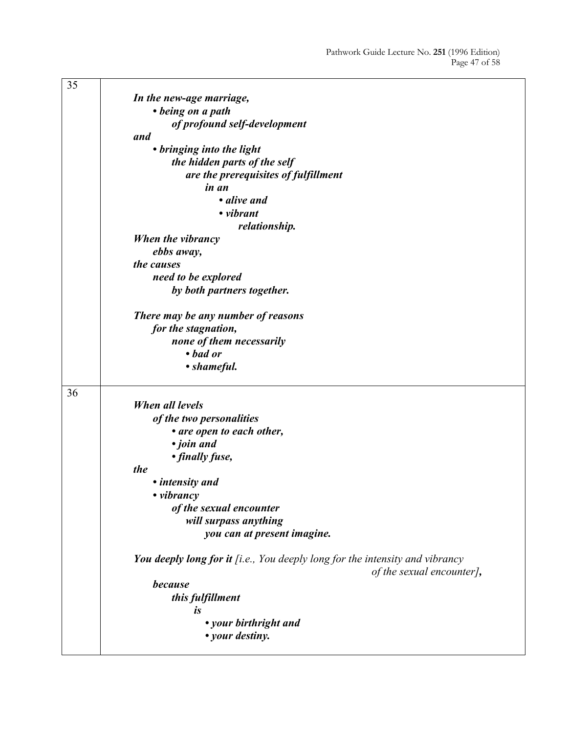| | |
|---|---|
| 35 | ***In the new-age marriage,***<br>***• being on a path***<br>***of profound self-development***<br>***and***<br>***• bringing into the light***<br>***the hidden parts of the self***<br>***are the prerequisites of fulfillment***<br>***in an***<br>***• alive and***<br>***• vibrant***<br>***relationship.***<br>***When the vibrancy***<br>***ebbs away,***<br>***the causes***<br>***need to be explored***<br>***by both partners together.***<br><br>***There may be any number of reasons***<br>***for the stagnation,***<br>***none of them necessarily***<br>***• bad or***<br>***• shameful.*** |
| 36 | ***When all levels***<br>***of the two personalities***<br>***• are open to each other,***<br>***• join and***<br>***• finally fuse,***<br>***the***<br>***• intensity and***<br>***• vibrancy***<br>***of the sexual encounter***<br>***will surpass anything***<br>***you can at present imagine.***<br><br>***You deeply long for it*** *[i.e., You deeply long for the intensity and vibrancy of the sexual encounter]**,***<br>***because***<br>***this fulfillment***<br>***is***<br>***• your birthright and***<br>***• your destiny.*** |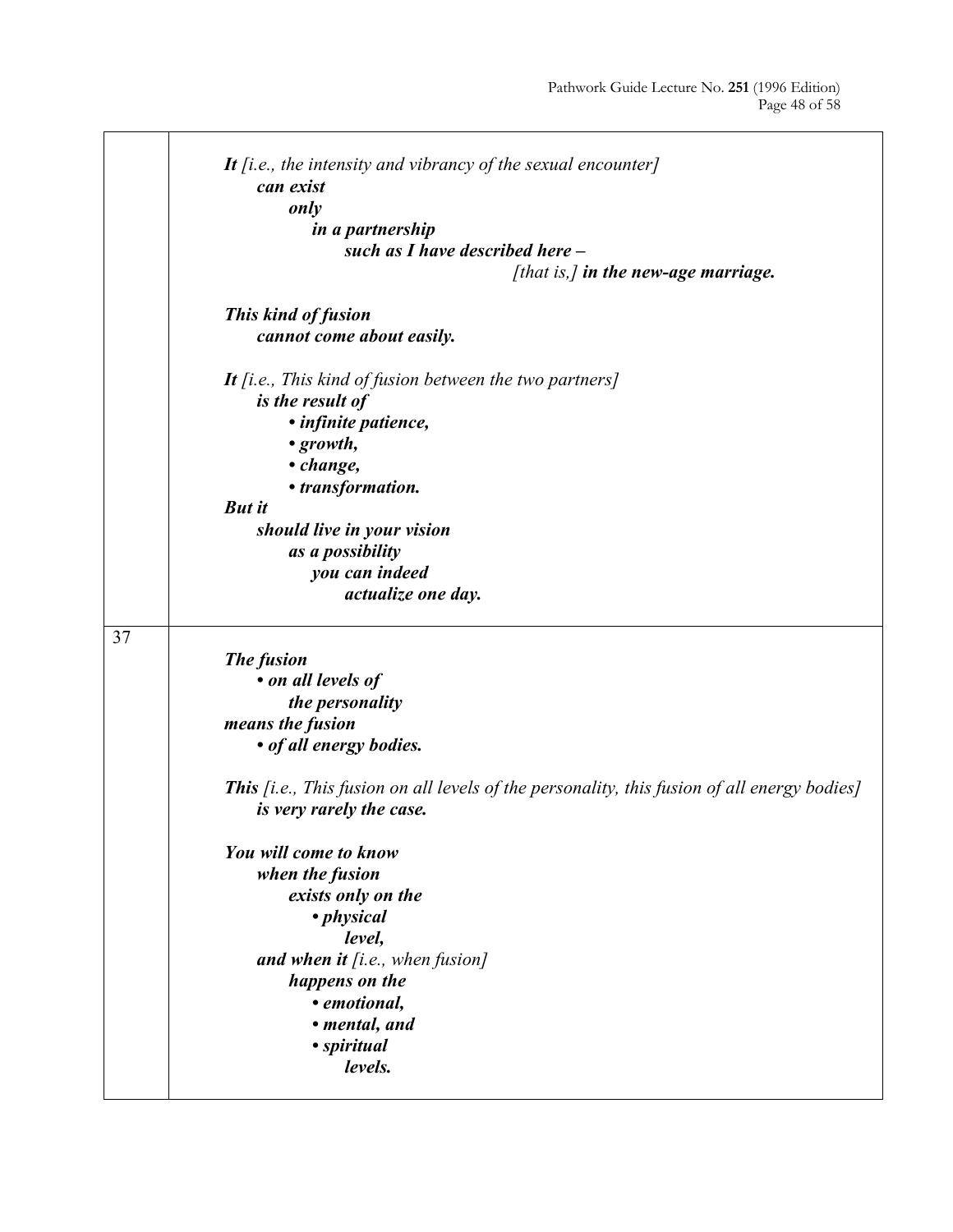***It*** *[i.e., the intensity and vibrancy of the sexual encounter]*
***can exist***
***only***
***in a partnership***
***such as I have described here –***
*[that is,]* ***in the new-age marriage.***

***This kind of fusion***
***cannot come about easily.***

***It*** *[i.e., This kind of fusion between the two partners]*
***is the result of***
- ***infinite patience,***
- ***growth,***
- ***change,***
- ***transformation.***

***But it***
***should live in your vision***
***as a possibility***
***you can indeed***
***actualize one day.***

37

***The fusion***
- ***on all levels of the personality***

***means the fusion***
- ***of all energy bodies.***

***This*** *[i.e., This fusion on all levels of the personality, this fusion of all energy bodies]*
***is very rarely the case.***

***You will come to know***
***when the fusion***
***exists only on the***
- ***physical level,***

***and when it*** *[i.e., when fusion]*
***happens on the***
- ***emotional,***
- ***mental, and***
- ***spiritual levels.***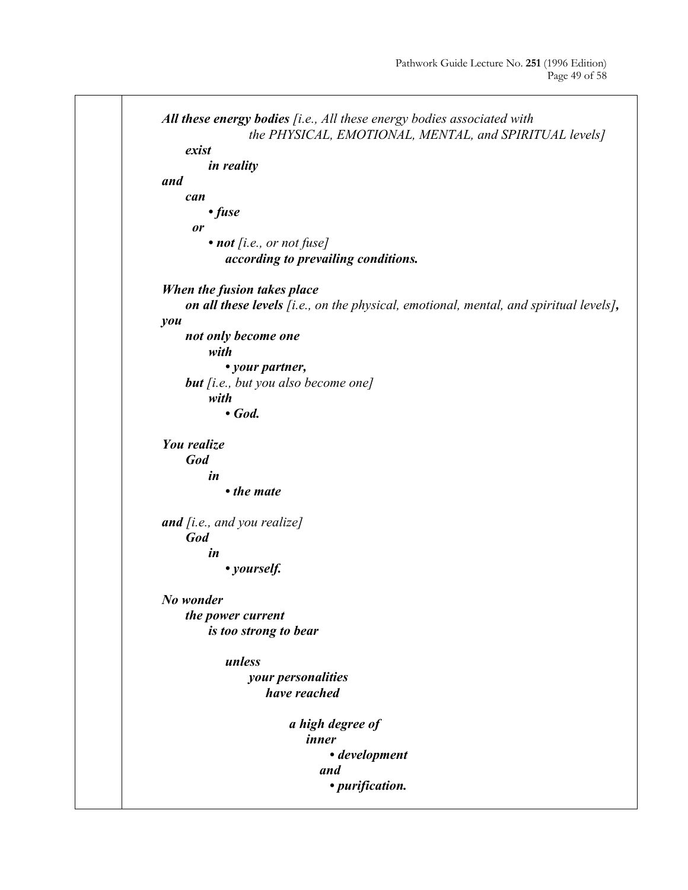***All these energy bodies** [i.e., All these energy bodies associated with the PHYSICAL, EMOTIONAL, MENTAL, and SPIRITUAL levels]*
***exist***
***in reality***
***and***
***can***
- ***fuse***

***or***
- ***not** [i.e., or not fuse]*
***according to prevailing conditions.***

***When the fusion takes place***
***on all these levels** [i.e., on the physical, emotional, mental, and spiritual levels]**,***
***you***
***not only become one***
***with***
- ***your partner,***

***but** [i.e., but you also become one]*
***with***
- ***God.***

***You realize***
***God***
***in***
- ***the mate***

***and** [i.e., and you realize]*
***God***
***in***
- ***yourself.***

***No wonder***
***the power current***
***is too strong to bear***

***unless***
***your personalities***
***have reached***

***a high degree of***
***inner***
- ***development***

***and***
- ***purification.***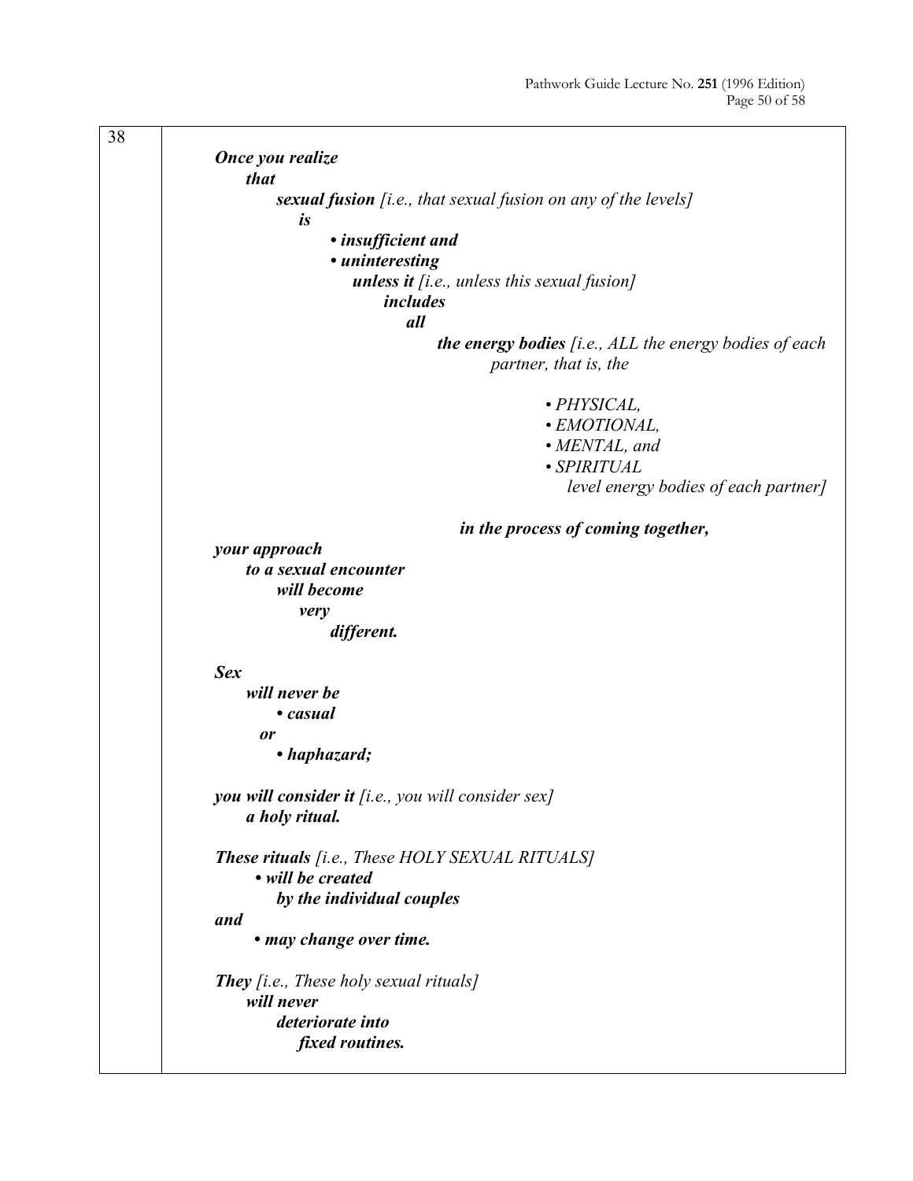38

***Once you realize***
***that***
***sexual fusion*** *[i.e., that sexual fusion on any of the levels]*
***is***

- ***insufficient and***
- ***uninteresting***

***unless it*** *[i.e., unless this sexual fusion]*
***includes***
***all***
***the energy bodies*** *[i.e., ALL the energy bodies of each partner, that is, the*

- *PHYSICAL,*
- *EMOTIONAL,*
- *MENTAL, and*
- *SPIRITUAL*

*level energy bodies of each partner]*

***in the process of coming together,***
***your approach***
***to a sexual encounter***
***will become***
***very***
***different.***

***Sex***
***will never be***

- ***casual***

***or***

- ***haphazard;***

***you will consider it*** *[i.e., you will consider sex]*
***a holy ritual.***

***These rituals*** *[i.e., These HOLY SEXUAL RITUALS]*

- ***will be created***
  ***by the individual couples***

***and***

- ***may change over time.***

***They*** *[i.e., These holy sexual rituals]*
***will never***
***deteriorate into***
***fixed routines.***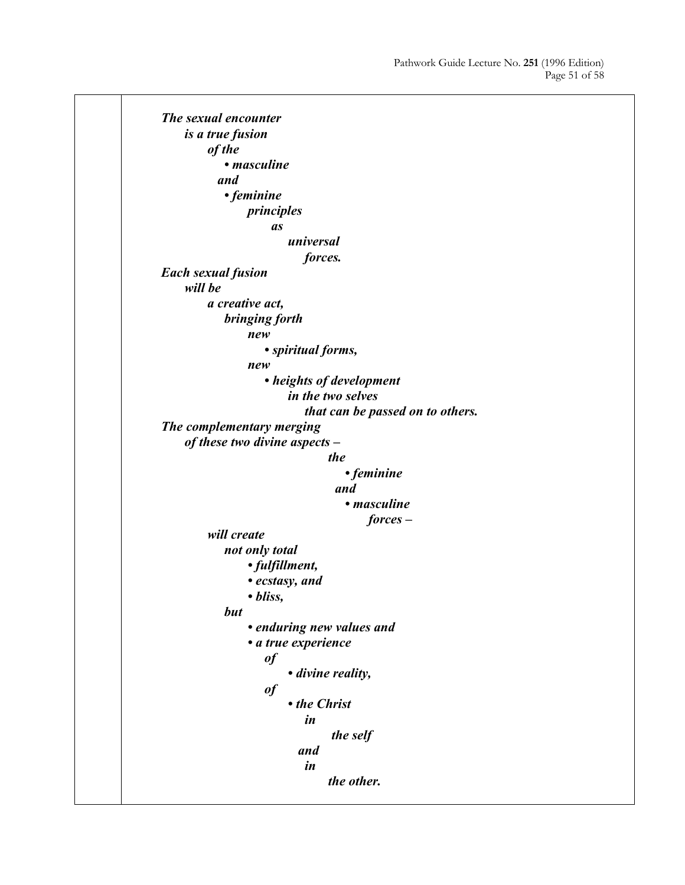***The sexual encounter***
***is a true fusion***
***of the***
***• masculine***
***and***
***• feminine***
***principles***
***as***
***universal***
***forces.***

***Each sexual fusion***
***will be***
***a creative act,***
***bringing forth***
***new***
***• spiritual forms,***
***new***
***• heights of development***
***in the two selves***
***that can be passed on to others.***

***The complementary merging***
***of these two divine aspects –***
***the***
***• feminine***
***and***
***• masculine***
***forces –***
***will create***
***not only total***
***• fulfillment,***
***• ecstasy, and***
***• bliss,***
***but***
***• enduring new values and***
***• a true experience***
***of***
***• divine reality,***
***of***
***• the Christ***
***in***
***the self***
***and***
***in***
***the other.***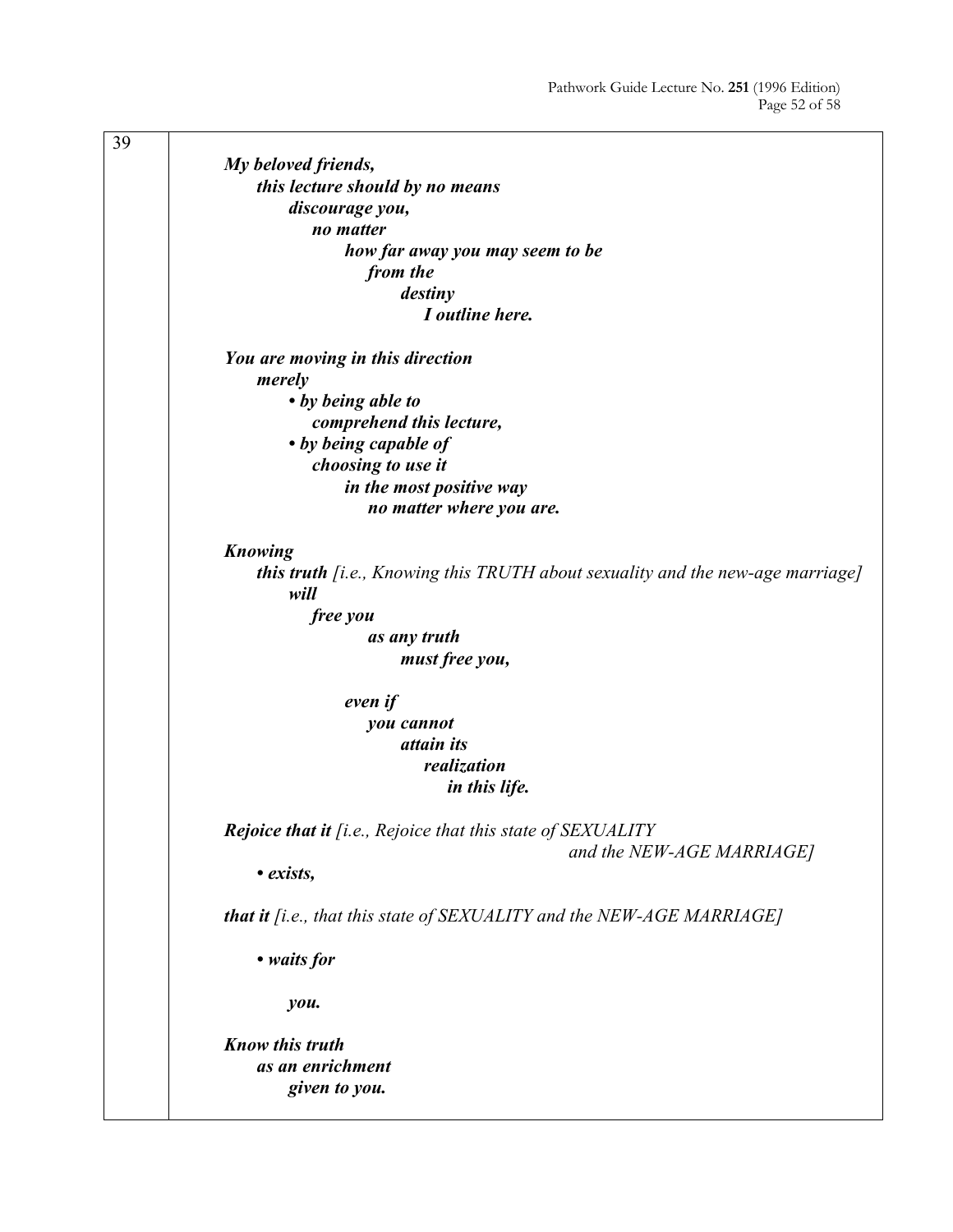39

***My beloved friends,***
***this lecture should by no means***
***discourage you,***
***no matter***
***how far away you may seem to be***
***from the***
***destiny***
***I outline here.***

***You are moving in this direction***
***merely***

- ***by being able to***
  ***comprehend this lecture,***
- ***by being capable of***
  ***choosing to use it***
  ***in the most positive way***
  ***no matter where you are.***

***Knowing***
***this truth*** *[i.e., Knowing this TRUTH about sexuality and the new-age marriage]*
***will***
***free you***
***as any truth***
***must free you,***

***even if***
***you cannot***
***attain its***
***realization***
***in this life.***

***Rejoice that it*** *[i.e., Rejoice that this state of SEXUALITY and the NEW-AGE MARRIAGE]*

- ***exists,***

***that it*** *[i.e., that this state of SEXUALITY and the NEW-AGE MARRIAGE]*

- ***waits for***

  ***you.***

***Know this truth***
***as an enrichment***
***given to you.***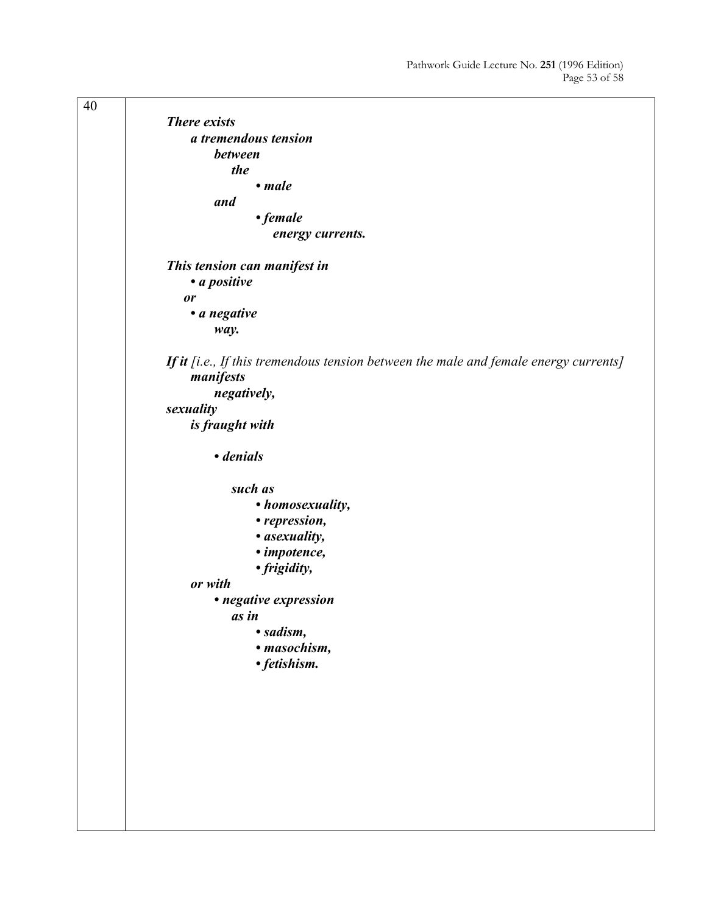| 40 | ***There exists***<br>***a tremendous tension***<br>***between***<br>***the***<br>***• male***<br>***and***<br>***• female***<br>***energy currents.***<br><br>***This tension can manifest in***<br>***• a positive***<br>***or***<br>***• a negative***<br>***way.***<br><br>***If it*** *[i.e., If this tremendous tension between the male and female energy currents]*<br>***manifests***<br>***negatively,***<br>***sexuality***<br>***is fraught with***<br><br>***• denials***<br><br>***such as***<br>***• homosexuality,***<br>***• repression,***<br>***• asexuality,***<br>***• impotence,***<br>***• frigidity,***<br>***or with***<br>***• negative expression***<br>***as in***<br>***• sadism,***<br>***• masochism,***<br>***• fetishism.*** |
|---|---|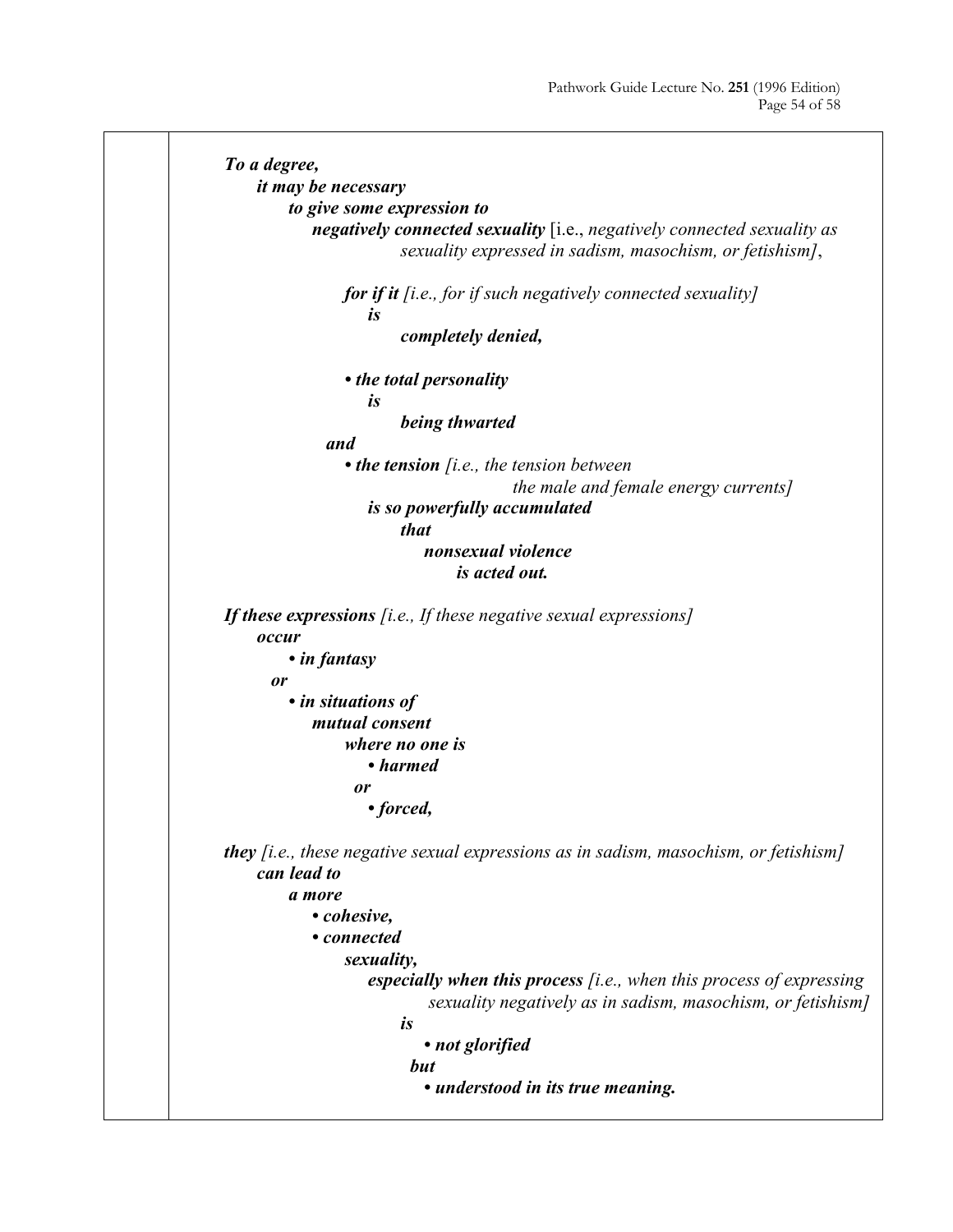***To a degree,***
***it may be necessary***
***to give some expression to***
***negatively connected sexuality*** [i.e., *negatively connected sexuality as sexuality expressed in sadism, masochism, or fetishism]*,

***for if it*** *[i.e., for if such negatively connected sexuality]*
***is***
***completely denied,***

- ***the total personality***
***is***
***being thwarted***

***and***

- ***the tension*** *[i.e., the tension between the male and female energy currents]*
***is so powerfully accumulated***
***that***
***nonsexual violence***
***is acted out.***

***If these expressions*** *[i.e., If these negative sexual expressions]*
***occur***

- ***in fantasy***

***or***

- ***in situations of***
***mutual consent***
***where no one is***
  - ***harmed***
  
  ***or***
  
  - ***forced,***

***they*** *[i.e., these negative sexual expressions as in sadism, masochism, or fetishism]*
***can lead to***
***a more***

- ***cohesive,***
- ***connected***

***sexuality,***
***especially when this process*** *[i.e., when this process of expressing sexuality negatively as in sadism, masochism, or fetishism]*
***is***

- ***not glorified***

***but***

- ***understood in its true meaning.***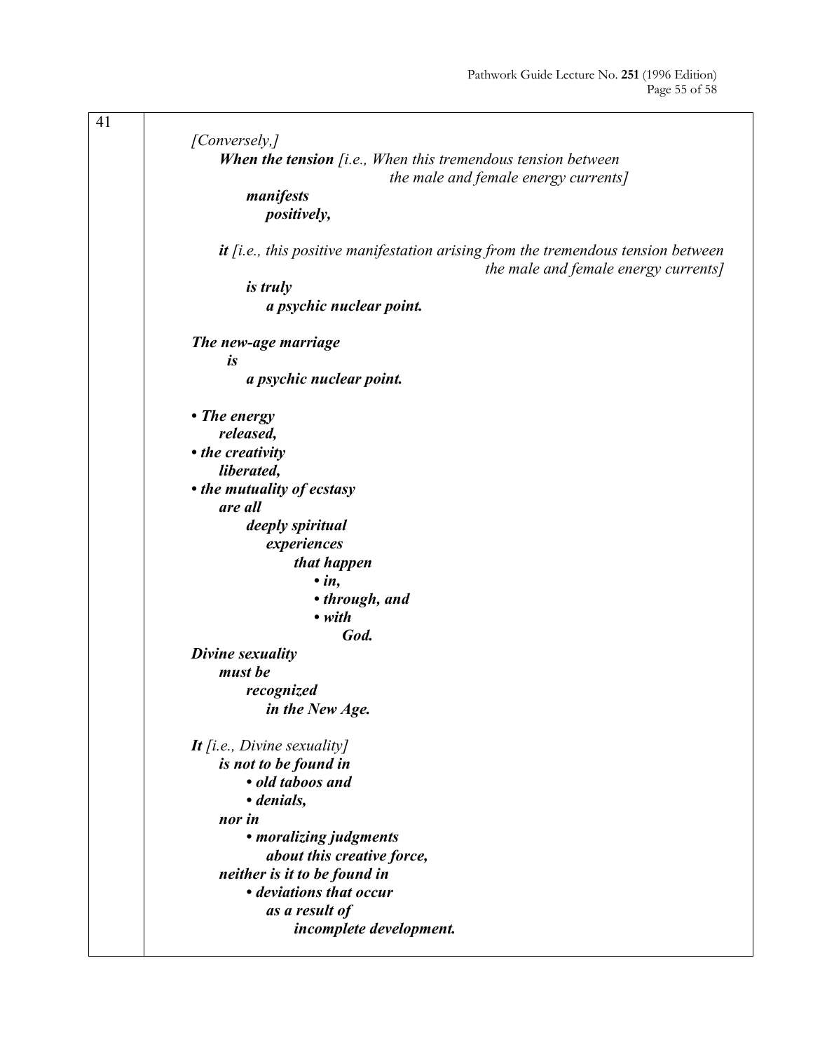41

*[Conversely,]*

***When the tension*** *[i.e., When this tremendous tension between the male and female energy currents]*
***manifests***
***positively,***

***it*** *[i.e., this positive manifestation arising from the tremendous tension between the male and female energy currents]*
***is truly***
***a psychic nuclear point.***

***The new-age marriage***
***is***
***a psychic nuclear point.***

- ***The energy***
  ***released,***
- ***the creativity***
  ***liberated,***
- ***the mutuality of ecstasy***
  ***are all***
  ***deeply spiritual***
  ***experiences***
  ***that happen***
  - ***in,***
  - ***through, and***
  - ***with***
    ***God.***

***Divine sexuality***
***must be***
***recognized***
***in the New Age.***

***It*** *[i.e., Divine sexuality]*
***is not to be found in***
- ***old taboos and***
- ***denials,***

***nor in***
- ***moralizing judgments***
  ***about this creative force,***

***neither is it to be found in***
- ***deviations that occur***
  ***as a result of***
  ***incomplete development.***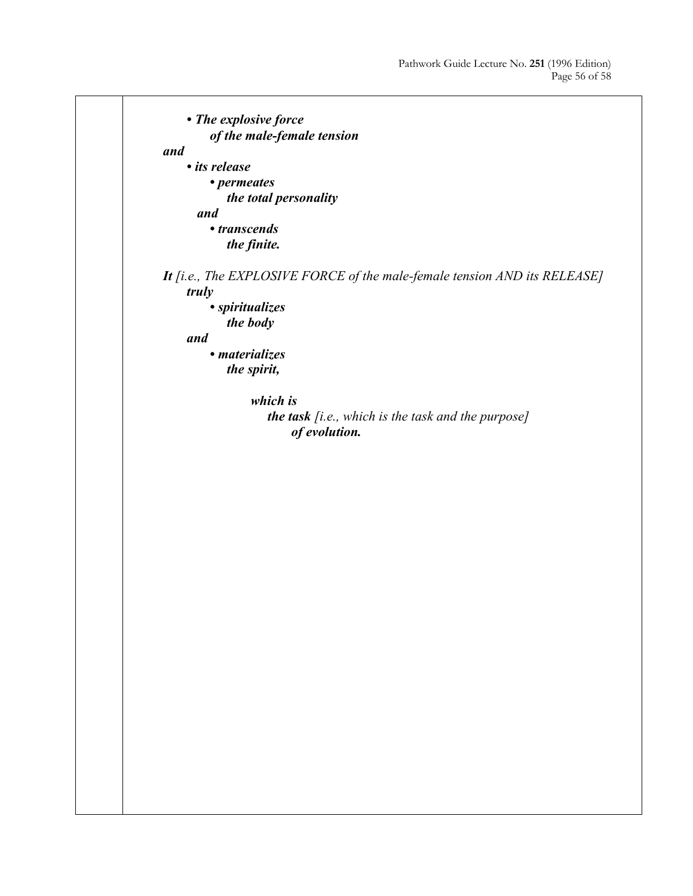***• The explosive force***
***of the male-female tension***

***and***

***• its release***
***• permeates***
***the total personality***
***and***
***• transcends***
***the finite.***

***It*** *[i.e., The EXPLOSIVE FORCE of the male-female tension AND its RELEASE]*
***truly***
***• spiritualizes***
***the body***
***and***
***• materializes***
***the spirit,***

***which is***
***the task*** *[i.e., which is the task and the purpose]*
***of evolution.***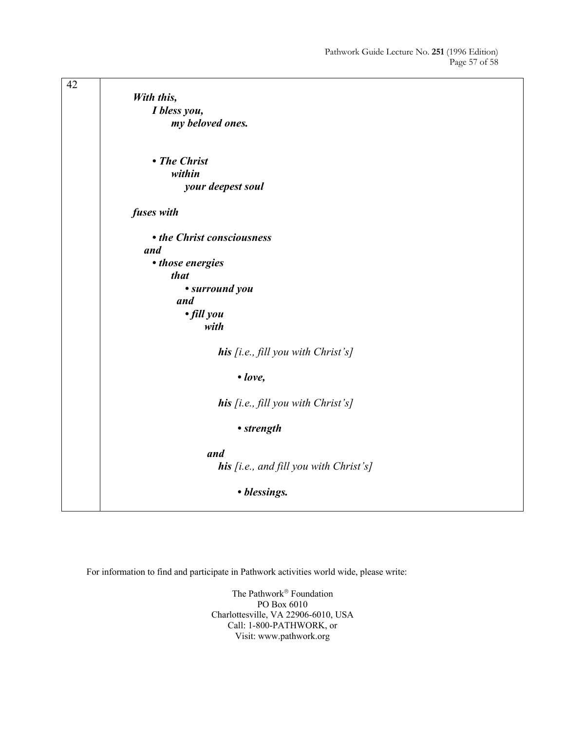| 42 | |
|---|---|
| | ***With this,***<br>***I bless you,***<br>***my beloved ones.***<br><br>***• The Christ***<br>***within***<br>***your deepest soul***<br><br>***fuses with***<br><br>***• the Christ consciousness***<br>***and***<br>***• those energies***<br>***that***<br>***• surround you***<br>***and***<br>***• fill you***<br>***with***<br><br>***his*** *[i.e., fill you with Christ's]*<br><br>***• love,***<br><br>***his*** *[i.e., fill you with Christ's]*<br><br>***• strength***<br><br>***and***<br>***his*** *[i.e., and fill you with Christ's]*<br><br>***• blessings.*** |

For information to find and participate in Pathwork activities world wide, please write:

The Pathwork® Foundation
PO Box 6010
Charlottesville, VA 22906-6010, USA
Call: 1-800-PATHWORK, or
Visit: www.pathwork.org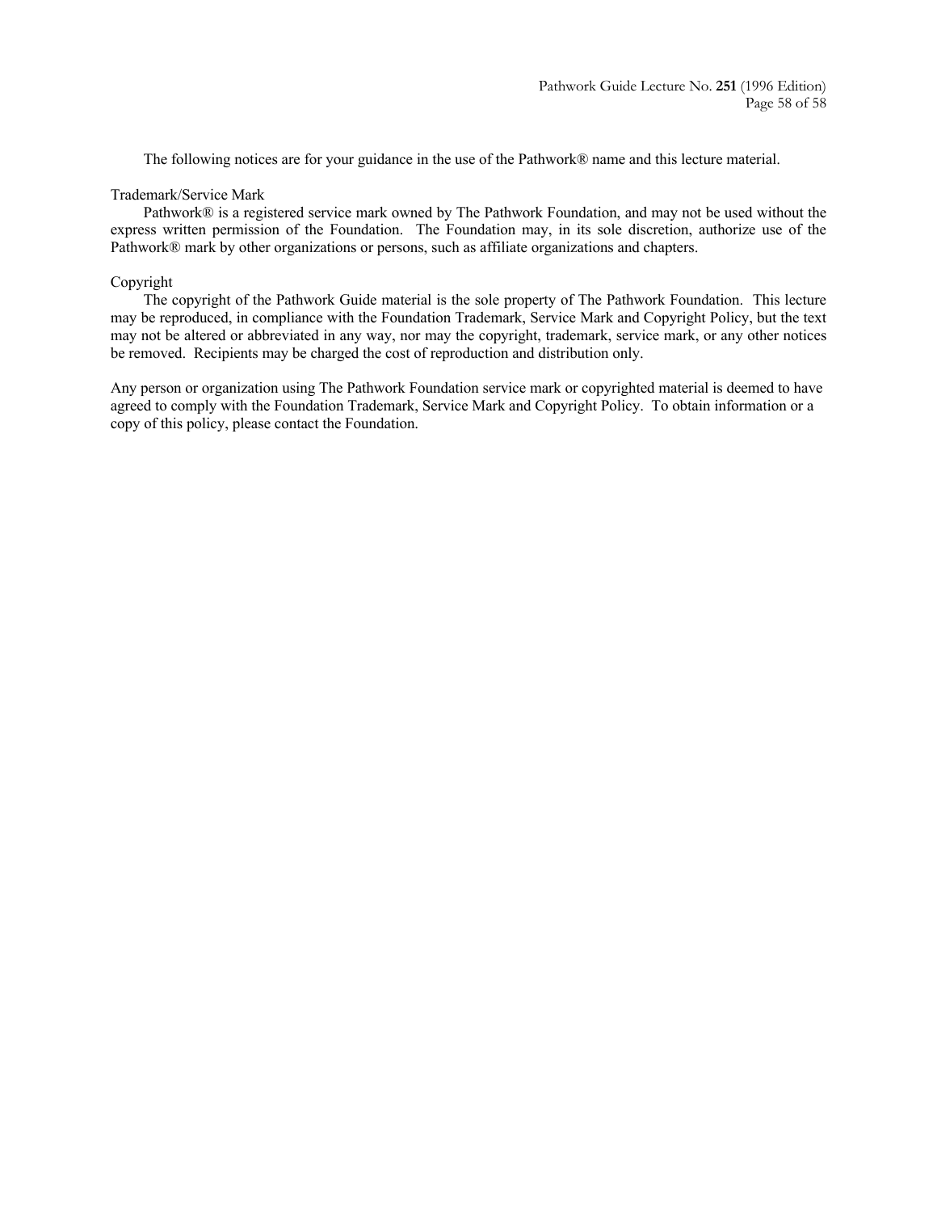The following notices are for your guidance in the use of the Pathwork® name and this lecture material.

Trademark/Service Mark

Pathwork® is a registered service mark owned by The Pathwork Foundation, and may not be used without the express written permission of the Foundation. The Foundation may, in its sole discretion, authorize use of the Pathwork® mark by other organizations or persons, such as affiliate organizations and chapters.

Copyright

The copyright of the Pathwork Guide material is the sole property of The Pathwork Foundation. This lecture may be reproduced, in compliance with the Foundation Trademark, Service Mark and Copyright Policy, but the text may not be altered or abbreviated in any way, nor may the copyright, trademark, service mark, or any other notices be removed. Recipients may be charged the cost of reproduction and distribution only.

Any person or organization using The Pathwork Foundation service mark or copyrighted material is deemed to have agreed to comply with the Foundation Trademark, Service Mark and Copyright Policy. To obtain information or a copy of this policy, please contact the Foundation.